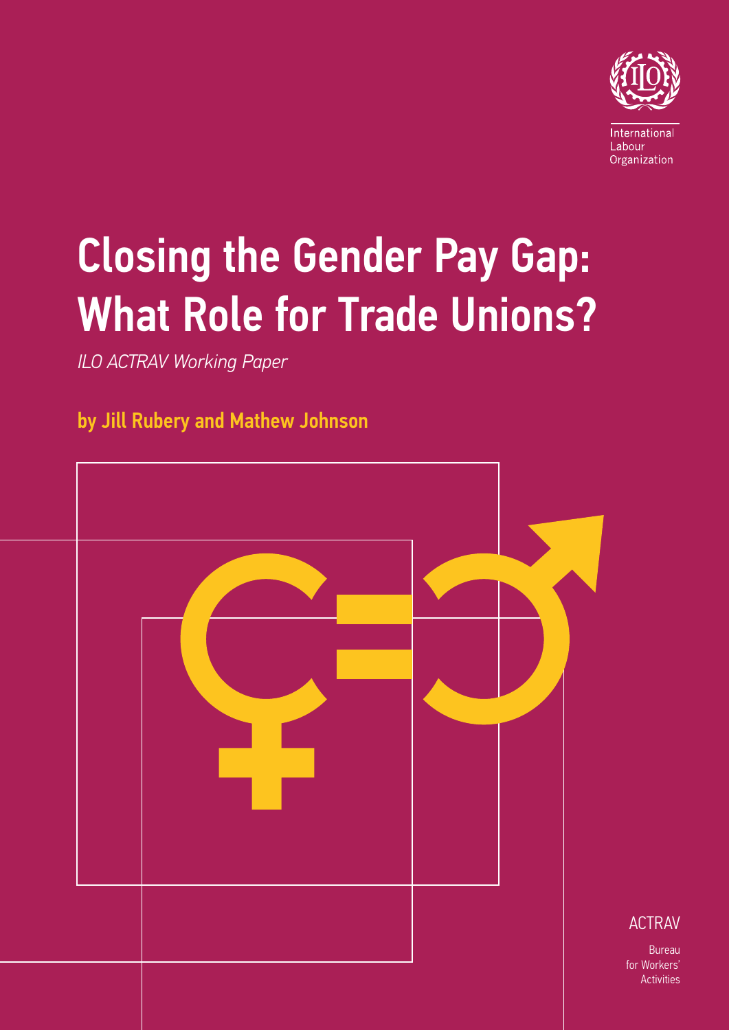International Labour Organization

# Closing the Gender Pay Gap: What Role for Trade Unions?

*ILO ACTRAV Working Paper*

**by Jill Rubery and Mathew Johnson**

ACTRAV

Bureau for Workers' Activities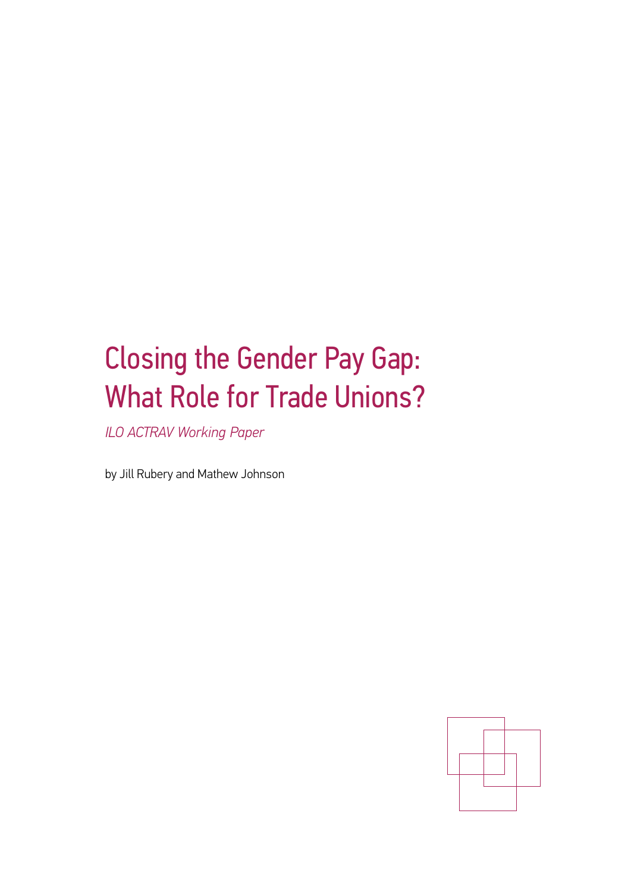# Closing the Gender Pay Gap: What Role for Trade Unions?

*ILO ACTRAV Working Paper*

by Jill Rubery and Mathew Johnson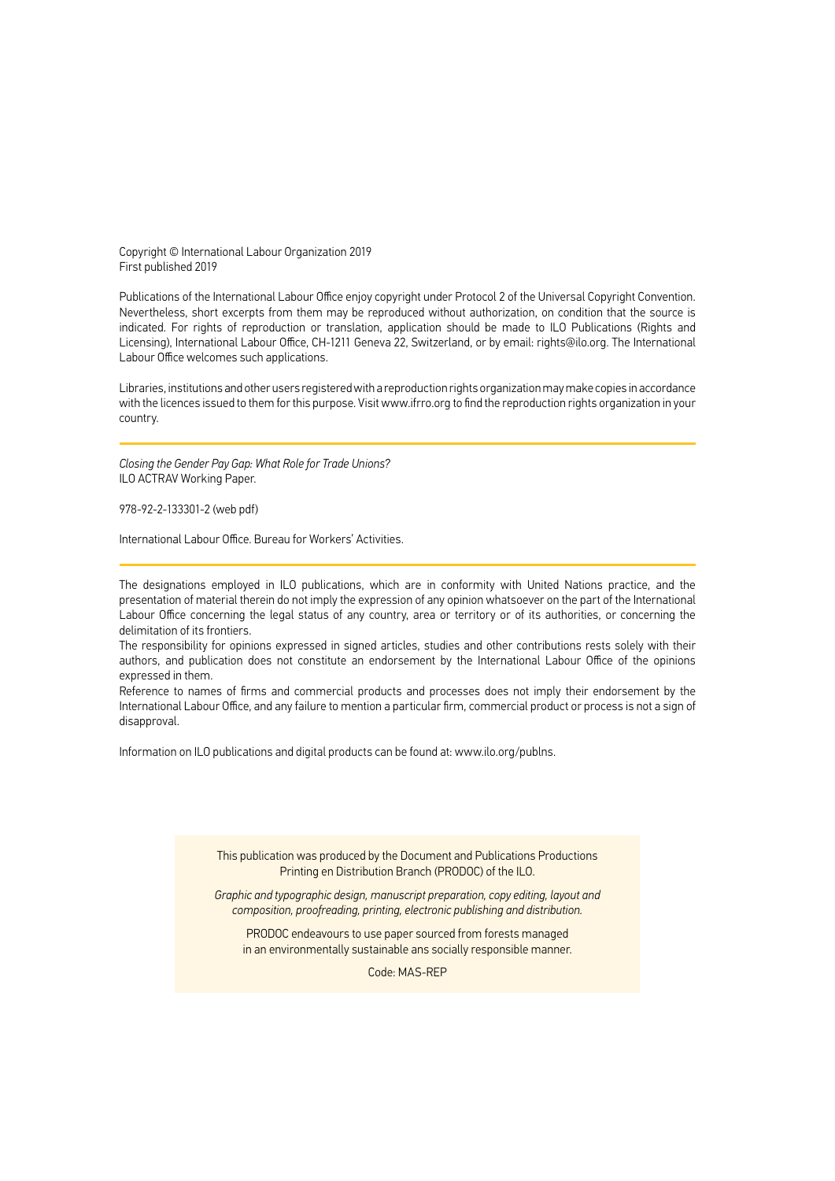Copyright © International Labour Organization 2019
First published 2019

Publications of the International Labour Office enjoy copyright under Protocol 2 of the Universal Copyright Convention. Nevertheless, short excerpts from them may be reproduced without authorization, on condition that the source is indicated. For rights of reproduction or translation, application should be made to ILO Publications (Rights and Licensing), International Labour Office, CH-1211 Geneva 22, Switzerland, or by email: rights@ilo.org. The International Labour Office welcomes such applications.

Libraries, institutions and other users registered with a reproduction rights organization may make copies in accordance with the licences issued to them for this purpose. Visit www.ifrro.org to find the reproduction rights organization in your country.

---

*Closing the Gender Pay Gap: What Role for Trade Unions?*
ILO ACTRAV Working Paper.

978-92-2-133301-2 (web pdf)

International Labour Office. Bureau for Workers' Activities.

---

The designations employed in ILO publications, which are in conformity with United Nations practice, and the presentation of material therein do not imply the expression of any opinion whatsoever on the part of the International Labour Office concerning the legal status of any country, area or territory or of its authorities, or concerning the delimitation of its frontiers.
The responsibility for opinions expressed in signed articles, studies and other contributions rests solely with their authors, and publication does not constitute an endorsement by the International Labour Office of the opinions expressed in them.
Reference to names of firms and commercial products and processes does not imply their endorsement by the International Labour Office, and any failure to mention a particular firm, commercial product or process is not a sign of disapproval.

Information on ILO publications and digital products can be found at: www.ilo.org/publns.

This publication was produced by the Document and Publications Productions Printing en Distribution Branch (PRODOC) of the ILO.

*Graphic and typographic design, manuscript preparation, copy editing, layout and composition, proofreading, printing, electronic publishing and distribution.*

PRODOC endeavours to use paper sourced from forests managed in an environmentally sustainable ans socially responsible manner.

Code: MAS-REP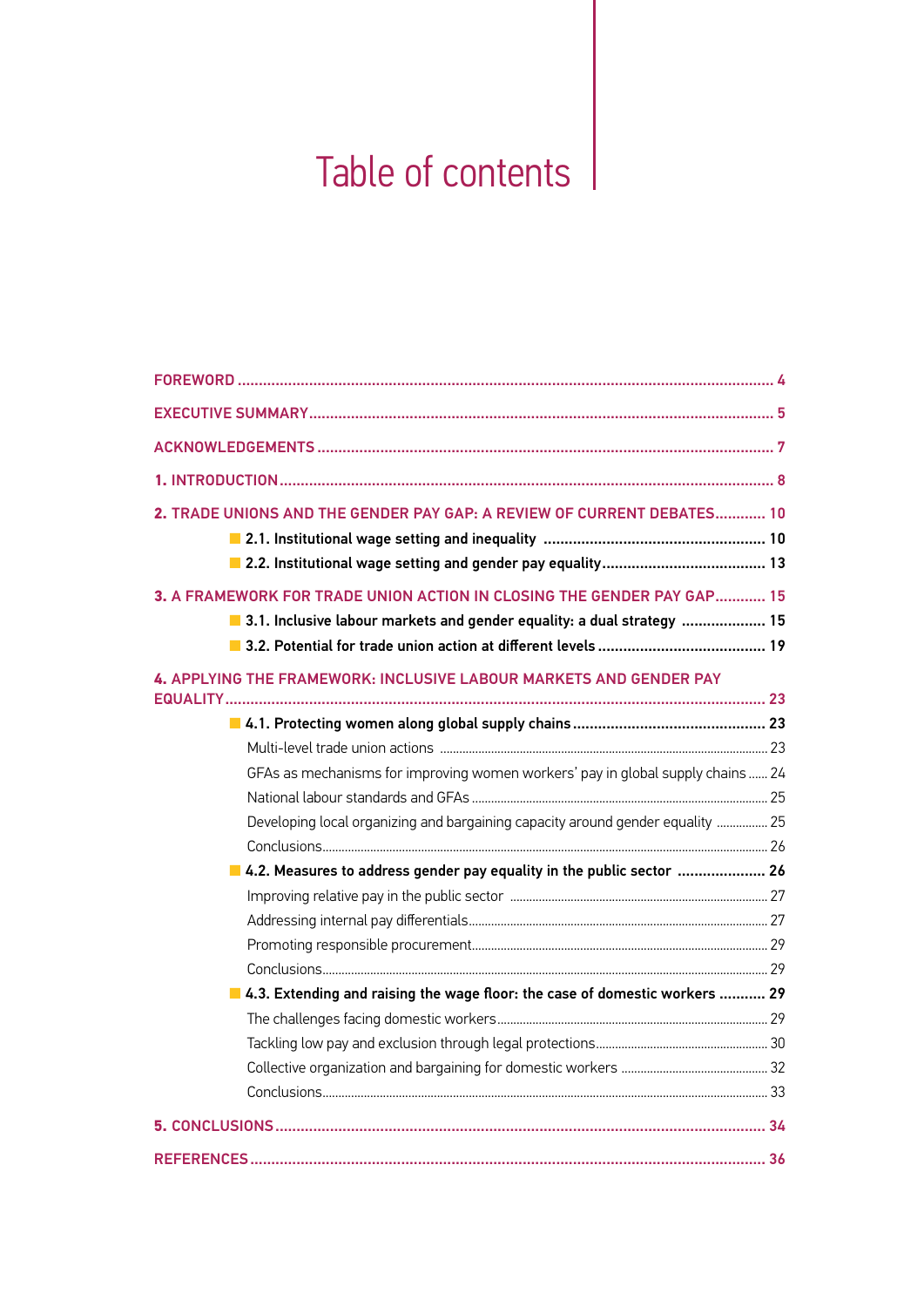# Table of contents

- FOREWORD ... 4
- EXECUTIVE SUMMARY ... 5
- ACKNOWLEDGEMENTS ... 7
- 1. INTRODUCTION ... 8
- 2. TRADE UNIONS AND THE GENDER PAY GAP: A REVIEW OF CURRENT DEBATES ... 10
  - **2.1. Institutional wage setting and inequality** ... 10
  - **2.2. Institutional wage setting and gender pay equality** ... 13
- 3. A FRAMEWORK FOR TRADE UNION ACTION IN CLOSING THE GENDER PAY GAP ... 15
  - **3.1. Inclusive labour markets and gender equality: a dual strategy** ... 15
  - **3.2. Potential for trade union action at different levels** ... 19
- 4. APPLYING THE FRAMEWORK: INCLUSIVE LABOUR MARKETS AND GENDER PAY EQUALITY ... 23
  - **4.1. Protecting women along global supply chains** ... 23
    - Multi-level trade union actions ... 23
    - GFAs as mechanisms for improving women workers' pay in global supply chains ... 24
    - National labour standards and GFAs ... 25
    - Developing local organizing and bargaining capacity around gender equality ... 25
    - Conclusions ... 26
  - **4.2. Measures to address gender pay equality in the public sector** ... 26
    - Improving relative pay in the public sector ... 27
    - Addressing internal pay differentials ... 27
    - Promoting responsible procurement ... 29
    - Conclusions ... 29
  - **4.3. Extending and raising the wage floor: the case of domestic workers** ... 29
    - The challenges facing domestic workers ... 29
    - Tackling low pay and exclusion through legal protections ... 30
    - Collective organization and bargaining for domestic workers ... 32
    - Conclusions ... 33
- 5. CONCLUSIONS ... 34
- REFERENCES ... 36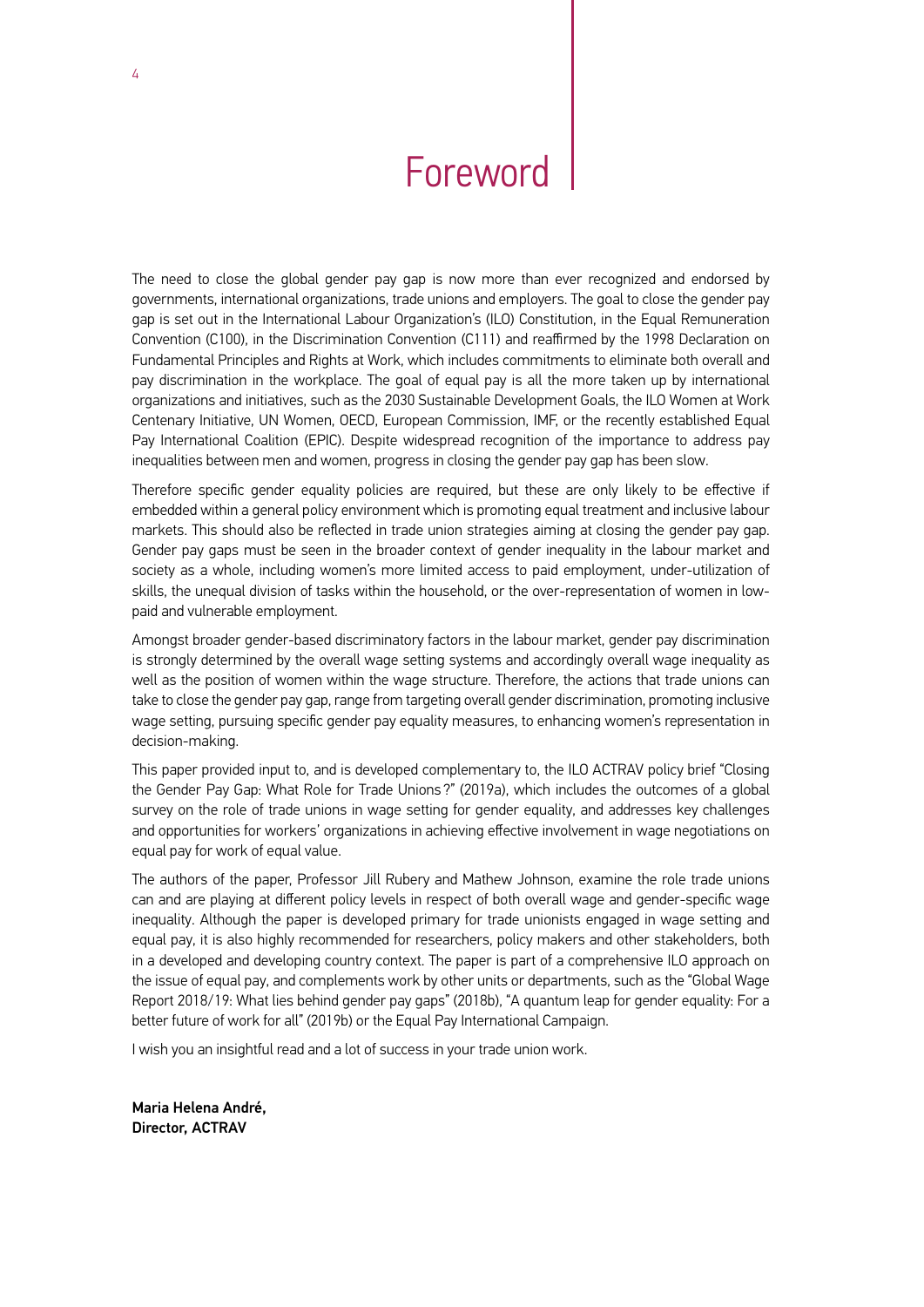# Foreword

The need to close the global gender pay gap is now more than ever recognized and endorsed by governments, international organizations, trade unions and employers. The goal to close the gender pay gap is set out in the International Labour Organization's (ILO) Constitution, in the Equal Remuneration Convention (C100), in the Discrimination Convention (C111) and reaffirmed by the 1998 Declaration on Fundamental Principles and Rights at Work, which includes commitments to eliminate both overall and pay discrimination in the workplace. The goal of equal pay is all the more taken up by international organizations and initiatives, such as the 2030 Sustainable Development Goals, the ILO Women at Work Centenary Initiative, UN Women, OECD, European Commission, IMF, or the recently established Equal Pay International Coalition (EPIC). Despite widespread recognition of the importance to address pay inequalities between men and women, progress in closing the gender pay gap has been slow.

Therefore specific gender equality policies are required, but these are only likely to be effective if embedded within a general policy environment which is promoting equal treatment and inclusive labour markets. This should also be reflected in trade union strategies aiming at closing the gender pay gap. Gender pay gaps must be seen in the broader context of gender inequality in the labour market and society as a whole, including women's more limited access to paid employment, under-utilization of skills, the unequal division of tasks within the household, or the over-representation of women in low-paid and vulnerable employment.

Amongst broader gender-based discriminatory factors in the labour market, gender pay discrimination is strongly determined by the overall wage setting systems and accordingly overall wage inequality as well as the position of women within the wage structure. Therefore, the actions that trade unions can take to close the gender pay gap, range from targeting overall gender discrimination, promoting inclusive wage setting, pursuing specific gender pay equality measures, to enhancing women's representation in decision-making.

This paper provided input to, and is developed complementary to, the ILO ACTRAV policy brief "Closing the Gender Pay Gap: What Role for Trade Unions?" (2019a), which includes the outcomes of a global survey on the role of trade unions in wage setting for gender equality, and addresses key challenges and opportunities for workers' organizations in achieving effective involvement in wage negotiations on equal pay for work of equal value.

The authors of the paper, Professor Jill Rubery and Mathew Johnson, examine the role trade unions can and are playing at different policy levels in respect of both overall wage and gender-specific wage inequality. Although the paper is developed primary for trade unionists engaged in wage setting and equal pay, it is also highly recommended for researchers, policy makers and other stakeholders, both in a developed and developing country context. The paper is part of a comprehensive ILO approach on the issue of equal pay, and complements work by other units or departments, such as the "Global Wage Report 2018/19: What lies behind gender pay gaps" (2018b), "A quantum leap for gender equality: For a better future of work for all" (2019b) or the Equal Pay International Campaign.

I wish you an insightful read and a lot of success in your trade union work.

**Maria Helena André,**
**Director, ACTRAV**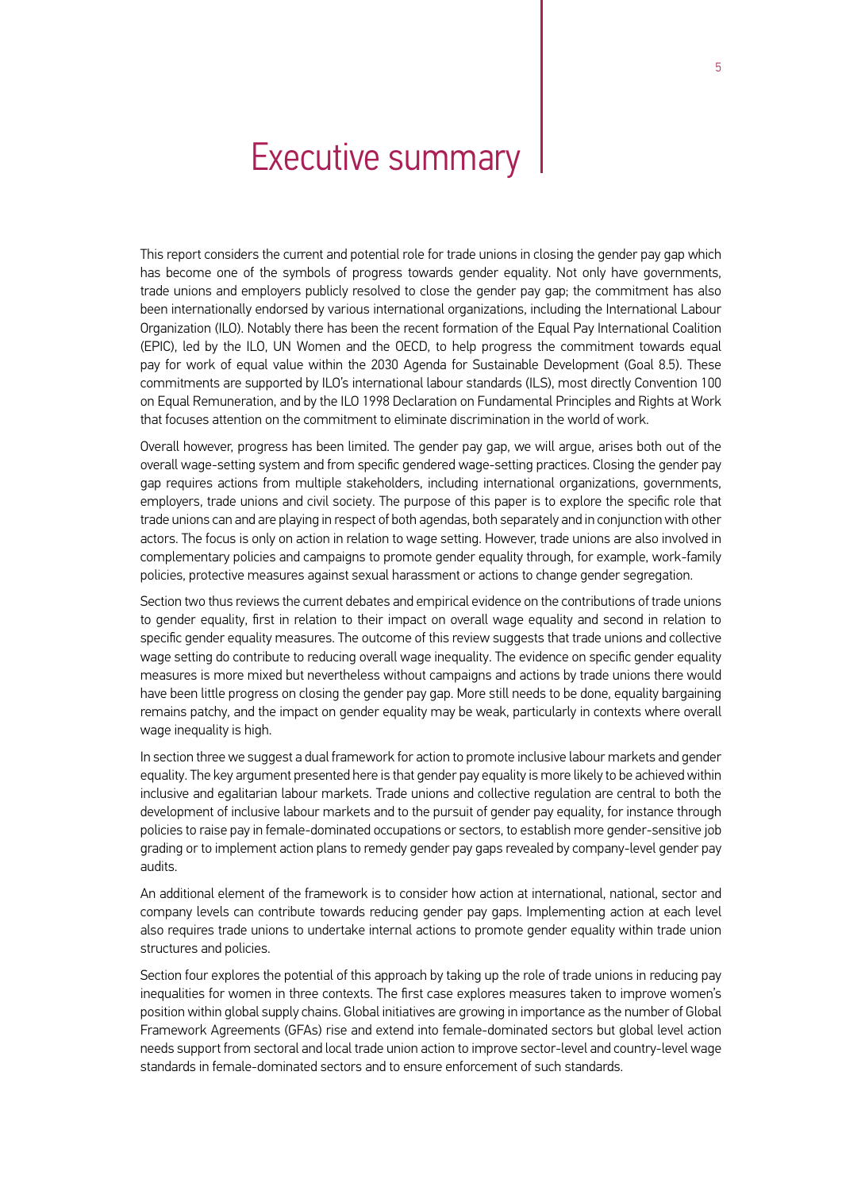# Executive summary

This report considers the current and potential role for trade unions in closing the gender pay gap which has become one of the symbols of progress towards gender equality. Not only have governments, trade unions and employers publicly resolved to close the gender pay gap; the commitment has also been internationally endorsed by various international organizations, including the International Labour Organization (ILO). Notably there has been the recent formation of the Equal Pay International Coalition (EPIC), led by the ILO, UN Women and the OECD, to help progress the commitment towards equal pay for work of equal value within the 2030 Agenda for Sustainable Development (Goal 8.5). These commitments are supported by ILO's international labour standards (ILS), most directly Convention 100 on Equal Remuneration, and by the ILO 1998 Declaration on Fundamental Principles and Rights at Work that focuses attention on the commitment to eliminate discrimination in the world of work.

Overall however, progress has been limited. The gender pay gap, we will argue, arises both out of the overall wage-setting system and from specific gendered wage-setting practices. Closing the gender pay gap requires actions from multiple stakeholders, including international organizations, governments, employers, trade unions and civil society. The purpose of this paper is to explore the specific role that trade unions can and are playing in respect of both agendas, both separately and in conjunction with other actors. The focus is only on action in relation to wage setting. However, trade unions are also involved in complementary policies and campaigns to promote gender equality through, for example, work-family policies, protective measures against sexual harassment or actions to change gender segregation.

Section two thus reviews the current debates and empirical evidence on the contributions of trade unions to gender equality, first in relation to their impact on overall wage equality and second in relation to specific gender equality measures. The outcome of this review suggests that trade unions and collective wage setting do contribute to reducing overall wage inequality. The evidence on specific gender equality measures is more mixed but nevertheless without campaigns and actions by trade unions there would have been little progress on closing the gender pay gap. More still needs to be done, equality bargaining remains patchy, and the impact on gender equality may be weak, particularly in contexts where overall wage inequality is high.

In section three we suggest a dual framework for action to promote inclusive labour markets and gender equality. The key argument presented here is that gender pay equality is more likely to be achieved within inclusive and egalitarian labour markets. Trade unions and collective regulation are central to both the development of inclusive labour markets and to the pursuit of gender pay equality, for instance through policies to raise pay in female-dominated occupations or sectors, to establish more gender-sensitive job grading or to implement action plans to remedy gender pay gaps revealed by company-level gender pay audits.

An additional element of the framework is to consider how action at international, national, sector and company levels can contribute towards reducing gender pay gaps. Implementing action at each level also requires trade unions to undertake internal actions to promote gender equality within trade union structures and policies.

Section four explores the potential of this approach by taking up the role of trade unions in reducing pay inequalities for women in three contexts. The first case explores measures taken to improve women's position within global supply chains. Global initiatives are growing in importance as the number of Global Framework Agreements (GFAs) rise and extend into female-dominated sectors but global level action needs support from sectoral and local trade union action to improve sector-level and country-level wage standards in female-dominated sectors and to ensure enforcement of such standards.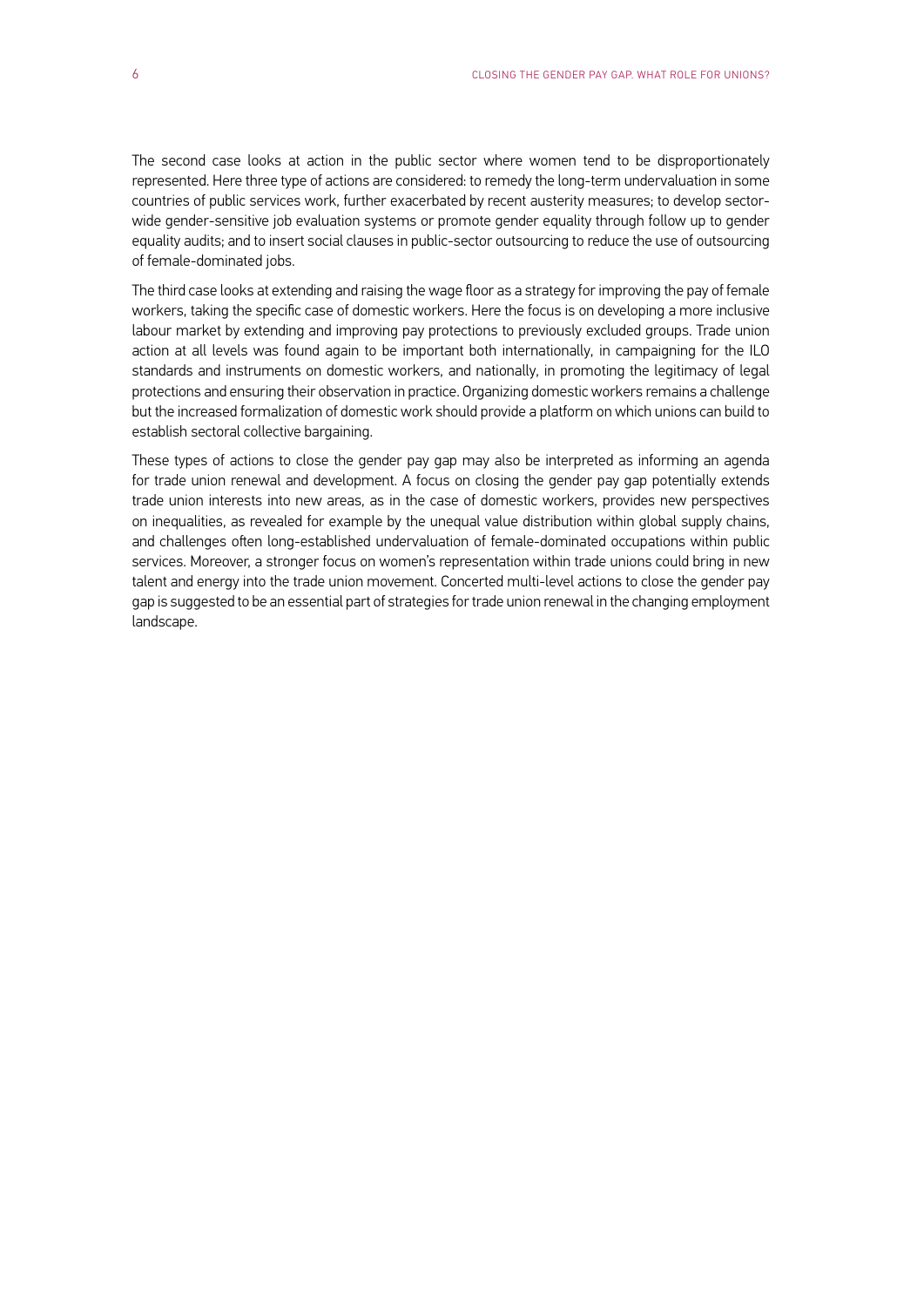The second case looks at action in the public sector where women tend to be disproportionately represented. Here three type of actions are considered: to remedy the long-term undervaluation in some countries of public services work, further exacerbated by recent austerity measures; to develop sector-wide gender-sensitive job evaluation systems or promote gender equality through follow up to gender equality audits; and to insert social clauses in public-sector outsourcing to reduce the use of outsourcing of female-dominated jobs.

The third case looks at extending and raising the wage floor as a strategy for improving the pay of female workers, taking the specific case of domestic workers. Here the focus is on developing a more inclusive labour market by extending and improving pay protections to previously excluded groups. Trade union action at all levels was found again to be important both internationally, in campaigning for the ILO standards and instruments on domestic workers, and nationally, in promoting the legitimacy of legal protections and ensuring their observation in practice. Organizing domestic workers remains a challenge but the increased formalization of domestic work should provide a platform on which unions can build to establish sectoral collective bargaining.

These types of actions to close the gender pay gap may also be interpreted as informing an agenda for trade union renewal and development. A focus on closing the gender pay gap potentially extends trade union interests into new areas, as in the case of domestic workers, provides new perspectives on inequalities, as revealed for example by the unequal value distribution within global supply chains, and challenges often long-established undervaluation of female-dominated occupations within public services. Moreover, a stronger focus on women's representation within trade unions could bring in new talent and energy into the trade union movement. Concerted multi-level actions to close the gender pay gap is suggested to be an essential part of strategies for trade union renewal in the changing employment landscape.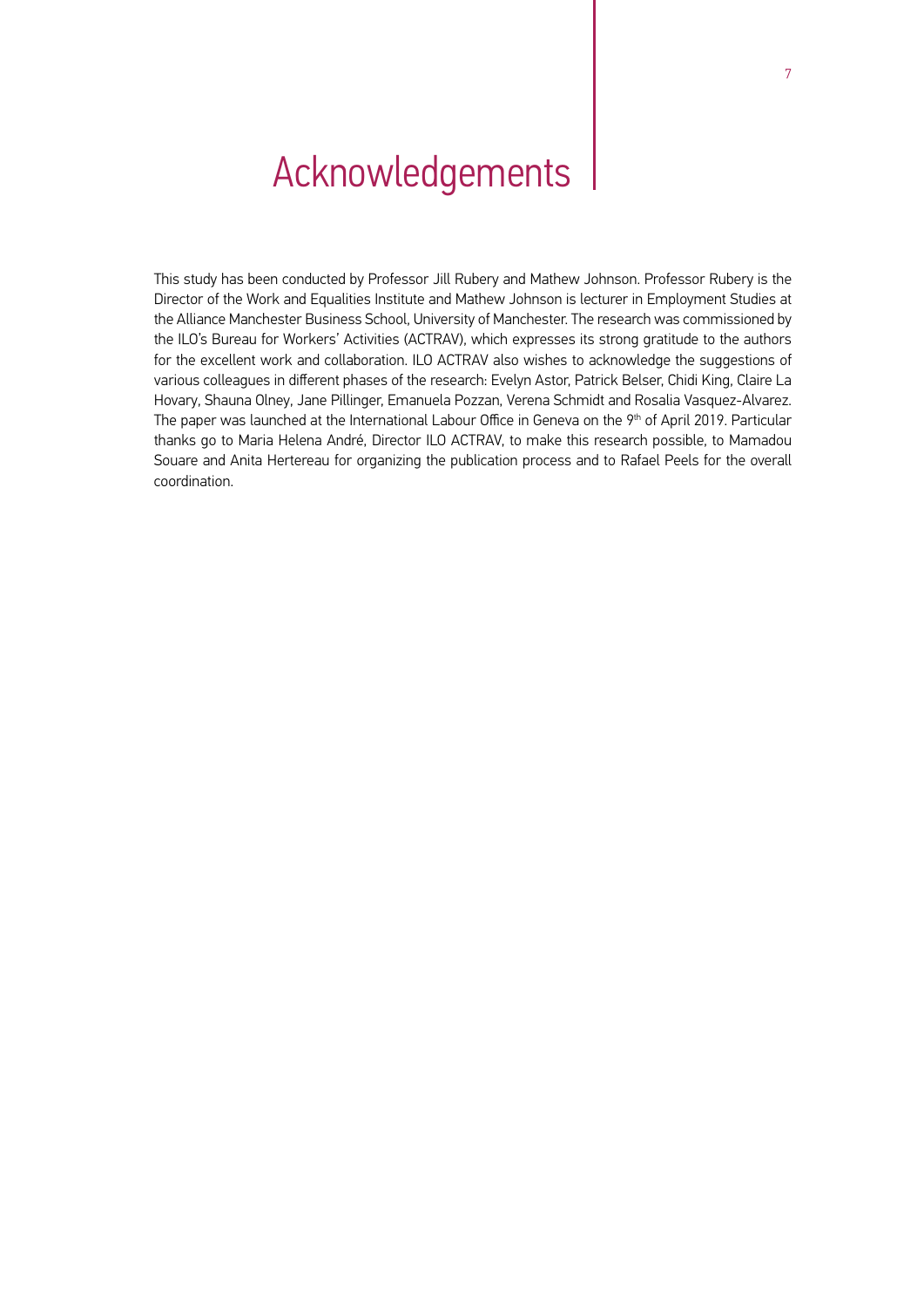# Acknowledgements

This study has been conducted by Professor Jill Rubery and Mathew Johnson. Professor Rubery is the Director of the Work and Equalities Institute and Mathew Johnson is lecturer in Employment Studies at the Alliance Manchester Business School, University of Manchester. The research was commissioned by the ILO's Bureau for Workers' Activities (ACTRAV), which expresses its strong gratitude to the authors for the excellent work and collaboration. ILO ACTRAV also wishes to acknowledge the suggestions of various colleagues in different phases of the research: Evelyn Astor, Patrick Belser, Chidi King, Claire La Hovary, Shauna Olney, Jane Pillinger, Emanuela Pozzan, Verena Schmidt and Rosalia Vasquez-Alvarez. The paper was launched at the International Labour Office in Geneva on the 9th of April 2019. Particular thanks go to Maria Helena André, Director ILO ACTRAV, to make this research possible, to Mamadou Souare and Anita Hertereau for organizing the publication process and to Rafael Peels for the overall coordination.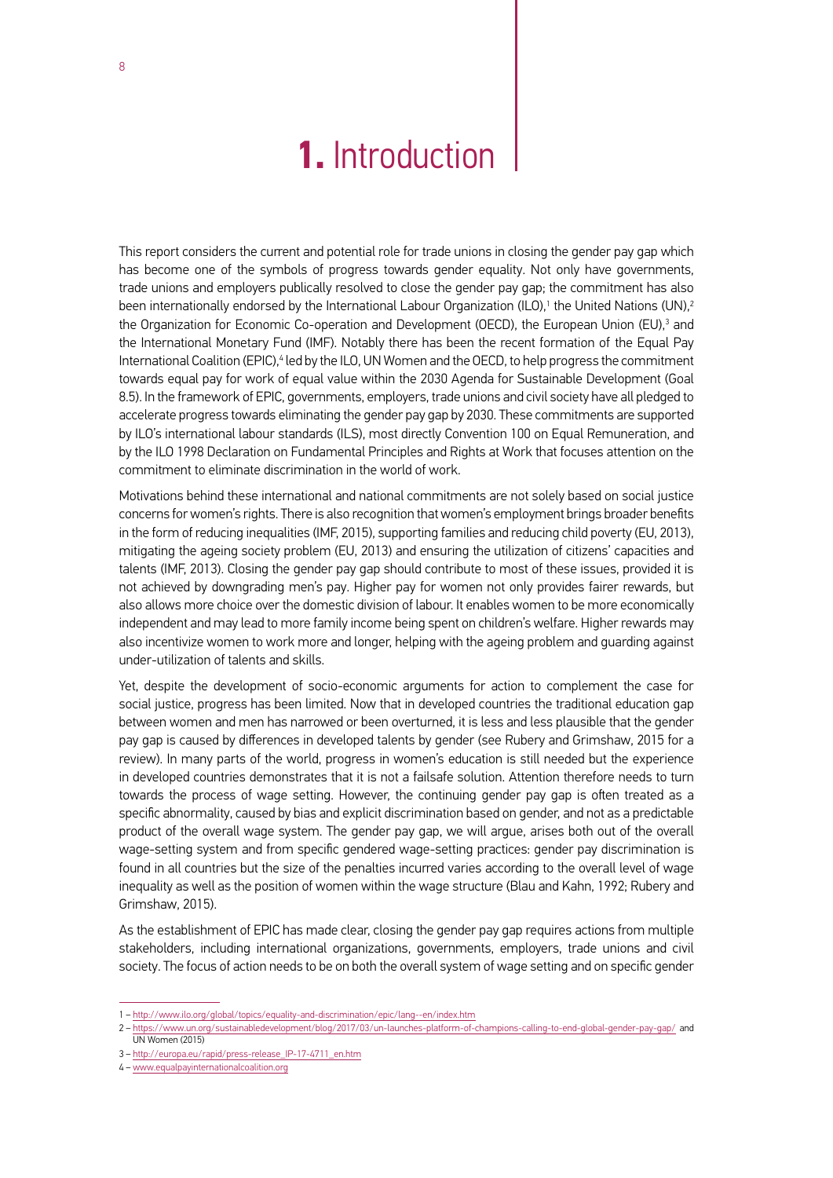# 1. Introduction

This report considers the current and potential role for trade unions in closing the gender pay gap which has become one of the symbols of progress towards gender equality. Not only have governments, trade unions and employers publically resolved to close the gender pay gap; the commitment has also been internationally endorsed by the International Labour Organization (ILO),[1] the United Nations (UN),[2] the Organization for Economic Co-operation and Development (OECD), the European Union (EU),[3] and the International Monetary Fund (IMF). Notably there has been the recent formation of the Equal Pay International Coalition (EPIC),[4] led by the ILO, UN Women and the OECD, to help progress the commitment towards equal pay for work of equal value within the 2030 Agenda for Sustainable Development (Goal 8.5). In the framework of EPIC, governments, employers, trade unions and civil society have all pledged to accelerate progress towards eliminating the gender pay gap by 2030. These commitments are supported by ILO's international labour standards (ILS), most directly Convention 100 on Equal Remuneration, and by the ILO 1998 Declaration on Fundamental Principles and Rights at Work that focuses attention on the commitment to eliminate discrimination in the world of work.

Motivations behind these international and national commitments are not solely based on social justice concerns for women's rights. There is also recognition that women's employment brings broader benefits in the form of reducing inequalities (IMF, 2015), supporting families and reducing child poverty (EU, 2013), mitigating the ageing society problem (EU, 2013) and ensuring the utilization of citizens' capacities and talents (IMF, 2013). Closing the gender pay gap should contribute to most of these issues, provided it is not achieved by downgrading men's pay. Higher pay for women not only provides fairer rewards, but also allows more choice over the domestic division of labour. It enables women to be more economically independent and may lead to more family income being spent on children's welfare. Higher rewards may also incentivize women to work more and longer, helping with the ageing problem and guarding against under-utilization of talents and skills.

Yet, despite the development of socio-economic arguments for action to complement the case for social justice, progress has been limited. Now that in developed countries the traditional education gap between women and men has narrowed or been overturned, it is less and less plausible that the gender pay gap is caused by differences in developed talents by gender (see Rubery and Grimshaw, 2015 for a review). In many parts of the world, progress in women's education is still needed but the experience in developed countries demonstrates that it is not a failsafe solution. Attention therefore needs to turn towards the process of wage setting. However, the continuing gender pay gap is often treated as a specific abnormality, caused by bias and explicit discrimination based on gender, and not as a predictable product of the overall wage system. The gender pay gap, we will argue, arises both out of the overall wage-setting system and from specific gendered wage-setting practices: gender pay discrimination is found in all countries but the size of the penalties incurred varies according to the overall level of wage inequality as well as the position of women within the wage structure (Blau and Kahn, 1992; Rubery and Grimshaw, 2015).

As the establishment of EPIC has made clear, closing the gender pay gap requires actions from multiple stakeholders, including international organizations, governments, employers, trade unions and civil society. The focus of action needs to be on both the overall system of wage setting and on specific gender

---

1 – http://www.ilo.org/global/topics/equality-and-discrimination/epic/lang--en/index.htm

2 – https://www.un.org/sustainabledevelopment/blog/2017/03/un-launches-platform-of-champions-calling-to-end-global-gender-pay-gap/ and UN Women (2015)

3 – http://europa.eu/rapid/press-release_IP-17-4711_en.htm

4 – www.equalpayinternationalcoalition.org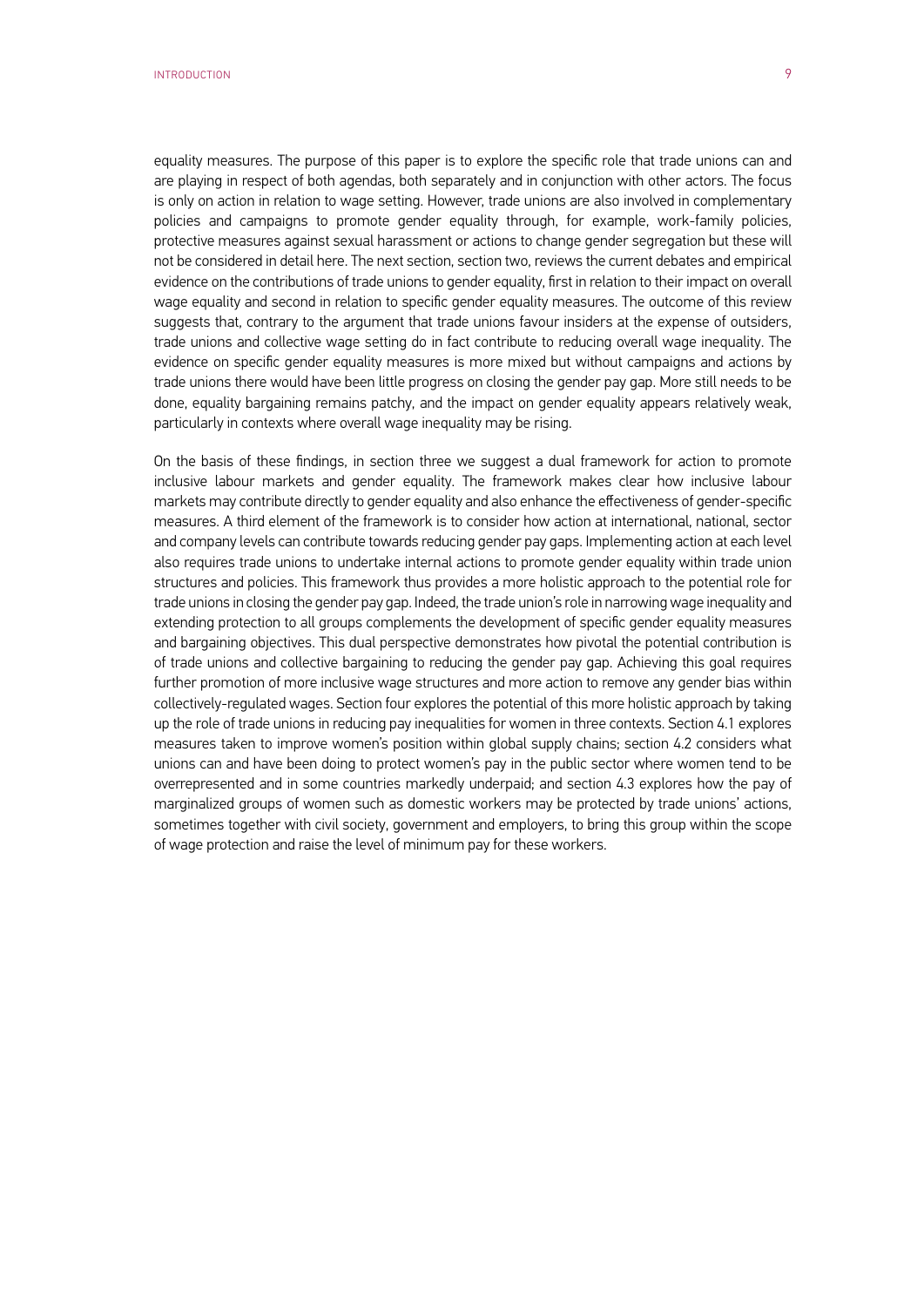equality measures. The purpose of this paper is to explore the specific role that trade unions can and are playing in respect of both agendas, both separately and in conjunction with other actors. The focus is only on action in relation to wage setting. However, trade unions are also involved in complementary policies and campaigns to promote gender equality through, for example, work-family policies, protective measures against sexual harassment or actions to change gender segregation but these will not be considered in detail here. The next section, section two, reviews the current debates and empirical evidence on the contributions of trade unions to gender equality, first in relation to their impact on overall wage equality and second in relation to specific gender equality measures. The outcome of this review suggests that, contrary to the argument that trade unions favour insiders at the expense of outsiders, trade unions and collective wage setting do in fact contribute to reducing overall wage inequality. The evidence on specific gender equality measures is more mixed but without campaigns and actions by trade unions there would have been little progress on closing the gender pay gap. More still needs to be done, equality bargaining remains patchy, and the impact on gender equality appears relatively weak, particularly in contexts where overall wage inequality may be rising.

On the basis of these findings, in section three we suggest a dual framework for action to promote inclusive labour markets and gender equality. The framework makes clear how inclusive labour markets may contribute directly to gender equality and also enhance the effectiveness of gender-specific measures. A third element of the framework is to consider how action at international, national, sector and company levels can contribute towards reducing gender pay gaps. Implementing action at each level also requires trade unions to undertake internal actions to promote gender equality within trade union structures and policies. This framework thus provides a more holistic approach to the potential role for trade unions in closing the gender pay gap. Indeed, the trade union's role in narrowing wage inequality and extending protection to all groups complements the development of specific gender equality measures and bargaining objectives. This dual perspective demonstrates how pivotal the potential contribution is of trade unions and collective bargaining to reducing the gender pay gap. Achieving this goal requires further promotion of more inclusive wage structures and more action to remove any gender bias within collectively-regulated wages. Section four explores the potential of this more holistic approach by taking up the role of trade unions in reducing pay inequalities for women in three contexts. Section 4.1 explores measures taken to improve women's position within global supply chains; section 4.2 considers what unions can and have been doing to protect women's pay in the public sector where women tend to be overrepresented and in some countries markedly underpaid; and section 4.3 explores how the pay of marginalized groups of women such as domestic workers may be protected by trade unions' actions, sometimes together with civil society, government and employers, to bring this group within the scope of wage protection and raise the level of minimum pay for these workers.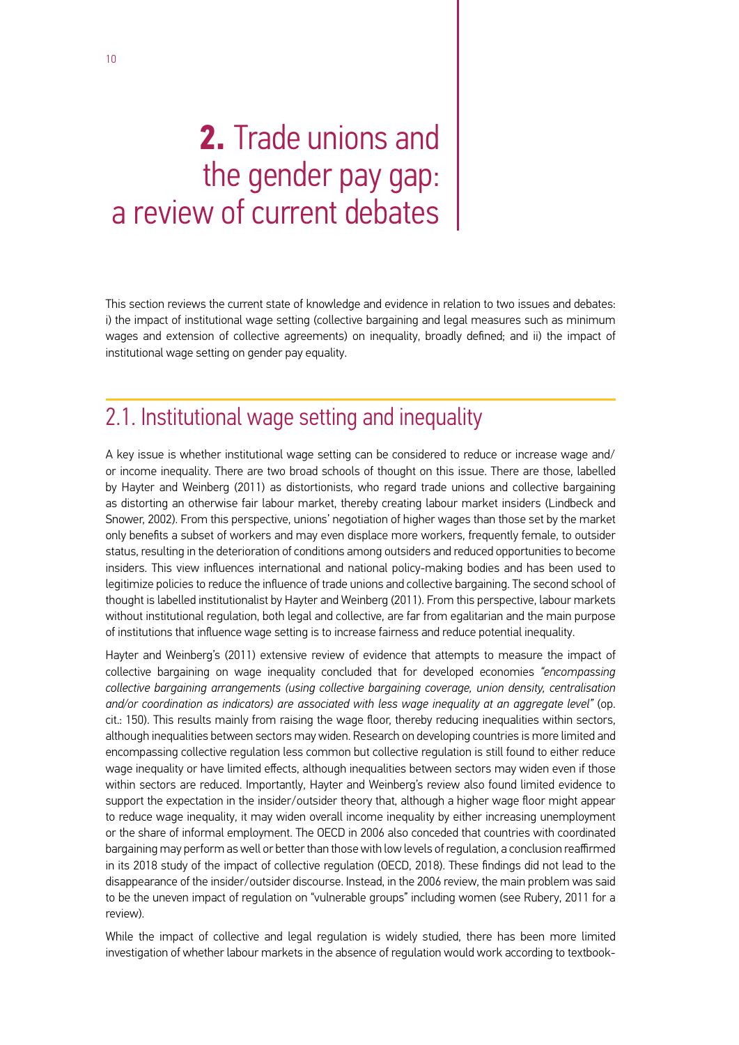# 2. Trade unions and the gender pay gap: a review of current debates

This section reviews the current state of knowledge and evidence in relation to two issues and debates: i) the impact of institutional wage setting (collective bargaining and legal measures such as minimum wages and extension of collective agreements) on inequality, broadly defined; and ii) the impact of institutional wage setting on gender pay equality.

## 2.1. Institutional wage setting and inequality

A key issue is whether institutional wage setting can be considered to reduce or increase wage and/or income inequality. There are two broad schools of thought on this issue. There are those, labelled by Hayter and Weinberg (2011) as distortionists, who regard trade unions and collective bargaining as distorting an otherwise fair labour market, thereby creating labour market insiders (Lindbeck and Snower, 2002). From this perspective, unions' negotiation of higher wages than those set by the market only benefits a subset of workers and may even displace more workers, frequently female, to outsider status, resulting in the deterioration of conditions among outsiders and reduced opportunities to become insiders. This view influences international and national policy-making bodies and has been used to legitimize policies to reduce the influence of trade unions and collective bargaining. The second school of thought is labelled institutionalist by Hayter and Weinberg (2011). From this perspective, labour markets without institutional regulation, both legal and collective, are far from egalitarian and the main purpose of institutions that influence wage setting is to increase fairness and reduce potential inequality.

Hayter and Weinberg's (2011) extensive review of evidence that attempts to measure the impact of collective bargaining on wage inequality concluded that for developed economies *"encompassing collective bargaining arrangements (using collective bargaining coverage, union density, centralisation and/or coordination as indicators) are associated with less wage inequality at an aggregate level"* (op. cit.: 150). This results mainly from raising the wage floor, thereby reducing inequalities within sectors, although inequalities between sectors may widen. Research on developing countries is more limited and encompassing collective regulation less common but collective regulation is still found to either reduce wage inequality or have limited effects, although inequalities between sectors may widen even if those within sectors are reduced. Importantly, Hayter and Weinberg's review also found limited evidence to support the expectation in the insider/outsider theory that, although a higher wage floor might appear to reduce wage inequality, it may widen overall income inequality by either increasing unemployment or the share of informal employment. The OECD in 2006 also conceded that countries with coordinated bargaining may perform as well or better than those with low levels of regulation, a conclusion reaffirmed in its 2018 study of the impact of collective regulation (OECD, 2018). These findings did not lead to the disappearance of the insider/outsider discourse. Instead, in the 2006 review, the main problem was said to be the uneven impact of regulation on "vulnerable groups" including women (see Rubery, 2011 for a review).

While the impact of collective and legal regulation is widely studied, there has been more limited investigation of whether labour markets in the absence of regulation would work according to textbook-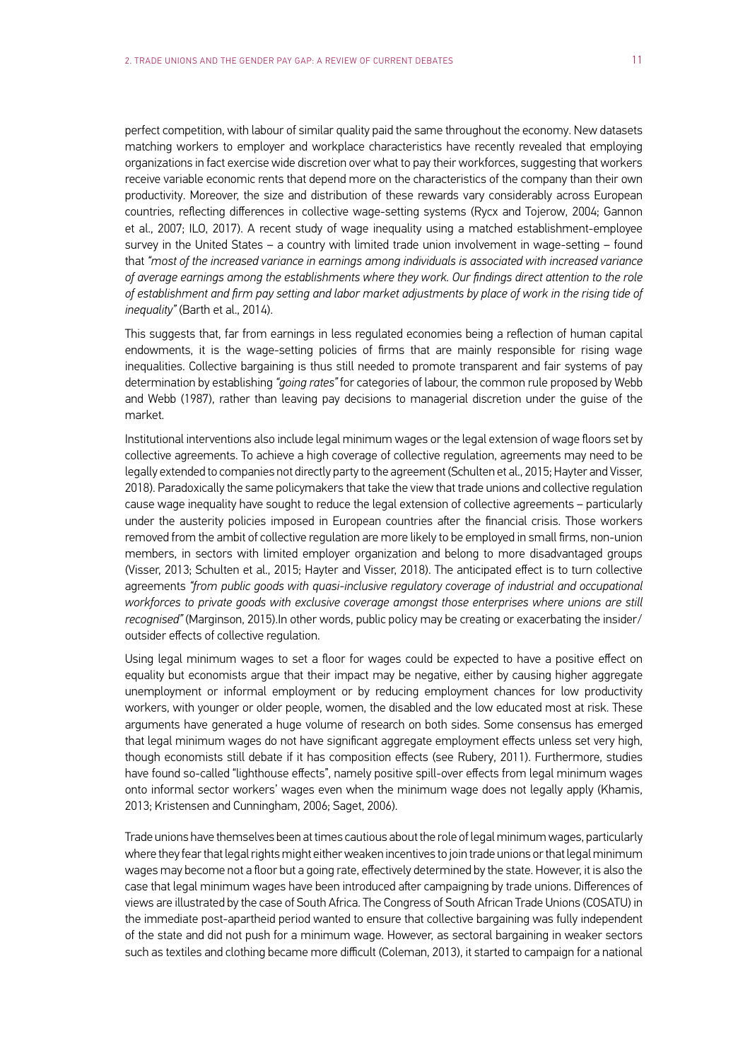perfect competition, with labour of similar quality paid the same throughout the economy. New datasets matching workers to employer and workplace characteristics have recently revealed that employing organizations in fact exercise wide discretion over what to pay their workforces, suggesting that workers receive variable economic rents that depend more on the characteristics of the company than their own productivity. Moreover, the size and distribution of these rewards vary considerably across European countries, reflecting differences in collective wage-setting systems (Rycx and Tojerow, 2004; Gannon et al., 2007; ILO, 2017). A recent study of wage inequality using a matched establishment-employee survey in the United States – a country with limited trade union involvement in wage-setting – found that *"most of the increased variance in earnings among individuals is associated with increased variance of average earnings among the establishments where they work. Our findings direct attention to the role of establishment and firm pay setting and labor market adjustments by place of work in the rising tide of inequality"* (Barth et al., 2014).

This suggests that, far from earnings in less regulated economies being a reflection of human capital endowments, it is the wage-setting policies of firms that are mainly responsible for rising wage inequalities. Collective bargaining is thus still needed to promote transparent and fair systems of pay determination by establishing *"going rates"* for categories of labour, the common rule proposed by Webb and Webb (1987), rather than leaving pay decisions to managerial discretion under the guise of the market.

Institutional interventions also include legal minimum wages or the legal extension of wage floors set by collective agreements. To achieve a high coverage of collective regulation, agreements may need to be legally extended to companies not directly party to the agreement (Schulten et al., 2015; Hayter and Visser, 2018). Paradoxically the same policymakers that take the view that trade unions and collective regulation cause wage inequality have sought to reduce the legal extension of collective agreements – particularly under the austerity policies imposed in European countries after the financial crisis. Those workers removed from the ambit of collective regulation are more likely to be employed in small firms, non-union members, in sectors with limited employer organization and belong to more disadvantaged groups (Visser, 2013; Schulten et al., 2015; Hayter and Visser, 2018). The anticipated effect is to turn collective agreements *"from public goods with quasi-inclusive regulatory coverage of industrial and occupational workforces to private goods with exclusive coverage amongst those enterprises where unions are still recognised"* (Marginson, 2015).In other words, public policy may be creating or exacerbating the insider/outsider effects of collective regulation.

Using legal minimum wages to set a floor for wages could be expected to have a positive effect on equality but economists argue that their impact may be negative, either by causing higher aggregate unemployment or informal employment or by reducing employment chances for low productivity workers, with younger or older people, women, the disabled and the low educated most at risk. These arguments have generated a huge volume of research on both sides. Some consensus has emerged that legal minimum wages do not have significant aggregate employment effects unless set very high, though economists still debate if it has composition effects (see Rubery, 2011). Furthermore, studies have found so-called "lighthouse effects", namely positive spill-over effects from legal minimum wages onto informal sector workers' wages even when the minimum wage does not legally apply (Khamis, 2013; Kristensen and Cunningham, 2006; Saget, 2006).

Trade unions have themselves been at times cautious about the role of legal minimum wages, particularly where they fear that legal rights might either weaken incentives to join trade unions or that legal minimum wages may become not a floor but a going rate, effectively determined by the state. However, it is also the case that legal minimum wages have been introduced after campaigning by trade unions. Differences of views are illustrated by the case of South Africa. The Congress of South African Trade Unions (COSATU) in the immediate post-apartheid period wanted to ensure that collective bargaining was fully independent of the state and did not push for a minimum wage. However, as sectoral bargaining in weaker sectors such as textiles and clothing became more difficult (Coleman, 2013), it started to campaign for a national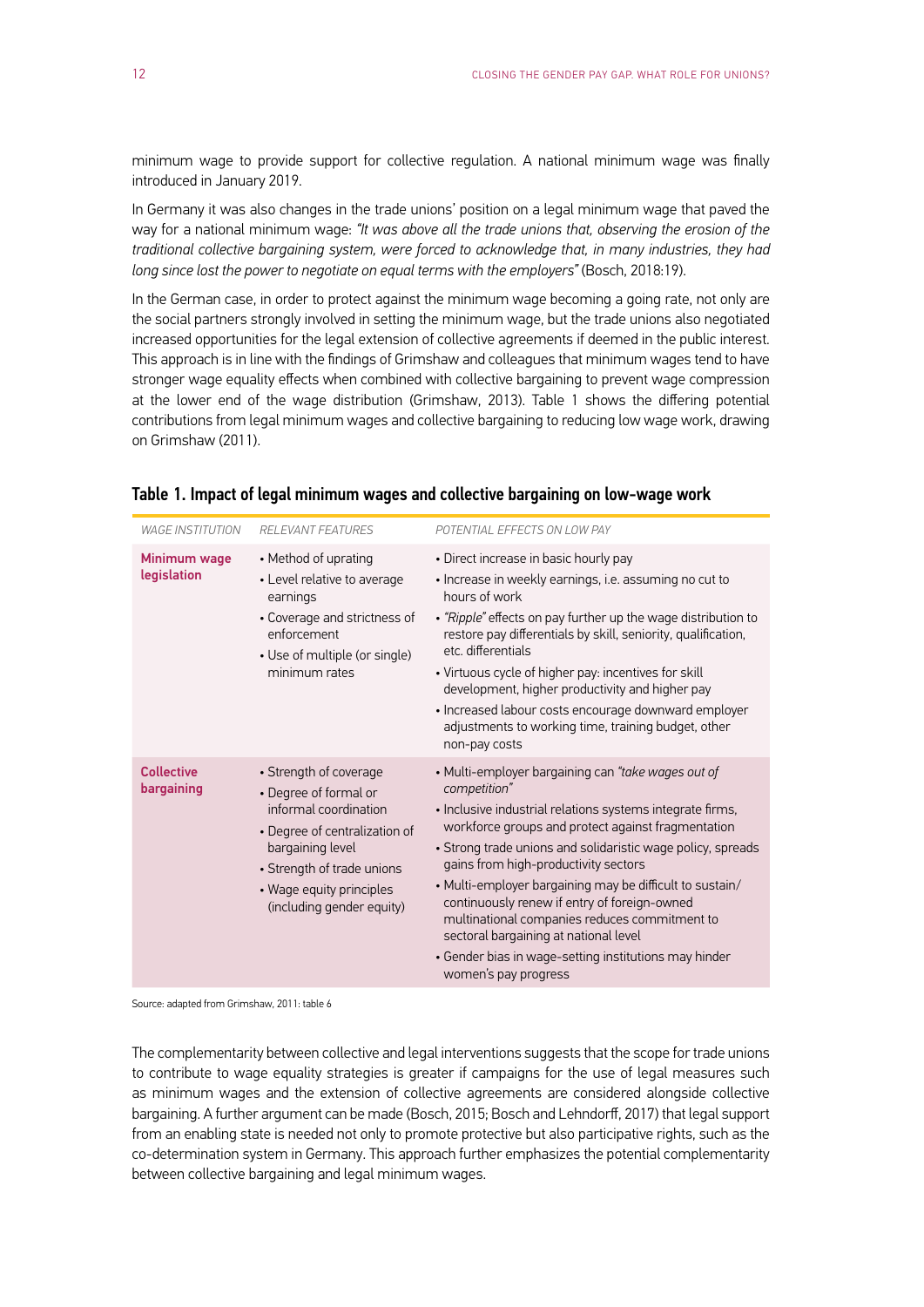minimum wage to provide support for collective regulation. A national minimum wage was finally introduced in January 2019.

In Germany it was also changes in the trade unions' position on a legal minimum wage that paved the way for a national minimum wage: *"It was above all the trade unions that, observing the erosion of the traditional collective bargaining system, were forced to acknowledge that, in many industries, they had long since lost the power to negotiate on equal terms with the employers"* (Bosch, 2018:19).

In the German case, in order to protect against the minimum wage becoming a going rate, not only are the social partners strongly involved in setting the minimum wage, but the trade unions also negotiated increased opportunities for the legal extension of collective agreements if deemed in the public interest. This approach is in line with the findings of Grimshaw and colleagues that minimum wages tend to have stronger wage equality effects when combined with collective bargaining to prevent wage compression at the lower end of the wage distribution (Grimshaw, 2013). Table 1 shows the differing potential contributions from legal minimum wages and collective bargaining to reducing low wage work, drawing on Grimshaw (2011).

**Table 1. Impact of legal minimum wages and collective bargaining on low-wage work**

| *WAGE INSTITUTION* | *RELEVANT FEATURES* | *POTENTIAL EFFECTS ON LOW PAY* |
|---|---|---|
| **Minimum wage legislation** | • Method of uprating<br>• Level relative to average earnings<br>• Coverage and strictness of enforcement<br>• Use of multiple (or single) minimum rates | • Direct increase in basic hourly pay<br>• Increase in weekly earnings, i.e. assuming no cut to hours of work<br>• *"Ripple"* effects on pay further up the wage distribution to restore pay differentials by skill, seniority, qualification, etc. differentials<br>• Virtuous cycle of higher pay: incentives for skill development, higher productivity and higher pay<br>• Increased labour costs encourage downward employer adjustments to working time, training budget, other non-pay costs |
| **Collective bargaining** | • Strength of coverage<br>• Degree of formal or informal coordination<br>• Degree of centralization of bargaining level<br>• Strength of trade unions<br>• Wage equity principles (including gender equity) | • Multi-employer bargaining can *"take wages out of competition"*<br>• Inclusive industrial relations systems integrate firms, workforce groups and protect against fragmentation<br>• Strong trade unions and solidaristic wage policy, spreads gains from high-productivity sectors<br>• Multi-employer bargaining may be difficult to sustain/continuously renew if entry of foreign-owned multinational companies reduces commitment to sectoral bargaining at national level<br>• Gender bias in wage-setting institutions may hinder women's pay progress |

Source: adapted from Grimshaw, 2011: table 6

The complementarity between collective and legal interventions suggests that the scope for trade unions to contribute to wage equality strategies is greater if campaigns for the use of legal measures such as minimum wages and the extension of collective agreements are considered alongside collective bargaining. A further argument can be made (Bosch, 2015; Bosch and Lehndorff, 2017) that legal support from an enabling state is needed not only to promote protective but also participative rights, such as the co-determination system in Germany. This approach further emphasizes the potential complementarity between collective bargaining and legal minimum wages.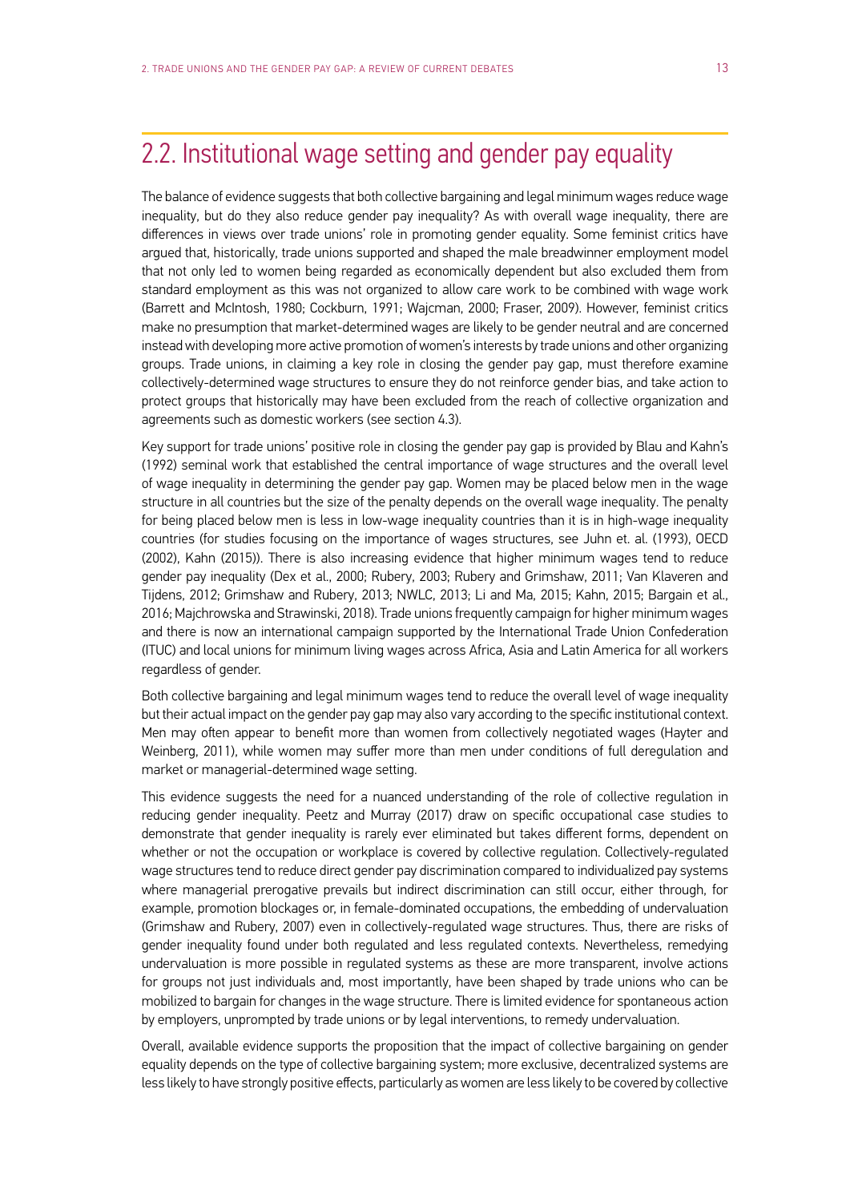## 2.2. Institutional wage setting and gender pay equality

The balance of evidence suggests that both collective bargaining and legal minimum wages reduce wage inequality, but do they also reduce gender pay inequality? As with overall wage inequality, there are differences in views over trade unions' role in promoting gender equality. Some feminist critics have argued that, historically, trade unions supported and shaped the male breadwinner employment model that not only led to women being regarded as economically dependent but also excluded them from standard employment as this was not organized to allow care work to be combined with wage work (Barrett and McIntosh, 1980; Cockburn, 1991; Wajcman, 2000; Fraser, 2009). However, feminist critics make no presumption that market-determined wages are likely to be gender neutral and are concerned instead with developing more active promotion of women's interests by trade unions and other organizing groups. Trade unions, in claiming a key role in closing the gender pay gap, must therefore examine collectively-determined wage structures to ensure they do not reinforce gender bias, and take action to protect groups that historically may have been excluded from the reach of collective organization and agreements such as domestic workers (see section 4.3).

Key support for trade unions' positive role in closing the gender pay gap is provided by Blau and Kahn's (1992) seminal work that established the central importance of wage structures and the overall level of wage inequality in determining the gender pay gap. Women may be placed below men in the wage structure in all countries but the size of the penalty depends on the overall wage inequality. The penalty for being placed below men is less in low-wage inequality countries than it is in high-wage inequality countries (for studies focusing on the importance of wages structures, see Juhn et. al. (1993), OECD (2002), Kahn (2015)). There is also increasing evidence that higher minimum wages tend to reduce gender pay inequality (Dex et al., 2000; Rubery, 2003; Rubery and Grimshaw, 2011; Van Klaveren and Tijdens, 2012; Grimshaw and Rubery, 2013; NWLC, 2013; Li and Ma, 2015; Kahn, 2015; Bargain et al., 2016; Majchrowska and Strawinski, 2018). Trade unions frequently campaign for higher minimum wages and there is now an international campaign supported by the International Trade Union Confederation (ITUC) and local unions for minimum living wages across Africa, Asia and Latin America for all workers regardless of gender.

Both collective bargaining and legal minimum wages tend to reduce the overall level of wage inequality but their actual impact on the gender pay gap may also vary according to the specific institutional context. Men may often appear to benefit more than women from collectively negotiated wages (Hayter and Weinberg, 2011), while women may suffer more than men under conditions of full deregulation and market or managerial-determined wage setting.

This evidence suggests the need for a nuanced understanding of the role of collective regulation in reducing gender inequality. Peetz and Murray (2017) draw on specific occupational case studies to demonstrate that gender inequality is rarely ever eliminated but takes different forms, dependent on whether or not the occupation or workplace is covered by collective regulation. Collectively-regulated wage structures tend to reduce direct gender pay discrimination compared to individualized pay systems where managerial prerogative prevails but indirect discrimination can still occur, either through, for example, promotion blockages or, in female-dominated occupations, the embedding of undervaluation (Grimshaw and Rubery, 2007) even in collectively-regulated wage structures. Thus, there are risks of gender inequality found under both regulated and less regulated contexts. Nevertheless, remedying undervaluation is more possible in regulated systems as these are more transparent, involve actions for groups not just individuals and, most importantly, have been shaped by trade unions who can be mobilized to bargain for changes in the wage structure. There is limited evidence for spontaneous action by employers, unprompted by trade unions or by legal interventions, to remedy undervaluation.

Overall, available evidence supports the proposition that the impact of collective bargaining on gender equality depends on the type of collective bargaining system; more exclusive, decentralized systems are less likely to have strongly positive effects, particularly as women are less likely to be covered by collective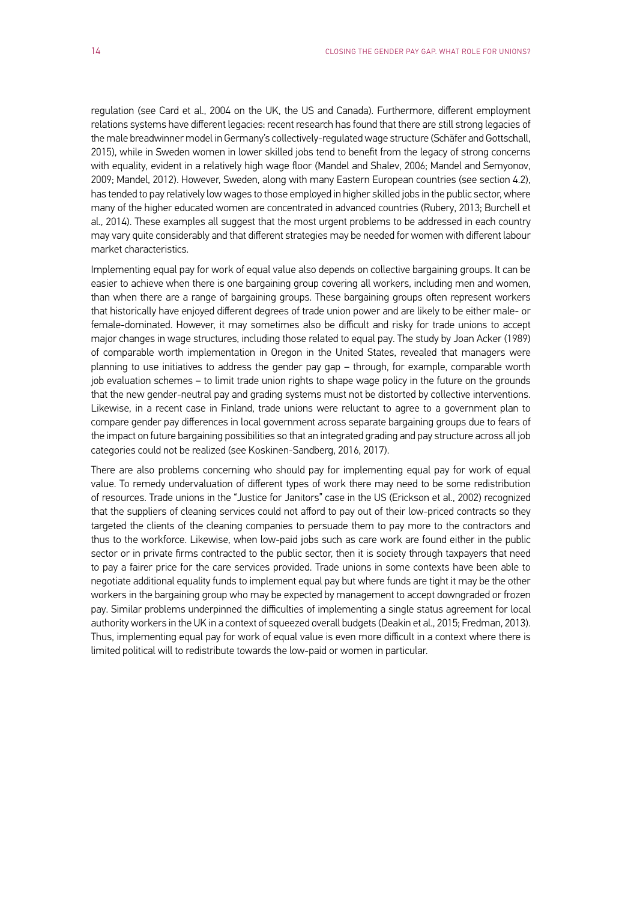regulation (see Card et al., 2004 on the UK, the US and Canada). Furthermore, different employment relations systems have different legacies: recent research has found that there are still strong legacies of the male breadwinner model in Germany's collectively-regulated wage structure (Schäfer and Gottschall, 2015), while in Sweden women in lower skilled jobs tend to benefit from the legacy of strong concerns with equality, evident in a relatively high wage floor (Mandel and Shalev, 2006; Mandel and Semyonov, 2009; Mandel, 2012). However, Sweden, along with many Eastern European countries (see section 4.2), has tended to pay relatively low wages to those employed in higher skilled jobs in the public sector, where many of the higher educated women are concentrated in advanced countries (Rubery, 2013; Burchell et al., 2014). These examples all suggest that the most urgent problems to be addressed in each country may vary quite considerably and that different strategies may be needed for women with different labour market characteristics.

Implementing equal pay for work of equal value also depends on collective bargaining groups. It can be easier to achieve when there is one bargaining group covering all workers, including men and women, than when there are a range of bargaining groups. These bargaining groups often represent workers that historically have enjoyed different degrees of trade union power and are likely to be either male- or female-dominated. However, it may sometimes also be difficult and risky for trade unions to accept major changes in wage structures, including those related to equal pay. The study by Joan Acker (1989) of comparable worth implementation in Oregon in the United States, revealed that managers were planning to use initiatives to address the gender pay gap – through, for example, comparable worth job evaluation schemes – to limit trade union rights to shape wage policy in the future on the grounds that the new gender-neutral pay and grading systems must not be distorted by collective interventions. Likewise, in a recent case in Finland, trade unions were reluctant to agree to a government plan to compare gender pay differences in local government across separate bargaining groups due to fears of the impact on future bargaining possibilities so that an integrated grading and pay structure across all job categories could not be realized (see Koskinen-Sandberg, 2016, 2017).

There are also problems concerning who should pay for implementing equal pay for work of equal value. To remedy undervaluation of different types of work there may need to be some redistribution of resources. Trade unions in the "Justice for Janitors" case in the US (Erickson et al., 2002) recognized that the suppliers of cleaning services could not afford to pay out of their low-priced contracts so they targeted the clients of the cleaning companies to persuade them to pay more to the contractors and thus to the workforce. Likewise, when low-paid jobs such as care work are found either in the public sector or in private firms contracted to the public sector, then it is society through taxpayers that need to pay a fairer price for the care services provided. Trade unions in some contexts have been able to negotiate additional equality funds to implement equal pay but where funds are tight it may be the other workers in the bargaining group who may be expected by management to accept downgraded or frozen pay. Similar problems underpinned the difficulties of implementing a single status agreement for local authority workers in the UK in a context of squeezed overall budgets (Deakin et al., 2015; Fredman, 2013). Thus, implementing equal pay for work of equal value is even more difficult in a context where there is limited political will to redistribute towards the low-paid or women in particular.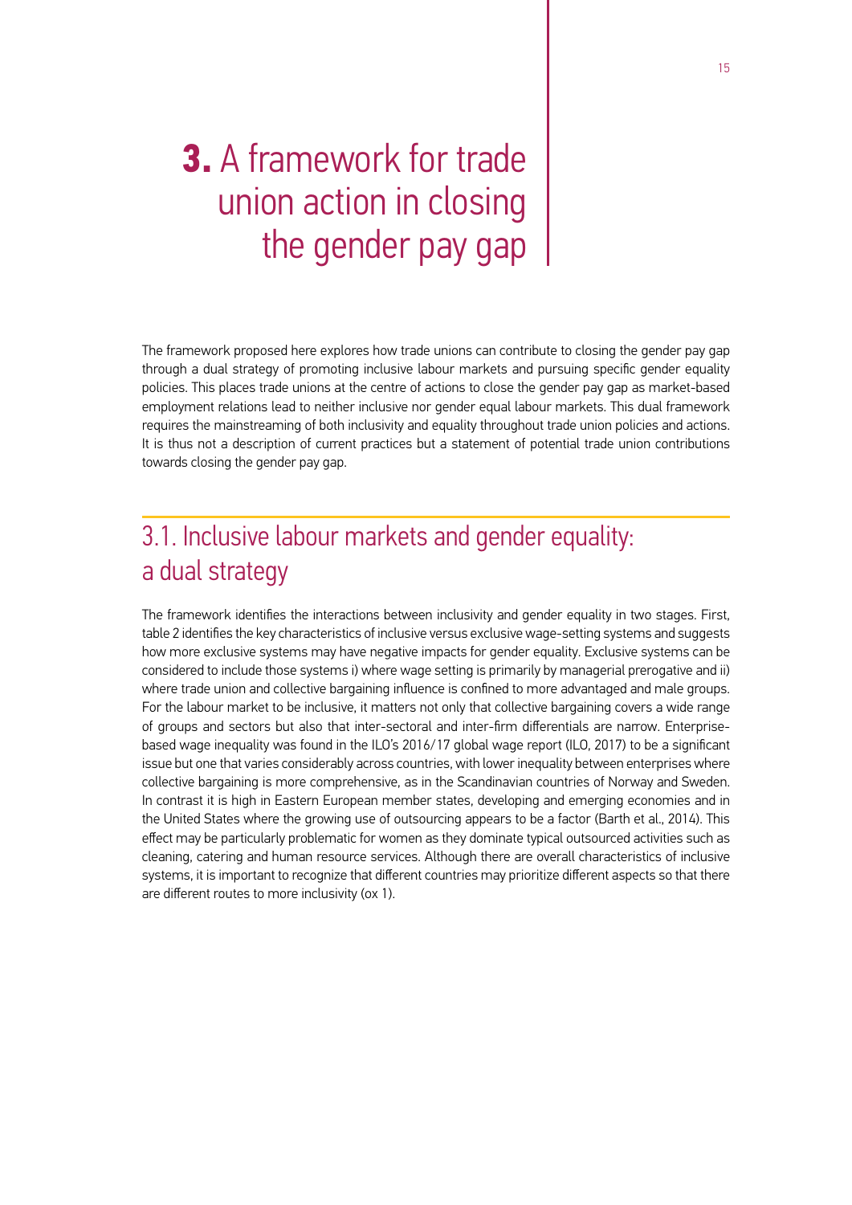# 3. A framework for trade union action in closing the gender pay gap

The framework proposed here explores how trade unions can contribute to closing the gender pay gap through a dual strategy of promoting inclusive labour markets and pursuing specific gender equality policies. This places trade unions at the centre of actions to close the gender pay gap as market-based employment relations lead to neither inclusive nor gender equal labour markets. This dual framework requires the mainstreaming of both inclusivity and equality throughout trade union policies and actions. It is thus not a description of current practices but a statement of potential trade union contributions towards closing the gender pay gap.

## 3.1. Inclusive labour markets and gender equality: a dual strategy

The framework identifies the interactions between inclusivity and gender equality in two stages. First, table 2 identifies the key characteristics of inclusive versus exclusive wage-setting systems and suggests how more exclusive systems may have negative impacts for gender equality. Exclusive systems can be considered to include those systems i) where wage setting is primarily by managerial prerogative and ii) where trade union and collective bargaining influence is confined to more advantaged and male groups. For the labour market to be inclusive, it matters not only that collective bargaining covers a wide range of groups and sectors but also that inter-sectoral and inter-firm differentials are narrow. Enterprise-based wage inequality was found in the ILO's 2016/17 global wage report (ILO, 2017) to be a significant issue but one that varies considerably across countries, with lower inequality between enterprises where collective bargaining is more comprehensive, as in the Scandinavian countries of Norway and Sweden. In contrast it is high in Eastern European member states, developing and emerging economies and in the United States where the growing use of outsourcing appears to be a factor (Barth et al., 2014). This effect may be particularly problematic for women as they dominate typical outsourced activities such as cleaning, catering and human resource services. Although there are overall characteristics of inclusive systems, it is important to recognize that different countries may prioritize different aspects so that there are different routes to more inclusivity (ox 1).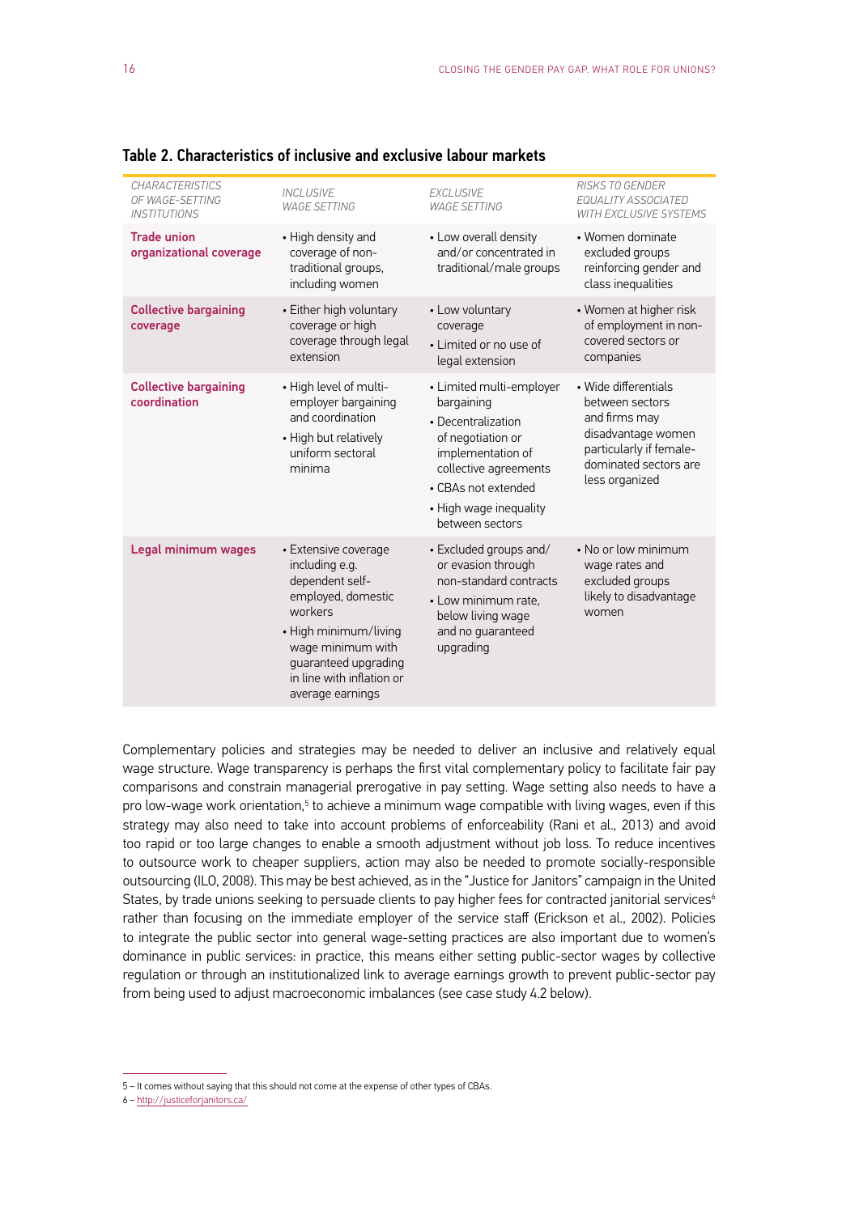### Table 2. Characteristics of inclusive and exclusive labour markets

| *CHARACTERISTICS OF WAGE-SETTING INSTITUTIONS* | *INCLUSIVE WAGE SETTING* | *EXCLUSIVE WAGE SETTING* | *RISKS TO GENDER EQUALITY ASSOCIATED WITH EXCLUSIVE SYSTEMS* |
|---|---|---|---|
| **Trade union organizational coverage** | • High density and coverage of non-traditional groups, including women | • Low overall density and/or concentrated in traditional/male groups | • Women dominate excluded groups reinforcing gender and class inequalities |
| **Collective bargaining coverage** | • Either high voluntary coverage or high coverage through legal extension | • Low voluntary coverage<br>• Limited or no use of legal extension | • Women at higher risk of employment in non-covered sectors or companies |
| **Collective bargaining coordination** | • High level of multi-employer bargaining and coordination<br>• High but relatively uniform sectoral minima | • Limited multi-employer bargaining<br>• Decentralization of negotiation or implementation of collective agreements<br>• CBAs not extended<br>• High wage inequality between sectors | • Wide differentials between sectors and firms may disadvantage women particularly if female-dominated sectors are less organized |
| **Legal minimum wages** | • Extensive coverage including e.g. dependent self-employed, domestic workers<br>• High minimum/living wage minimum with guaranteed upgrading in line with inflation or average earnings | • Excluded groups and/or evasion through non-standard contracts<br>• Low minimum rate, below living wage and no guaranteed upgrading | • No or low minimum wage rates and excluded groups likely to disadvantage women |

Complementary policies and strategies may be needed to deliver an inclusive and relatively equal wage structure. Wage transparency is perhaps the first vital complementary policy to facilitate fair pay comparisons and constrain managerial prerogative in pay setting. Wage setting also needs to have a pro low-wage work orientation,[5] to achieve a minimum wage compatible with living wages, even if this strategy may also need to take into account problems of enforceability (Rani et al., 2013) and avoid too rapid or too large changes to enable a smooth adjustment without job loss. To reduce incentives to outsource work to cheaper suppliers, action may also be needed to promote socially-responsible outsourcing (ILO, 2008). This may be best achieved, as in the "Justice for Janitors" campaign in the United States, by trade unions seeking to persuade clients to pay higher fees for contracted janitorial services[6] rather than focusing on the immediate employer of the service staff (Erickson et al., 2002). Policies to integrate the public sector into general wage-setting practices are also important due to women's dominance in public services: in practice, this means either setting public-sector wages by collective regulation or through an institutionalized link to average earnings growth to prevent public-sector pay from being used to adjust macroeconomic imbalances (see case study 4.2 below).

5 – It comes without saying that this should not come at the expense of other types of CBAs.

6 – http://justiceforjanitors.ca/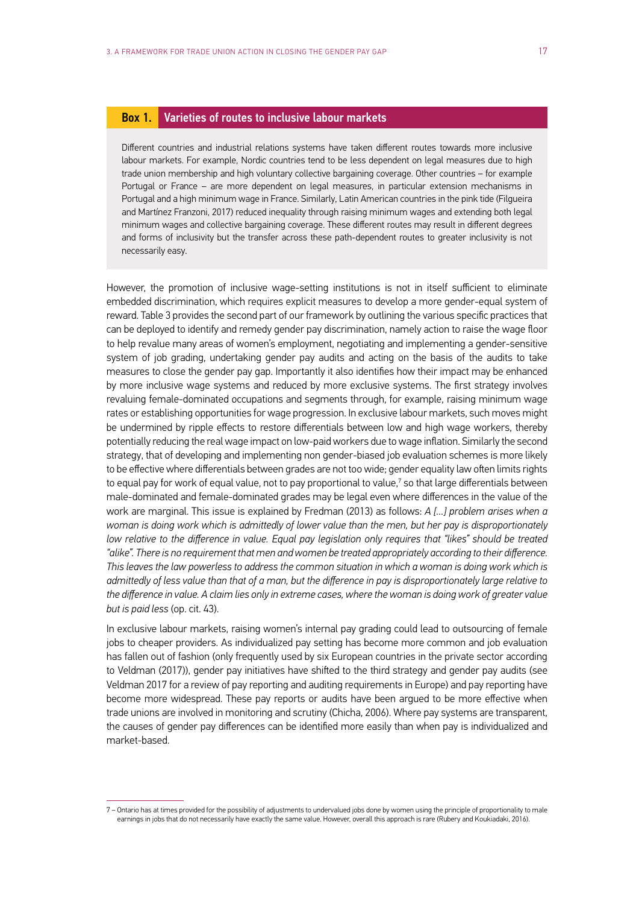### Box 1. Varieties of routes to inclusive labour markets

Different countries and industrial relations systems have taken different routes towards more inclusive labour markets. For example, Nordic countries tend to be less dependent on legal measures due to high trade union membership and high voluntary collective bargaining coverage. Other countries – for example Portugal or France – are more dependent on legal measures, in particular extension mechanisms in Portugal and a high minimum wage in France. Similarly, Latin American countries in the pink tide (Filgueira and Martínez Franzoni, 2017) reduced inequality through raising minimum wages and extending both legal minimum wages and collective bargaining coverage. These different routes may result in different degrees and forms of inclusivity but the transfer across these path-dependent routes to greater inclusivity is not necessarily easy.

However, the promotion of inclusive wage-setting institutions is not in itself sufficient to eliminate embedded discrimination, which requires explicit measures to develop a more gender-equal system of reward. Table 3 provides the second part of our framework by outlining the various specific practices that can be deployed to identify and remedy gender pay discrimination, namely action to raise the wage floor to help revalue many areas of women's employment, negotiating and implementing a gender-sensitive system of job grading, undertaking gender pay audits and acting on the basis of the audits to take measures to close the gender pay gap. Importantly it also identifies how their impact may be enhanced by more inclusive wage systems and reduced by more exclusive systems. The first strategy involves revaluing female-dominated occupations and segments through, for example, raising minimum wage rates or establishing opportunities for wage progression. In exclusive labour markets, such moves might be undermined by ripple effects to restore differentials between low and high wage workers, thereby potentially reducing the real wage impact on low-paid workers due to wage inflation. Similarly the second strategy, that of developing and implementing non gender-biased job evaluation schemes is more likely to be effective where differentials between grades are not too wide; gender equality law often limits rights to equal pay for work of equal value, not to pay proportional to value,[7] so that large differentials between male-dominated and female-dominated grades may be legal even where differences in the value of the work are marginal. This issue is explained by Fredman (2013) as follows: *A […] problem arises when a woman is doing work which is admittedly of lower value than the men, but her pay is disproportionately low relative to the difference in value. Equal pay legislation only requires that "likes" should be treated "alike". There is no requirement that men and women be treated appropriately according to their difference. This leaves the law powerless to address the common situation in which a woman is doing work which is admittedly of less value than that of a man, but the difference in pay is disproportionately large relative to the difference in value. A claim lies only in extreme cases, where the woman is doing work of greater value but is paid less* (op. cit. 43).

In exclusive labour markets, raising women's internal pay grading could lead to outsourcing of female jobs to cheaper providers. As individualized pay setting has become more common and job evaluation has fallen out of fashion (only frequently used by six European countries in the private sector according to Veldman (2017)), gender pay initiatives have shifted to the third strategy and gender pay audits (see Veldman 2017 for a review of pay reporting and auditing requirements in Europe) and pay reporting have become more widespread. These pay reports or audits have been argued to be more effective when trade unions are involved in monitoring and scrutiny (Chicha, 2006). Where pay systems are transparent, the causes of gender pay differences can be identified more easily than when pay is individualized and market-based.

---

7 – Ontario has at times provided for the possibility of adjustments to undervalued jobs done by women using the principle of proportionality to male earnings in jobs that do not necessarily have exactly the same value. However, overall this approach is rare (Rubery and Koukiadaki, 2016).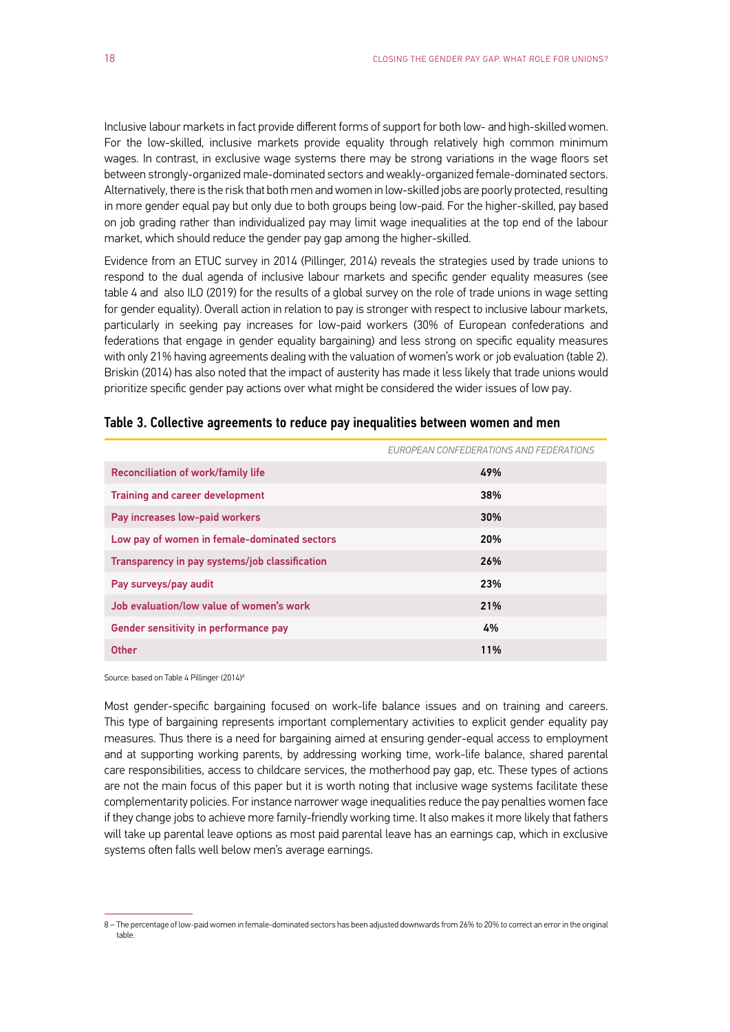Inclusive labour markets in fact provide different forms of support for both low- and high-skilled women. For the low-skilled, inclusive markets provide equality through relatively high common minimum wages. In contrast, in exclusive wage systems there may be strong variations in the wage floors set between strongly-organized male-dominated sectors and weakly-organized female-dominated sectors. Alternatively, there is the risk that both men and women in low-skilled jobs are poorly protected, resulting in more gender equal pay but only due to both groups being low-paid. For the higher-skilled, pay based on job grading rather than individualized pay may limit wage inequalities at the top end of the labour market, which should reduce the gender pay gap among the higher-skilled.

Evidence from an ETUC survey in 2014 (Pillinger, 2014) reveals the strategies used by trade unions to respond to the dual agenda of inclusive labour markets and specific gender equality measures (see table 4 and also ILO (2019) for the results of a global survey on the role of trade unions in wage setting for gender equality). Overall action in relation to pay is stronger with respect to inclusive labour markets, particularly in seeking pay increases for low-paid workers (30% of European confederations and federations that engage in gender equality bargaining) and less strong on specific equality measures with only 21% having agreements dealing with the valuation of women's work or job evaluation (table 2). Briskin (2014) has also noted that the impact of austerity has made it less likely that trade unions would prioritize specific gender pay actions over what might be considered the wider issues of low pay.

## Table 3. Collective agreements to reduce pay inequalities between women and men

| | *EUROPEAN CONFEDERATIONS AND FEDERATIONS* |
|---|---|
| Reconciliation of work/family life | 49% |
| Training and career development | 38% |
| Pay increases low-paid workers | 30% |
| Low pay of women in female-dominated sectors | 20% |
| Transparency in pay systems/job classification | 26% |
| Pay surveys/pay audit | 23% |
| Job evaluation/low value of women's work | 21% |
| Gender sensitivity in performance pay | 4% |
| Other | 11% |

Source: based on Table 4 Pillinger (2014)[8]

Most gender-specific bargaining focused on work-life balance issues and on training and careers. This type of bargaining represents important complementary activities to explicit gender equality pay measures. Thus there is a need for bargaining aimed at ensuring gender-equal access to employment and at supporting working parents, by addressing working time, work-life balance, shared parental care responsibilities, access to childcare services, the motherhood pay gap, etc. These types of actions are not the main focus of this paper but it is worth noting that inclusive wage systems facilitate these complementarity policies. For instance narrower wage inequalities reduce the pay penalties women face if they change jobs to achieve more family-friendly working time. It also makes it more likely that fathers will take up parental leave options as most paid parental leave has an earnings cap, which in exclusive systems often falls well below men's average earnings.

8 – The percentage of low-paid women in female-dominated sectors has been adjusted downwards from 26% to 20% to correct an error in the original table.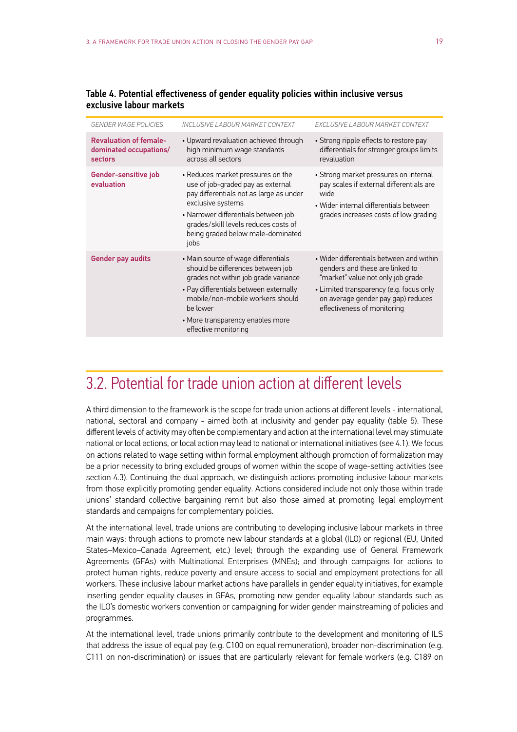**Table 4. Potential effectiveness of gender equality policies within inclusive versus exclusive labour markets**

| *GENDER WAGE POLICIES* | *INCLUSIVE LABOUR MARKET CONTEXT* | *EXCLUSIVE LABOUR MARKET CONTEXT* |
|---|---|---|
| **Revaluation of female-dominated occupations/ sectors** | • Upward revaluation achieved through high minimum wage standards across all sectors | • Strong ripple effects to restore pay differentials for stronger groups limits revaluation |
| **Gender-sensitive job evaluation** | • Reduces market pressures on the use of job-graded pay as external pay differentials not as large as under exclusive systems<br>• Narrower differentials between job grades/skill levels reduces costs of being graded below male-dominated jobs | • Strong market pressures on internal pay scales if external differentials are wide<br>• Wider internal differentials between grades increases costs of low grading |
| **Gender pay audits** | • Main source of wage differentials should be differences between job grades not within job grade variance<br>• Pay differentials between externally mobile/non-mobile workers should be lower<br>• More transparency enables more effective monitoring | • Wider differentials between and within genders and these are linked to "market" value not only job grade<br>• Limited transparency (e.g. focus only on average gender pay gap) reduces effectiveness of monitoring |

## 3.2. Potential for trade union action at different levels

A third dimension to the framework is the scope for trade union actions at different levels - international, national, sectoral and company - aimed both at inclusivity and gender pay equality (table 5). These different levels of activity may often be complementary and action at the international level may stimulate national or local actions, or local action may lead to national or international initiatives (see 4.1). We focus on actions related to wage setting within formal employment although promotion of formalization may be a prior necessity to bring excluded groups of women within the scope of wage-setting activities (see section 4.3). Continuing the dual approach, we distinguish actions promoting inclusive labour markets from those explicitly promoting gender equality. Actions considered include not only those within trade unions' standard collective bargaining remit but also those aimed at promoting legal employment standards and campaigns for complementary policies.

At the international level, trade unions are contributing to developing inclusive labour markets in three main ways: through actions to promote new labour standards at a global (ILO) or regional (EU, United States–Mexico–Canada Agreement, etc.) level; through the expanding use of General Framework Agreements (GFAs) with Multinational Enterprises (MNEs); and through campaigns for actions to protect human rights, reduce poverty and ensure access to social and employment protections for all workers. These inclusive labour market actions have parallels in gender equality initiatives, for example inserting gender equality clauses in GFAs, promoting new gender equality labour standards such as the ILO's domestic workers convention or campaigning for wider gender mainstreaming of policies and programmes.

At the international level, trade unions primarily contribute to the development and monitoring of ILS that address the issue of equal pay (e.g. C100 on equal remuneration), broader non-discrimination (e.g. C111 on non-discrimination) or issues that are particularly relevant for female workers (e.g. C189 on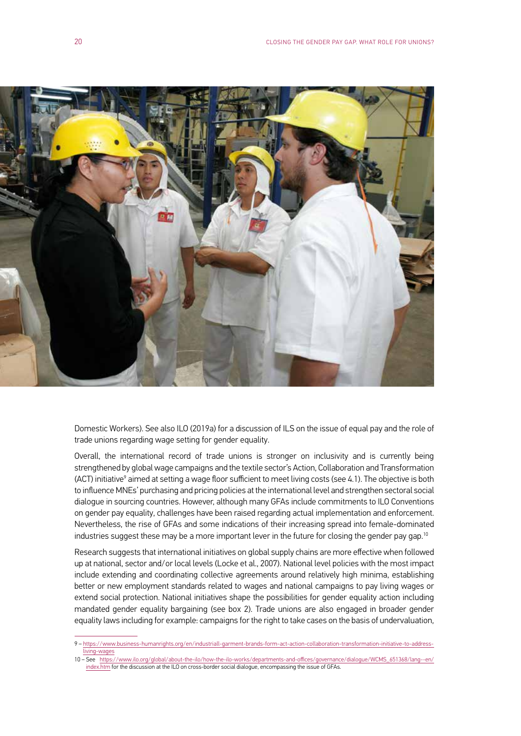Domestic Workers). See also ILO (2019a) for a discussion of ILS on the issue of equal pay and the role of trade unions regarding wage setting for gender equality.

Overall, the international record of trade unions is stronger on inclusivity and is currently being strengthened by global wage campaigns and the textile sector's Action, Collaboration and Transformation (ACT) initiative[9] aimed at setting a wage floor sufficient to meet living costs (see 4.1). The objective is both to influence MNEs' purchasing and pricing policies at the international level and strengthen sectoral social dialogue in sourcing countries. However, although many GFAs include commitments to ILO Conventions on gender pay equality, challenges have been raised regarding actual implementation and enforcement. Nevertheless, the rise of GFAs and some indications of their increasing spread into female-dominated industries suggest these may be a more important lever in the future for closing the gender pay gap.[10]

Research suggests that international initiatives on global supply chains are more effective when followed up at national, sector and/or local levels (Locke et al., 2007). National level policies with the most impact include extending and coordinating collective agreements around relatively high minima, establishing better or new employment standards related to wages and national campaigns to pay living wages or extend social protection. National initiatives shape the possibilities for gender equality action including mandated gender equality bargaining (see box 2). Trade unions are also engaged in broader gender equality laws including for example: campaigns for the right to take cases on the basis of undervaluation,

9 – https://www.business-humanrights.org/en/industriall-garment-brands-form-act-action-collaboration-transformation-initiative-to-address-living-wages

10 – See https://www.ilo.org/global/about-the-ilo/how-the-ilo-works/departments-and-offices/governance/dialogue/WCMS_651368/lang--en/index.htm for the discussion at the ILO on cross-border social dialogue, encompassing the issue of GFAs.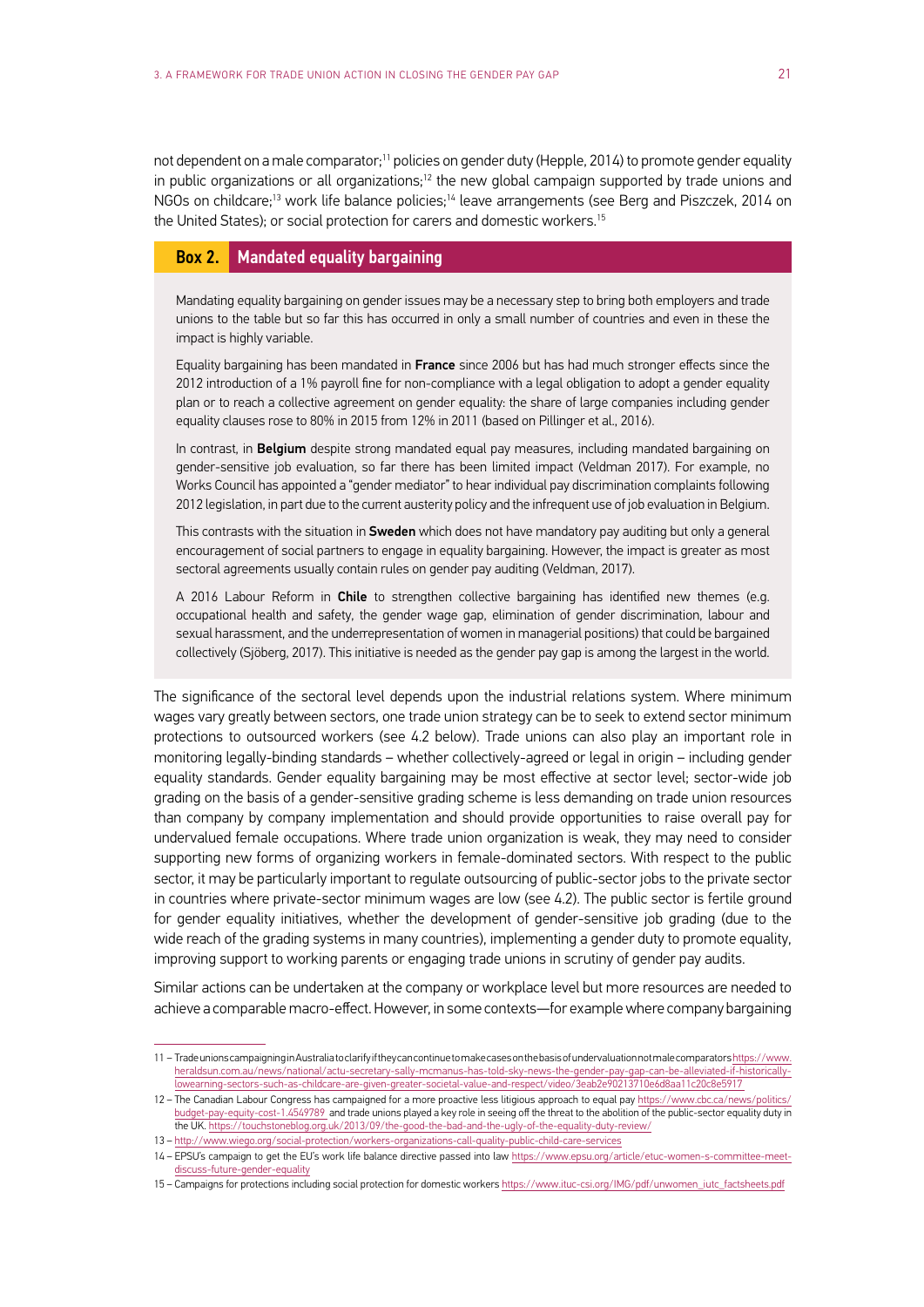not dependent on a male comparator;[11] policies on gender duty (Hepple, 2014) to promote gender equality in public organizations or all organizations;[12] the new global campaign supported by trade unions and NGOs on childcare;[13] work life balance policies;[14] leave arrangements (see Berg and Piszczek, 2014 on the United States); or social protection for carers and domestic workers.[15]

## Box 2. Mandated equality bargaining

Mandating equality bargaining on gender issues may be a necessary step to bring both employers and trade unions to the table but so far this has occurred in only a small number of countries and even in these the impact is highly variable.

Equality bargaining has been mandated in **France** since 2006 but has had much stronger effects since the 2012 introduction of a 1% payroll fine for non-compliance with a legal obligation to adopt a gender equality plan or to reach a collective agreement on gender equality: the share of large companies including gender equality clauses rose to 80% in 2015 from 12% in 2011 (based on Pillinger et al., 2016).

In contrast, in **Belgium** despite strong mandated equal pay measures, including mandated bargaining on gender-sensitive job evaluation, so far there has been limited impact (Veldman 2017). For example, no Works Council has appointed a "gender mediator" to hear individual pay discrimination complaints following 2012 legislation, in part due to the current austerity policy and the infrequent use of job evaluation in Belgium.

This contrasts with the situation in **Sweden** which does not have mandatory pay auditing but only a general encouragement of social partners to engage in equality bargaining. However, the impact is greater as most sectoral agreements usually contain rules on gender pay auditing (Veldman, 2017).

A 2016 Labour Reform in **Chile** to strengthen collective bargaining has identified new themes (e.g. occupational health and safety, the gender wage gap, elimination of gender discrimination, labour and sexual harassment, and the underrepresentation of women in managerial positions) that could be bargained collectively (Sjöberg, 2017). This initiative is needed as the gender pay gap is among the largest in the world.

The significance of the sectoral level depends upon the industrial relations system. Where minimum wages vary greatly between sectors, one trade union strategy can be to seek to extend sector minimum protections to outsourced workers (see 4.2 below). Trade unions can also play an important role in monitoring legally-binding standards – whether collectively-agreed or legal in origin – including gender equality standards. Gender equality bargaining may be most effective at sector level; sector-wide job grading on the basis of a gender-sensitive grading scheme is less demanding on trade union resources than company by company implementation and should provide opportunities to raise overall pay for undervalued female occupations. Where trade union organization is weak, they may need to consider supporting new forms of organizing workers in female-dominated sectors. With respect to the public sector, it may be particularly important to regulate outsourcing of public-sector jobs to the private sector in countries where private-sector minimum wages are low (see 4.2). The public sector is fertile ground for gender equality initiatives, whether the development of gender-sensitive job grading (due to the wide reach of the grading systems in many countries), implementing a gender duty to promote equality, improving support to working parents or engaging trade unions in scrutiny of gender pay audits.

Similar actions can be undertaken at the company or workplace level but more resources are needed to achieve a comparable macro-effect. However, in some contexts—for example where company bargaining

---

11 – Trade unions campaigning in Australia to clarify if they can continue to make cases on the basis of undervaluation not male comparators https://www.heraldsun.com.au/news/national/actu-secretary-sally-mcmanus-has-told-sky-news-the-gender-pay-gap-can-be-alleviated-if-historically-lowearning-sectors-such-as-childcare-are-given-greater-societal-value-and-respect/video/3eab2e90213710e6d8aa11c20c8e5917

12 – The Canadian Labour Congress has campaigned for a more proactive less litigious approach to equal pay https://www.cbc.ca/news/politics/budget-pay-equity-cost-1.4549789 and trade unions played a key role in seeing off the threat to the abolition of the public-sector equality duty in the UK. https://touchstoneblog.org.uk/2013/09/the-good-the-bad-and-the-ugly-of-the-equality-duty-review/

13 – http://www.wiego.org/social-protection/workers-organizations-call-quality-public-child-care-services

14 – EPSU's campaign to get the EU's work life balance directive passed into law https://www.epsu.org/article/etuc-women-s-committee-meet-discuss-future-gender-equality

15 – Campaigns for protections including social protection for domestic workers https://www.ituc-csi.org/IMG/pdf/unwomen_iutc_factsheets.pdf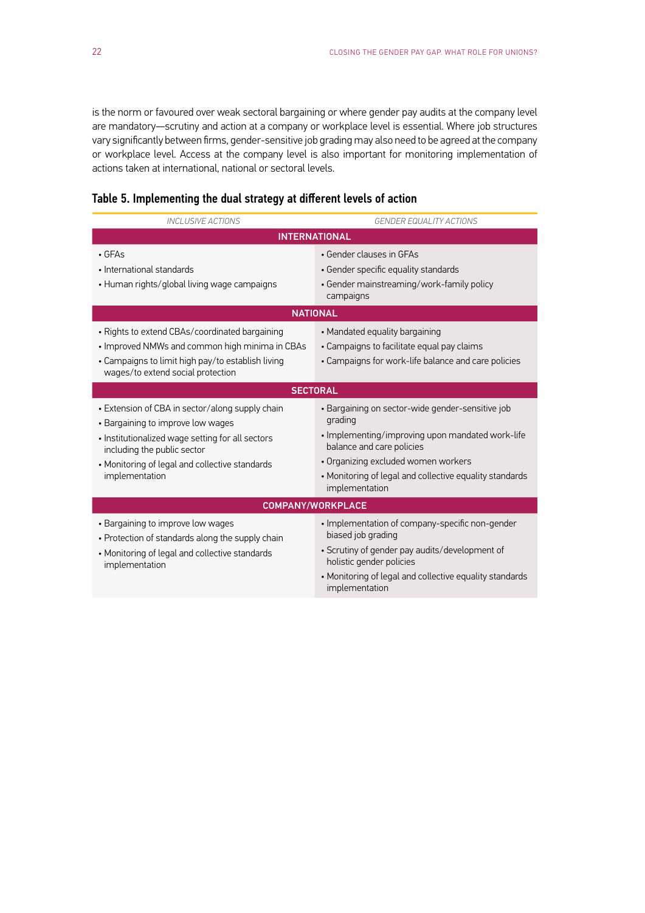is the norm or favoured over weak sectoral bargaining or where gender pay audits at the company level are mandatory—scrutiny and action at a company or workplace level is essential. Where job structures vary significantly between firms, gender-sensitive job grading may also need to be agreed at the company or workplace level. Access at the company level is also important for monitoring implementation of actions taken at international, national or sectoral levels.

### Table 5. Implementing the dual strategy at different levels of action

| *INCLUSIVE ACTIONS* | *GENDER EQUALITY ACTIONS* |
|---|---|
| **INTERNATIONAL** | |
| • GFAs<br>• International standards<br>• Human rights/global living wage campaigns | • Gender clauses in GFAs<br>• Gender specific equality standards<br>• Gender mainstreaming/work-family policy campaigns |
| **NATIONAL** | |
| • Rights to extend CBAs/coordinated bargaining<br>• Improved NMWs and common high minima in CBAs<br>• Campaigns to limit high pay/to establish living wages/to extend social protection | • Mandated equality bargaining<br>• Campaigns to facilitate equal pay claims<br>• Campaigns for work-life balance and care policies |
| **SECTORAL** | |
| • Extension of CBA in sector/along supply chain<br>• Bargaining to improve low wages<br>• Institutionalized wage setting for all sectors including the public sector<br>• Monitoring of legal and collective standards implementation | • Bargaining on sector-wide gender-sensitive job grading<br>• Implementing/improving upon mandated work-life balance and care policies<br>• Organizing excluded women workers<br>• Monitoring of legal and collective equality standards implementation |
| **COMPANY/WORKPLACE** | |
| • Bargaining to improve low wages<br>• Protection of standards along the supply chain<br>• Monitoring of legal and collective standards implementation | • Implementation of company-specific non-gender biased job grading<br>• Scrutiny of gender pay audits/development of holistic gender policies<br>• Monitoring of legal and collective equality standards implementation |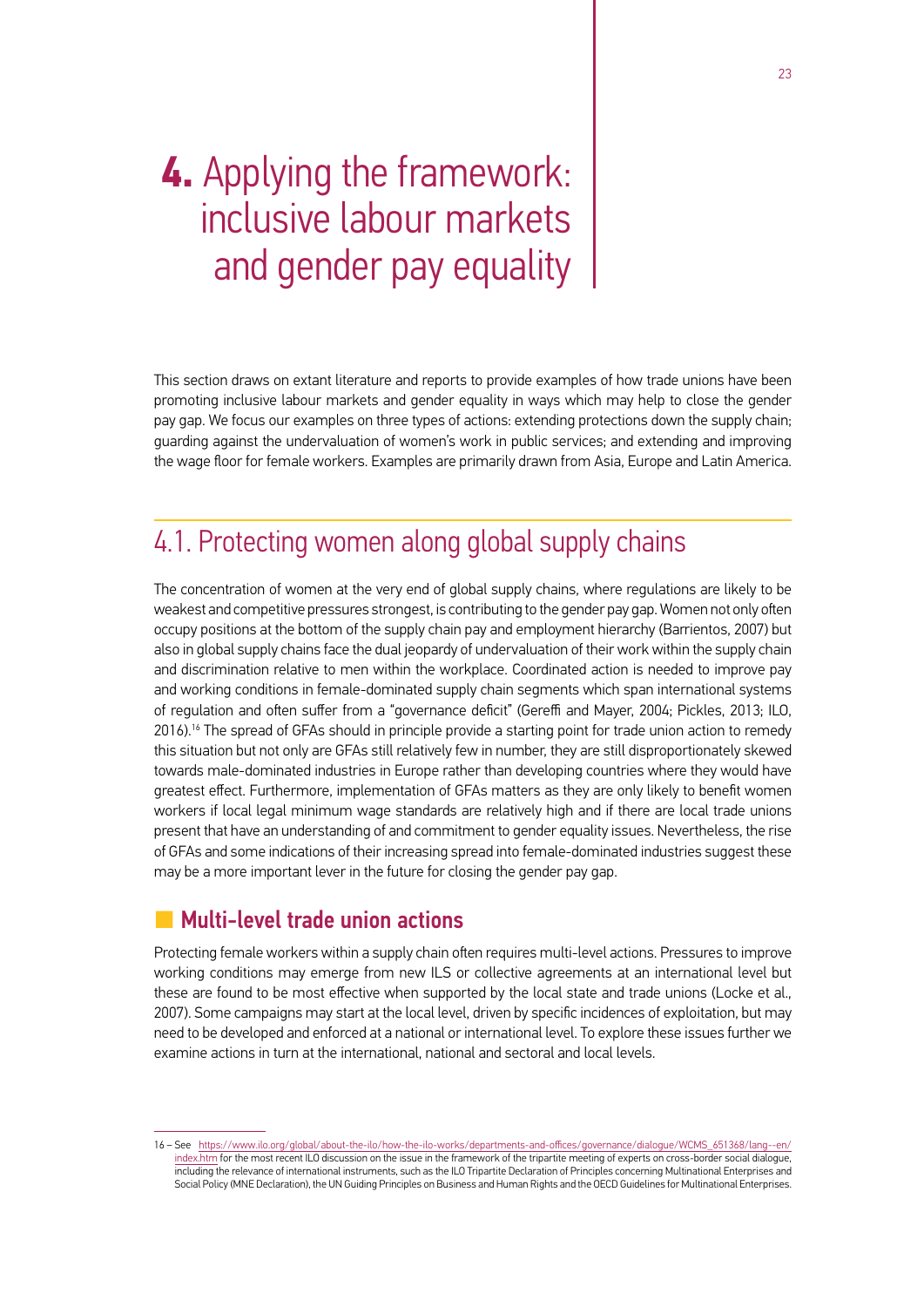# 4. Applying the framework: inclusive labour markets and gender pay equality

This section draws on extant literature and reports to provide examples of how trade unions have been promoting inclusive labour markets and gender equality in ways which may help to close the gender pay gap. We focus our examples on three types of actions: extending protections down the supply chain; guarding against the undervaluation of women's work in public services; and extending and improving the wage floor for female workers. Examples are primarily drawn from Asia, Europe and Latin America.

## 4.1. Protecting women along global supply chains

The concentration of women at the very end of global supply chains, where regulations are likely to be weakest and competitive pressures strongest, is contributing to the gender pay gap. Women not only often occupy positions at the bottom of the supply chain pay and employment hierarchy (Barrientos, 2007) but also in global supply chains face the dual jeopardy of undervaluation of their work within the supply chain and discrimination relative to men within the workplace. Coordinated action is needed to improve pay and working conditions in female-dominated supply chain segments which span international systems of regulation and often suffer from a "governance deficit" (Gereffi and Mayer, 2004; Pickles, 2013; ILO, 2016).[16] The spread of GFAs should in principle provide a starting point for trade union action to remedy this situation but not only are GFAs still relatively few in number, they are still disproportionately skewed towards male-dominated industries in Europe rather than developing countries where they would have greatest effect. Furthermore, implementation of GFAs matters as they are only likely to benefit women workers if local legal minimum wage standards are relatively high and if there are local trade unions present that have an understanding of and commitment to gender equality issues. Nevertheless, the rise of GFAs and some indications of their increasing spread into female-dominated industries suggest these may be a more important lever in the future for closing the gender pay gap.

### Multi-level trade union actions

Protecting female workers within a supply chain often requires multi-level actions. Pressures to improve working conditions may emerge from new ILS or collective agreements at an international level but these are found to be most effective when supported by the local state and trade unions (Locke et al., 2007). Some campaigns may start at the local level, driven by specific incidences of exploitation, but may need to be developed and enforced at a national or international level. To explore these issues further we examine actions in turn at the international, national and sectoral and local levels.

16 – See https://www.ilo.org/global/about-the-ilo/how-the-ilo-works/departments-and-offices/governance/dialogue/WCMS_651368/lang--en/index.htm for the most recent ILO discussion on the issue in the framework of the tripartite meeting of experts on cross-border social dialogue, including the relevance of international instruments, such as the ILO Tripartite Declaration of Principles concerning Multinational Enterprises and Social Policy (MNE Declaration), the UN Guiding Principles on Business and Human Rights and the OECD Guidelines for Multinational Enterprises.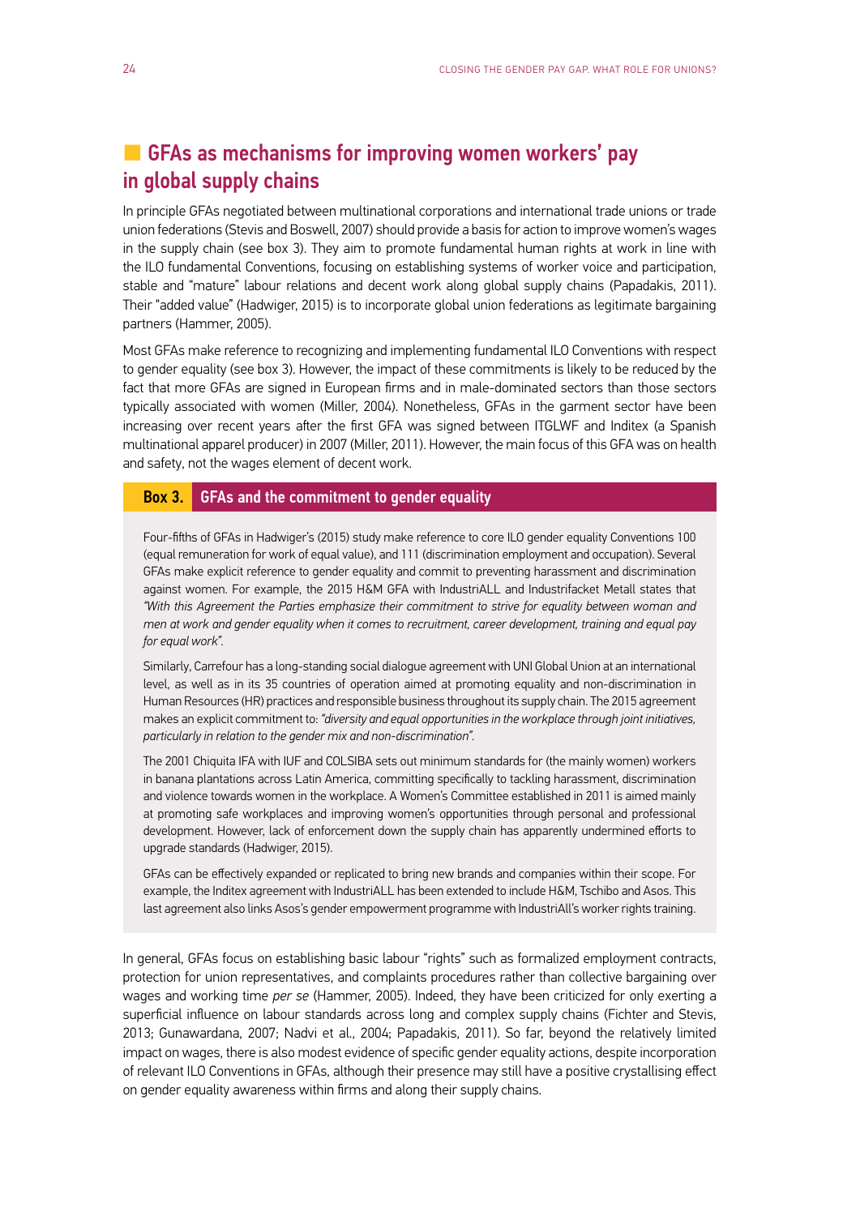## GFAs as mechanisms for improving women workers' pay in global supply chains

In principle GFAs negotiated between multinational corporations and international trade unions or trade union federations (Stevis and Boswell, 2007) should provide a basis for action to improve women's wages in the supply chain (see box 3). They aim to promote fundamental human rights at work in line with the ILO fundamental Conventions, focusing on establishing systems of worker voice and participation, stable and "mature" labour relations and decent work along global supply chains (Papadakis, 2011). Their "added value" (Hadwiger, 2015) is to incorporate global union federations as legitimate bargaining partners (Hammer, 2005).

Most GFAs make reference to recognizing and implementing fundamental ILO Conventions with respect to gender equality (see box 3). However, the impact of these commitments is likely to be reduced by the fact that more GFAs are signed in European firms and in male-dominated sectors than those sectors typically associated with women (Miller, 2004). Nonetheless, GFAs in the garment sector have been increasing over recent years after the first GFA was signed between ITGLWF and Inditex (a Spanish multinational apparel producer) in 2007 (Miller, 2011). However, the main focus of this GFA was on health and safety, not the wages element of decent work.

### Box 3. GFAs and the commitment to gender equality

Four-fifths of GFAs in Hadwiger's (2015) study make reference to core ILO gender equality Conventions 100 (equal remuneration for work of equal value), and 111 (discrimination employment and occupation). Several GFAs make explicit reference to gender equality and commit to preventing harassment and discrimination against women. For example, the 2015 H&M GFA with IndustriALL and Industrifacket Metall states that *"With this Agreement the Parties emphasize their commitment to strive for equality between woman and men at work and gender equality when it comes to recruitment, career development, training and equal pay for equal work"*.

Similarly, Carrefour has a long-standing social dialogue agreement with UNI Global Union at an international level, as well as in its 35 countries of operation aimed at promoting equality and non-discrimination in Human Resources (HR) practices and responsible business throughout its supply chain. The 2015 agreement makes an explicit commitment to: *"diversity and equal opportunities in the workplace through joint initiatives, particularly in relation to the gender mix and non-discrimination"*.

The 2001 Chiquita IFA with IUF and COLSIBA sets out minimum standards for (the mainly women) workers in banana plantations across Latin America, committing specifically to tackling harassment, discrimination and violence towards women in the workplace. A Women's Committee established in 2011 is aimed mainly at promoting safe workplaces and improving women's opportunities through personal and professional development. However, lack of enforcement down the supply chain has apparently undermined efforts to upgrade standards (Hadwiger, 2015).

GFAs can be effectively expanded or replicated to bring new brands and companies within their scope. For example, the Inditex agreement with IndustriALL has been extended to include H&M, Tschibo and Asos. This last agreement also links Asos's gender empowerment programme with IndustriAll's worker rights training.

In general, GFAs focus on establishing basic labour "rights" such as formalized employment contracts, protection for union representatives, and complaints procedures rather than collective bargaining over wages and working time *per se* (Hammer, 2005). Indeed, they have been criticized for only exerting a superficial influence on labour standards across long and complex supply chains (Fichter and Stevis, 2013; Gunawardana, 2007; Nadvi et al., 2004; Papadakis, 2011). So far, beyond the relatively limited impact on wages, there is also modest evidence of specific gender equality actions, despite incorporation of relevant ILO Conventions in GFAs, although their presence may still have a positive crystallising effect on gender equality awareness within firms and along their supply chains.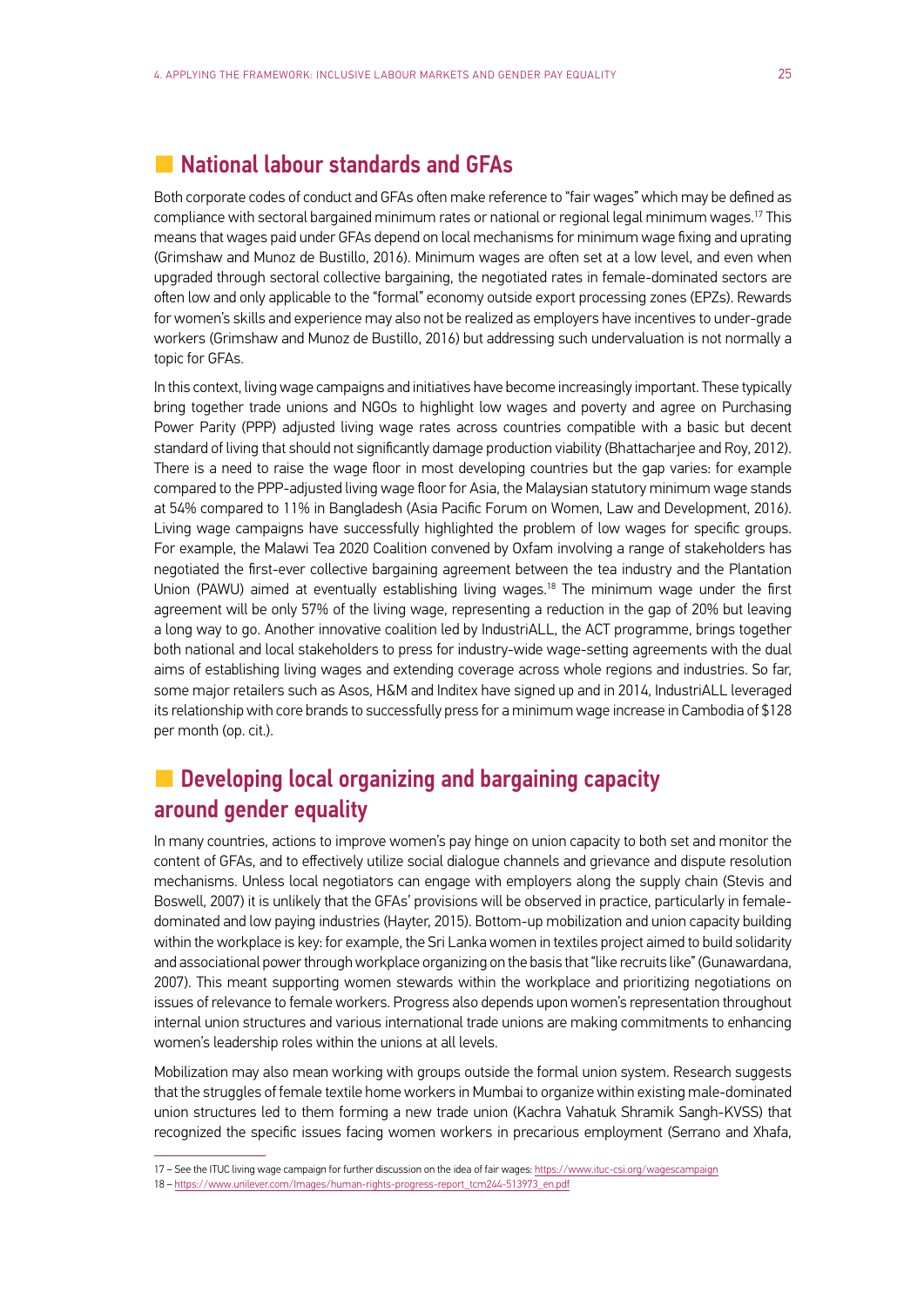## National labour standards and GFAs

Both corporate codes of conduct and GFAs often make reference to "fair wages" which may be defined as compliance with sectoral bargained minimum rates or national or regional legal minimum wages.[17] This means that wages paid under GFAs depend on local mechanisms for minimum wage fixing and uprating (Grimshaw and Munoz de Bustillo, 2016). Minimum wages are often set at a low level, and even when upgraded through sectoral collective bargaining, the negotiated rates in female-dominated sectors are often low and only applicable to the "formal" economy outside export processing zones (EPZs). Rewards for women's skills and experience may also not be realized as employers have incentives to under-grade workers (Grimshaw and Munoz de Bustillo, 2016) but addressing such undervaluation is not normally a topic for GFAs.

In this context, living wage campaigns and initiatives have become increasingly important. These typically bring together trade unions and NGOs to highlight low wages and poverty and agree on Purchasing Power Parity (PPP) adjusted living wage rates across countries compatible with a basic but decent standard of living that should not significantly damage production viability (Bhattacharjee and Roy, 2012). There is a need to raise the wage floor in most developing countries but the gap varies: for example compared to the PPP-adjusted living wage floor for Asia, the Malaysian statutory minimum wage stands at 54% compared to 11% in Bangladesh (Asia Pacific Forum on Women, Law and Development, 2016). Living wage campaigns have successfully highlighted the problem of low wages for specific groups. For example, the Malawi Tea 2020 Coalition convened by Oxfam involving a range of stakeholders has negotiated the first-ever collective bargaining agreement between the tea industry and the Plantation Union (PAWU) aimed at eventually establishing living wages.[18] The minimum wage under the first agreement will be only 57% of the living wage, representing a reduction in the gap of 20% but leaving a long way to go. Another innovative coalition led by IndustriALL, the ACT programme, brings together both national and local stakeholders to press for industry-wide wage-setting agreements with the dual aims of establishing living wages and extending coverage across whole regions and industries. So far, some major retailers such as Asos, H&M and Inditex have signed up and in 2014, IndustriALL leveraged its relationship with core brands to successfully press for a minimum wage increase in Cambodia of $128 per month (op. cit.).

## Developing local organizing and bargaining capacity around gender equality

In many countries, actions to improve women's pay hinge on union capacity to both set and monitor the content of GFAs, and to effectively utilize social dialogue channels and grievance and dispute resolution mechanisms. Unless local negotiators can engage with employers along the supply chain (Stevis and Boswell, 2007) it is unlikely that the GFAs' provisions will be observed in practice, particularly in female-dominated and low paying industries (Hayter, 2015). Bottom-up mobilization and union capacity building within the workplace is key: for example, the Sri Lanka women in textiles project aimed to build solidarity and associational power through workplace organizing on the basis that "like recruits like" (Gunawardana, 2007). This meant supporting women stewards within the workplace and prioritizing negotiations on issues of relevance to female workers. Progress also depends upon women's representation throughout internal union structures and various international trade unions are making commitments to enhancing women's leadership roles within the unions at all levels.

Mobilization may also mean working with groups outside the formal union system. Research suggests that the struggles of female textile home workers in Mumbai to organize within existing male-dominated union structures led to them forming a new trade union (Kachra Vahatuk Shramik Sangh-KVSS) that recognized the specific issues facing women workers in precarious employment (Serrano and Xhafa,

---

17 – See the ITUC living wage campaign for further discussion on the idea of fair wages: https://www.ituc-csi.org/wagescampaign

18 – https://www.unilever.com/Images/human-rights-progress-report_tcm244-513973_en.pdf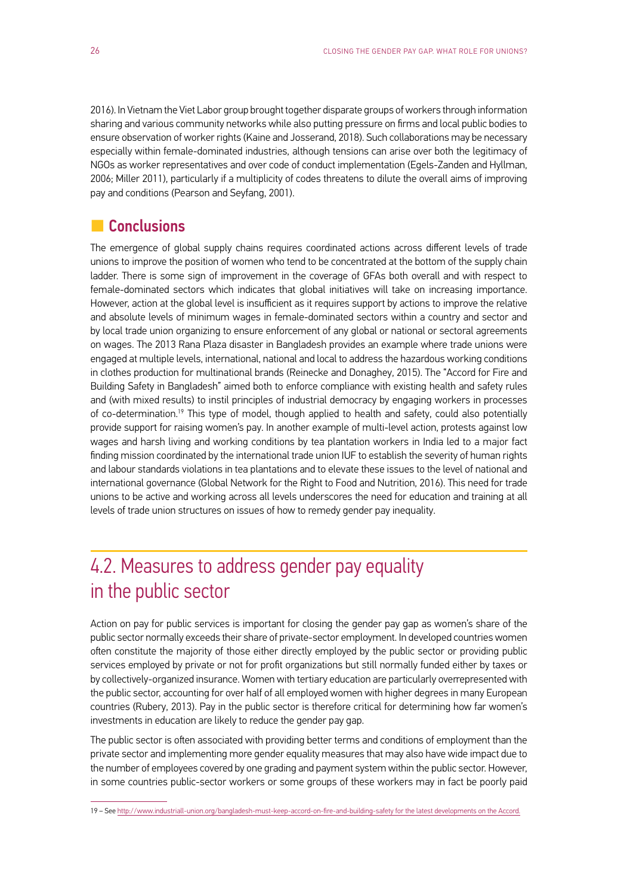2016). In Vietnam the Viet Labor group brought together disparate groups of workers through information sharing and various community networks while also putting pressure on firms and local public bodies to ensure observation of worker rights (Kaine and Josserand, 2018). Such collaborations may be necessary especially within female-dominated industries, although tensions can arise over both the legitimacy of NGOs as worker representatives and over code of conduct implementation (Egels-Zanden and Hyllman, 2006; Miller 2011), particularly if a multiplicity of codes threatens to dilute the overall aims of improving pay and conditions (Pearson and Seyfang, 2001).

### Conclusions

The emergence of global supply chains requires coordinated actions across different levels of trade unions to improve the position of women who tend to be concentrated at the bottom of the supply chain ladder. There is some sign of improvement in the coverage of GFAs both overall and with respect to female-dominated sectors which indicates that global initiatives will take on increasing importance. However, action at the global level is insufficient as it requires support by actions to improve the relative and absolute levels of minimum wages in female-dominated sectors within a country and sector and by local trade union organizing to ensure enforcement of any global or national or sectoral agreements on wages. The 2013 Rana Plaza disaster in Bangladesh provides an example where trade unions were engaged at multiple levels, international, national and local to address the hazardous working conditions in clothes production for multinational brands (Reinecke and Donaghey, 2015). The "Accord for Fire and Building Safety in Bangladesh" aimed both to enforce compliance with existing health and safety rules and (with mixed results) to instil principles of industrial democracy by engaging workers in processes of co-determination.[19] This type of model, though applied to health and safety, could also potentially provide support for raising women's pay. In another example of multi-level action, protests against low wages and harsh living and working conditions by tea plantation workers in India led to a major fact finding mission coordinated by the international trade union IUF to establish the severity of human rights and labour standards violations in tea plantations and to elevate these issues to the level of national and international governance (Global Network for the Right to Food and Nutrition, 2016). This need for trade unions to be active and working across all levels underscores the need for education and training at all levels of trade union structures on issues of how to remedy gender pay inequality.

## 4.2. Measures to address gender pay equality in the public sector

Action on pay for public services is important for closing the gender pay gap as women's share of the public sector normally exceeds their share of private-sector employment. In developed countries women often constitute the majority of those either directly employed by the public sector or providing public services employed by private or not for profit organizations but still normally funded either by taxes or by collectively-organized insurance. Women with tertiary education are particularly overrepresented with the public sector, accounting for over half of all employed women with higher degrees in many European countries (Rubery, 2013). Pay in the public sector is therefore critical for determining how far women's investments in education are likely to reduce the gender pay gap.

The public sector is often associated with providing better terms and conditions of employment than the private sector and implementing more gender equality measures that may also have wide impact due to the number of employees covered by one grading and payment system within the public sector. However, in some countries public-sector workers or some groups of these workers may in fact be poorly paid

19 – See http://www.industriall-union.org/bangladesh-must-keep-accord-on-fire-and-building-safety for the latest developments on the Accord.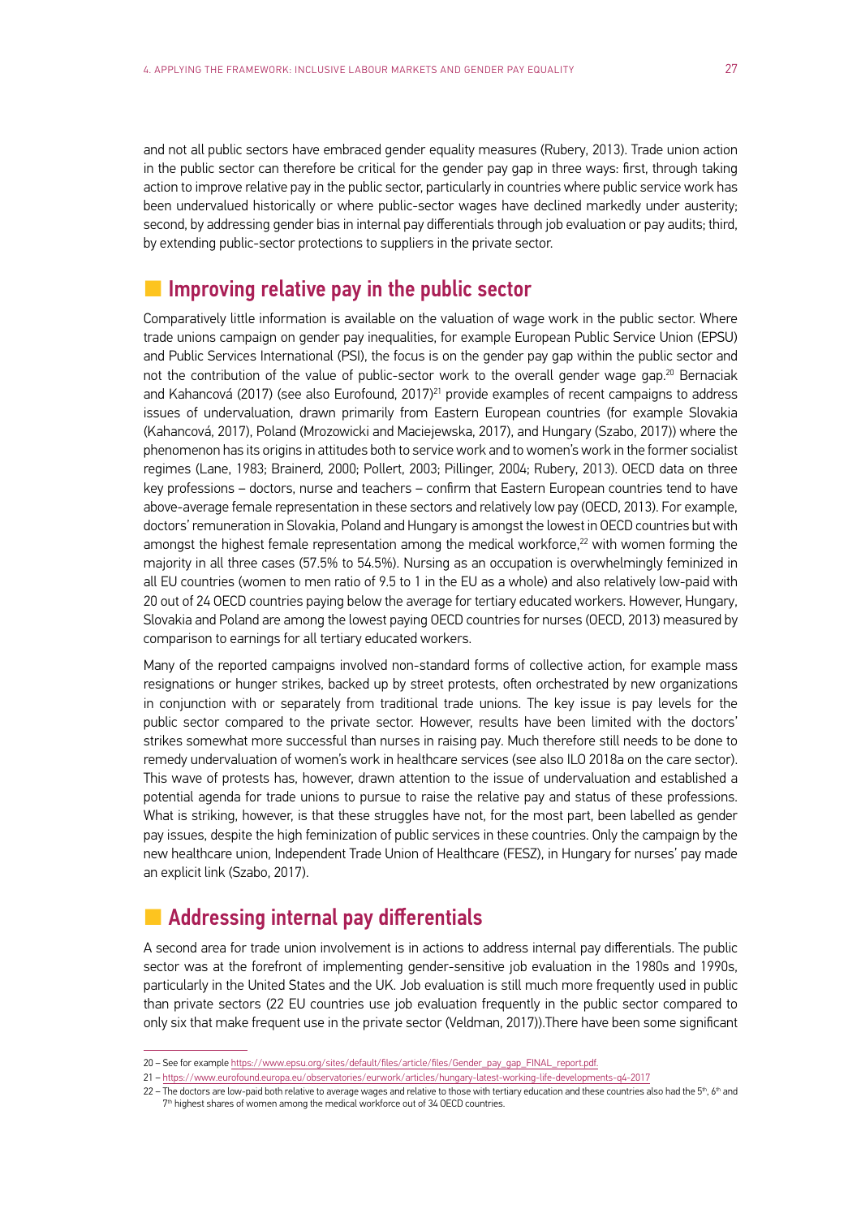and not all public sectors have embraced gender equality measures (Rubery, 2013). Trade union action in the public sector can therefore be critical for the gender pay gap in three ways: first, through taking action to improve relative pay in the public sector, particularly in countries where public service work has been undervalued historically or where public-sector wages have declined markedly under austerity; second, by addressing gender bias in internal pay differentials through job evaluation or pay audits; third, by extending public-sector protections to suppliers in the private sector.

## Improving relative pay in the public sector

Comparatively little information is available on the valuation of wage work in the public sector. Where trade unions campaign on gender pay inequalities, for example European Public Service Union (EPSU) and Public Services International (PSI), the focus is on the gender pay gap within the public sector and not the contribution of the value of public-sector work to the overall gender wage gap.[20] Bernaciak and Kahancová (2017) (see also Eurofound, 2017)[21] provide examples of recent campaigns to address issues of undervaluation, drawn primarily from Eastern European countries (for example Slovakia (Kahancová, 2017), Poland (Mrozowicki and Maciejewska, 2017), and Hungary (Szabo, 2017)) where the phenomenon has its origins in attitudes both to service work and to women's work in the former socialist regimes (Lane, 1983; Brainerd, 2000; Pollert, 2003; Pillinger, 2004; Rubery, 2013). OECD data on three key professions – doctors, nurse and teachers – confirm that Eastern European countries tend to have above-average female representation in these sectors and relatively low pay (OECD, 2013). For example, doctors' remuneration in Slovakia, Poland and Hungary is amongst the lowest in OECD countries but with amongst the highest female representation among the medical workforce,[22] with women forming the majority in all three cases (57.5% to 54.5%). Nursing as an occupation is overwhelmingly feminized in all EU countries (women to men ratio of 9.5 to 1 in the EU as a whole) and also relatively low-paid with 20 out of 24 OECD countries paying below the average for tertiary educated workers. However, Hungary, Slovakia and Poland are among the lowest paying OECD countries for nurses (OECD, 2013) measured by comparison to earnings for all tertiary educated workers.

Many of the reported campaigns involved non-standard forms of collective action, for example mass resignations or hunger strikes, backed up by street protests, often orchestrated by new organizations in conjunction with or separately from traditional trade unions. The key issue is pay levels for the public sector compared to the private sector. However, results have been limited with the doctors' strikes somewhat more successful than nurses in raising pay. Much therefore still needs to be done to remedy undervaluation of women's work in healthcare services (see also ILO 2018a on the care sector). This wave of protests has, however, drawn attention to the issue of undervaluation and established a potential agenda for trade unions to pursue to raise the relative pay and status of these professions. What is striking, however, is that these struggles have not, for the most part, been labelled as gender pay issues, despite the high feminization of public services in these countries. Only the campaign by the new healthcare union, Independent Trade Union of Healthcare (FESZ), in Hungary for nurses' pay made an explicit link (Szabo, 2017).

## Addressing internal pay differentials

A second area for trade union involvement is in actions to address internal pay differentials. The public sector was at the forefront of implementing gender-sensitive job evaluation in the 1980s and 1990s, particularly in the United States and the UK. Job evaluation is still much more frequently used in public than private sectors (22 EU countries use job evaluation frequently in the public sector compared to only six that make frequent use in the private sector (Veldman, 2017)).There have been some significant

---

20 – See for example https://www.epsu.org/sites/default/files/article/files/Gender_pay_gap_FINAL_report.pdf.

21 – https://www.eurofound.europa.eu/observatories/eurwork/articles/hungary-latest-working-life-developments-q4-2017

22 – The doctors are low-paid both relative to average wages and relative to those with tertiary education and these countries also had the 5th, 6th and 7th highest shares of women among the medical workforce out of 34 OECD countries.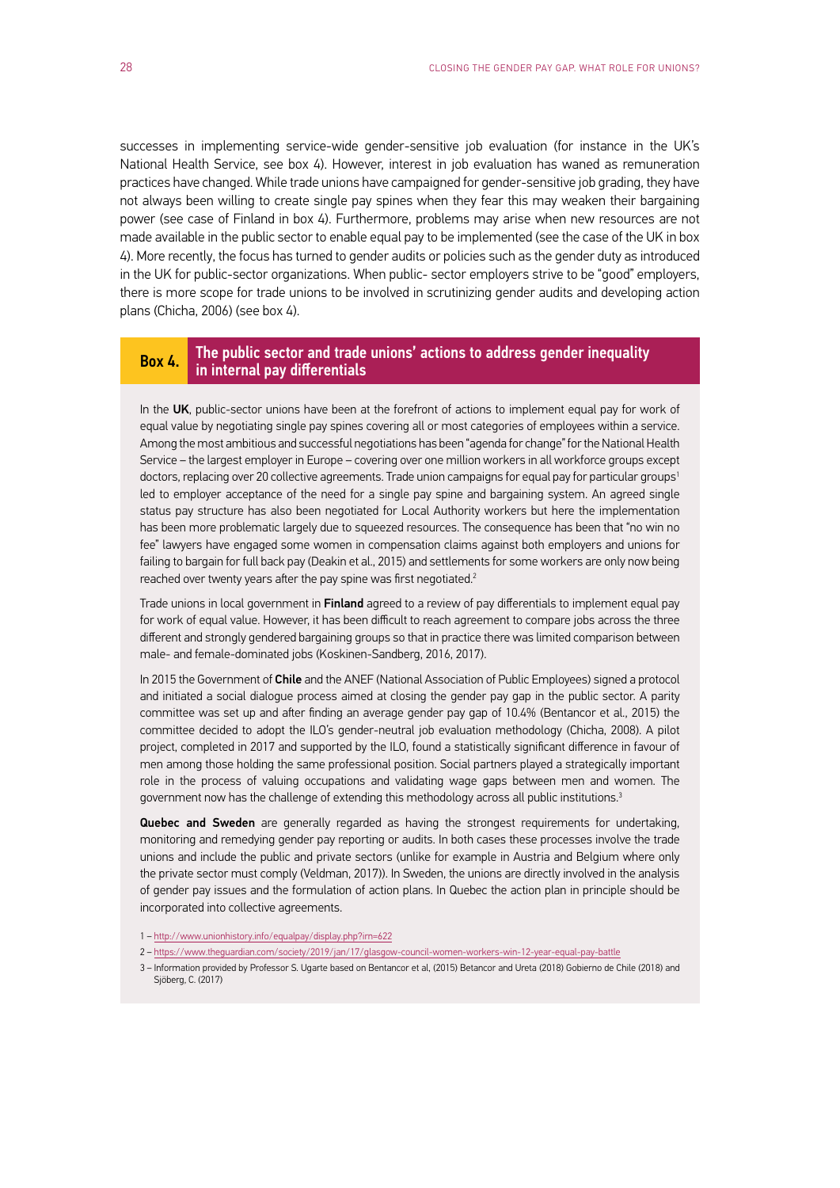successes in implementing service-wide gender-sensitive job evaluation (for instance in the UK's National Health Service, see box 4). However, interest in job evaluation has waned as remuneration practices have changed. While trade unions have campaigned for gender-sensitive job grading, they have not always been willing to create single pay spines when they fear this may weaken their bargaining power (see case of Finland in box 4). Furthermore, problems may arise when new resources are not made available in the public sector to enable equal pay to be implemented (see the case of the UK in box 4). More recently, the focus has turned to gender audits or policies such as the gender duty as introduced in the UK for public-sector organizations. When public- sector employers strive to be "good" employers, there is more scope for trade unions to be involved in scrutinizing gender audits and developing action plans (Chicha, 2006) (see box 4).

### Box 4. The public sector and trade unions' actions to address gender inequality in internal pay differentials

In the **UK**, public-sector unions have been at the forefront of actions to implement equal pay for work of equal value by negotiating single pay spines covering all or most categories of employees within a service. Among the most ambitious and successful negotiations has been "agenda for change" for the National Health Service – the largest employer in Europe – covering over one million workers in all workforce groups except doctors, replacing over 20 collective agreements. Trade union campaigns for equal pay for particular groups[1] led to employer acceptance of the need for a single pay spine and bargaining system. An agreed single status pay structure has also been negotiated for Local Authority workers but here the implementation has been more problematic largely due to squeezed resources. The consequence has been that "no win no fee" lawyers have engaged some women in compensation claims against both employers and unions for failing to bargain for full back pay (Deakin et al., 2015) and settlements for some workers are only now being reached over twenty years after the pay spine was first negotiated.[2]

Trade unions in local government in **Finland** agreed to a review of pay differentials to implement equal pay for work of equal value. However, it has been difficult to reach agreement to compare jobs across the three different and strongly gendered bargaining groups so that in practice there was limited comparison between male- and female-dominated jobs (Koskinen-Sandberg, 2016, 2017).

In 2015 the Government of **Chile** and the ANEF (National Association of Public Employees) signed a protocol and initiated a social dialogue process aimed at closing the gender pay gap in the public sector. A parity committee was set up and after finding an average gender pay gap of 10.4% (Bentancor et al., 2015) the committee decided to adopt the ILO's gender-neutral job evaluation methodology (Chicha, 2008). A pilot project, completed in 2017 and supported by the ILO, found a statistically significant difference in favour of men among those holding the same professional position. Social partners played a strategically important role in the process of valuing occupations and validating wage gaps between men and women. The government now has the challenge of extending this methodology across all public institutions.[3]

**Quebec and Sweden** are generally regarded as having the strongest requirements for undertaking, monitoring and remedying gender pay reporting or audits. In both cases these processes involve the trade unions and include the public and private sectors (unlike for example in Austria and Belgium where only the private sector must comply (Veldman, 2017)). In Sweden, the unions are directly involved in the analysis of gender pay issues and the formulation of action plans. In Quebec the action plan in principle should be incorporated into collective agreements.

1 – http://www.unionhistory.info/equalpay/display.php?irn=622

2 – https://www.theguardian.com/society/2019/jan/17/glasgow-council-women-workers-win-12-year-equal-pay-battle

3 – Information provided by Professor S. Ugarte based on Bentancor et al, (2015) Betancor and Ureta (2018) Gobierno de Chile (2018) and Sjöberg, C. (2017)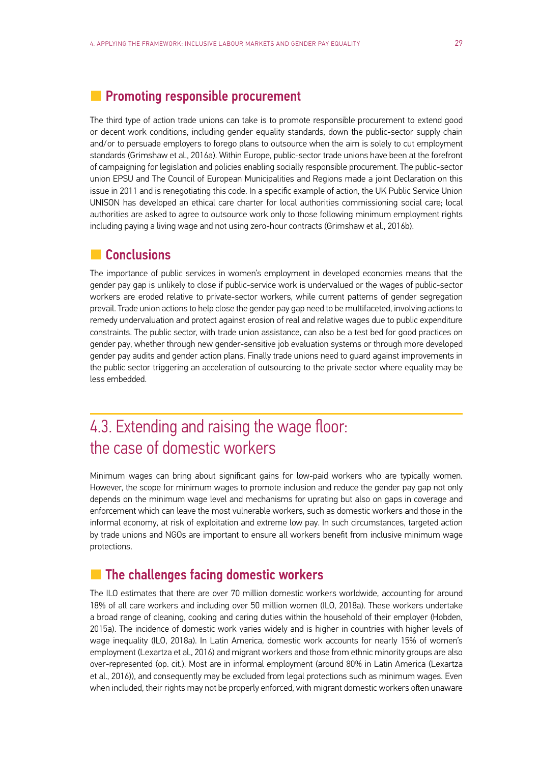### Promoting responsible procurement

The third type of action trade unions can take is to promote responsible procurement to extend good or decent work conditions, including gender equality standards, down the public-sector supply chain and/or to persuade employers to forego plans to outsource when the aim is solely to cut employment standards (Grimshaw et al., 2016a). Within Europe, public-sector trade unions have been at the forefront of campaigning for legislation and policies enabling socially responsible procurement. The public-sector union EPSU and The Council of European Municipalities and Regions made a joint Declaration on this issue in 2011 and is renegotiating this code. In a specific example of action, the UK Public Service Union UNISON has developed an ethical care charter for local authorities commissioning social care; local authorities are asked to agree to outsource work only to those following minimum employment rights including paying a living wage and not using zero-hour contracts (Grimshaw et al., 2016b).

### Conclusions

The importance of public services in women's employment in developed economies means that the gender pay gap is unlikely to close if public-service work is undervalued or the wages of public-sector workers are eroded relative to private-sector workers, while current patterns of gender segregation prevail. Trade union actions to help close the gender pay gap need to be multifaceted, involving actions to remedy undervaluation and protect against erosion of real and relative wages due to public expenditure constraints. The public sector, with trade union assistance, can also be a test bed for good practices on gender pay, whether through new gender-sensitive job evaluation systems or through more developed gender pay audits and gender action plans. Finally trade unions need to guard against improvements in the public sector triggering an acceleration of outsourcing to the private sector where equality may be less embedded.

## 4.3. Extending and raising the wage floor: the case of domestic workers

Minimum wages can bring about significant gains for low-paid workers who are typically women. However, the scope for minimum wages to promote inclusion and reduce the gender pay gap not only depends on the minimum wage level and mechanisms for uprating but also on gaps in coverage and enforcement which can leave the most vulnerable workers, such as domestic workers and those in the informal economy, at risk of exploitation and extreme low pay. In such circumstances, targeted action by trade unions and NGOs are important to ensure all workers benefit from inclusive minimum wage protections.

### The challenges facing domestic workers

The ILO estimates that there are over 70 million domestic workers worldwide, accounting for around 18% of all care workers and including over 50 million women (ILO, 2018a). These workers undertake a broad range of cleaning, cooking and caring duties within the household of their employer (Hobden, 2015a). The incidence of domestic work varies widely and is higher in countries with higher levels of wage inequality (ILO, 2018a). In Latin America, domestic work accounts for nearly 15% of women's employment (Lexartza et al., 2016) and migrant workers and those from ethnic minority groups are also over-represented (op. cit.). Most are in informal employment (around 80% in Latin America (Lexartza et al., 2016)), and consequently may be excluded from legal protections such as minimum wages. Even when included, their rights may not be properly enforced, with migrant domestic workers often unaware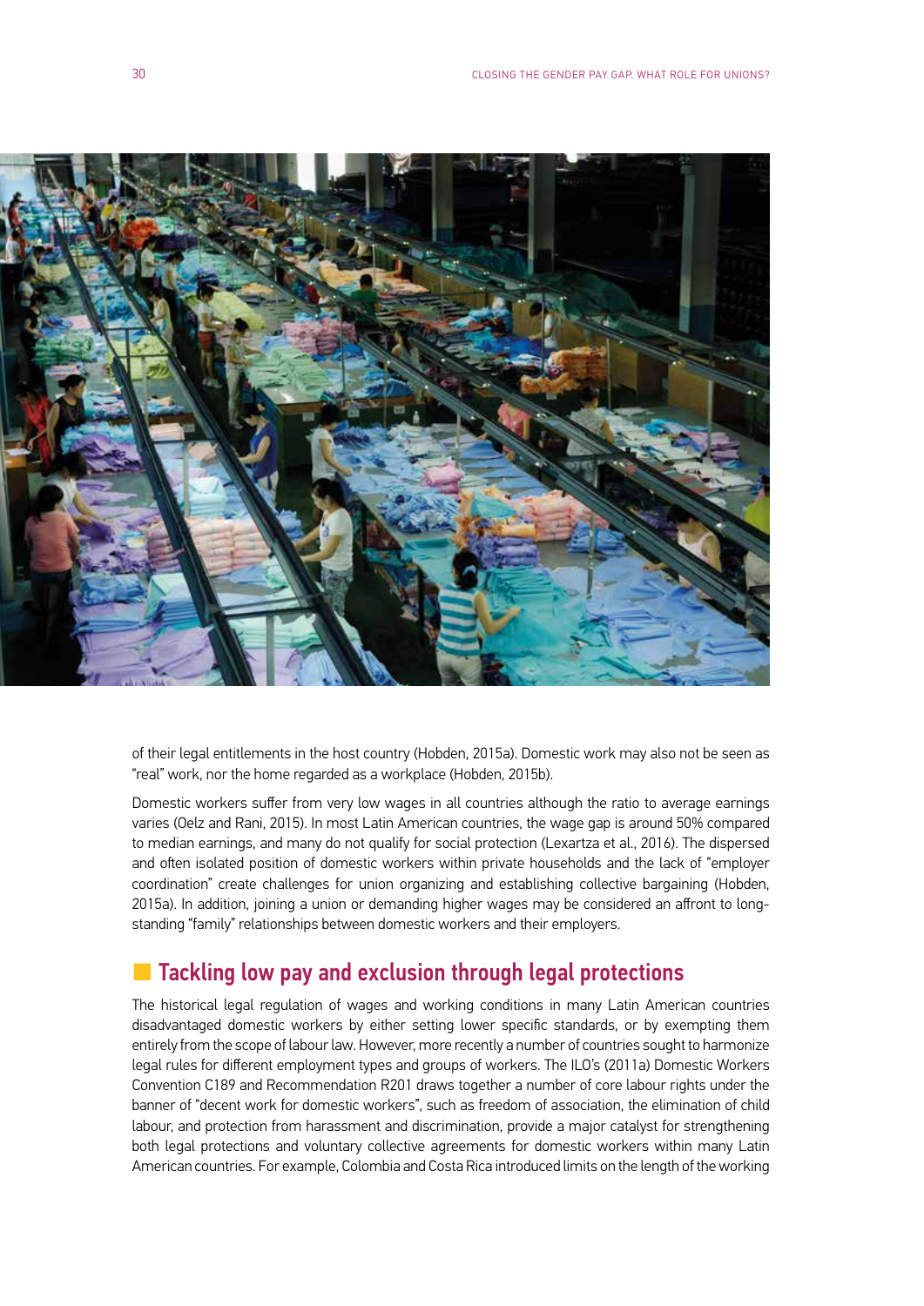of their legal entitlements in the host country (Hobden, 2015a). Domestic work may also not be seen as "real" work, nor the home regarded as a workplace (Hobden, 2015b).

Domestic workers suffer from very low wages in all countries although the ratio to average earnings varies (Oelz and Rani, 2015). In most Latin American countries, the wage gap is around 50% compared to median earnings, and many do not qualify for social protection (Lexartza et al., 2016). The dispersed and often isolated position of domestic workers within private households and the lack of "employer coordination" create challenges for union organizing and establishing collective bargaining (Hobden, 2015a). In addition, joining a union or demanding higher wages may be considered an affront to long-standing "family" relationships between domestic workers and their employers.

## Tackling low pay and exclusion through legal protections

The historical legal regulation of wages and working conditions in many Latin American countries disadvantaged domestic workers by either setting lower specific standards, or by exempting them entirely from the scope of labour law. However, more recently a number of countries sought to harmonize legal rules for different employment types and groups of workers. The ILO's (2011a) Domestic Workers Convention C189 and Recommendation R201 draws together a number of core labour rights under the banner of "decent work for domestic workers", such as freedom of association, the elimination of child labour, and protection from harassment and discrimination, provide a major catalyst for strengthening both legal protections and voluntary collective agreements for domestic workers within many Latin American countries. For example, Colombia and Costa Rica introduced limits on the length of the working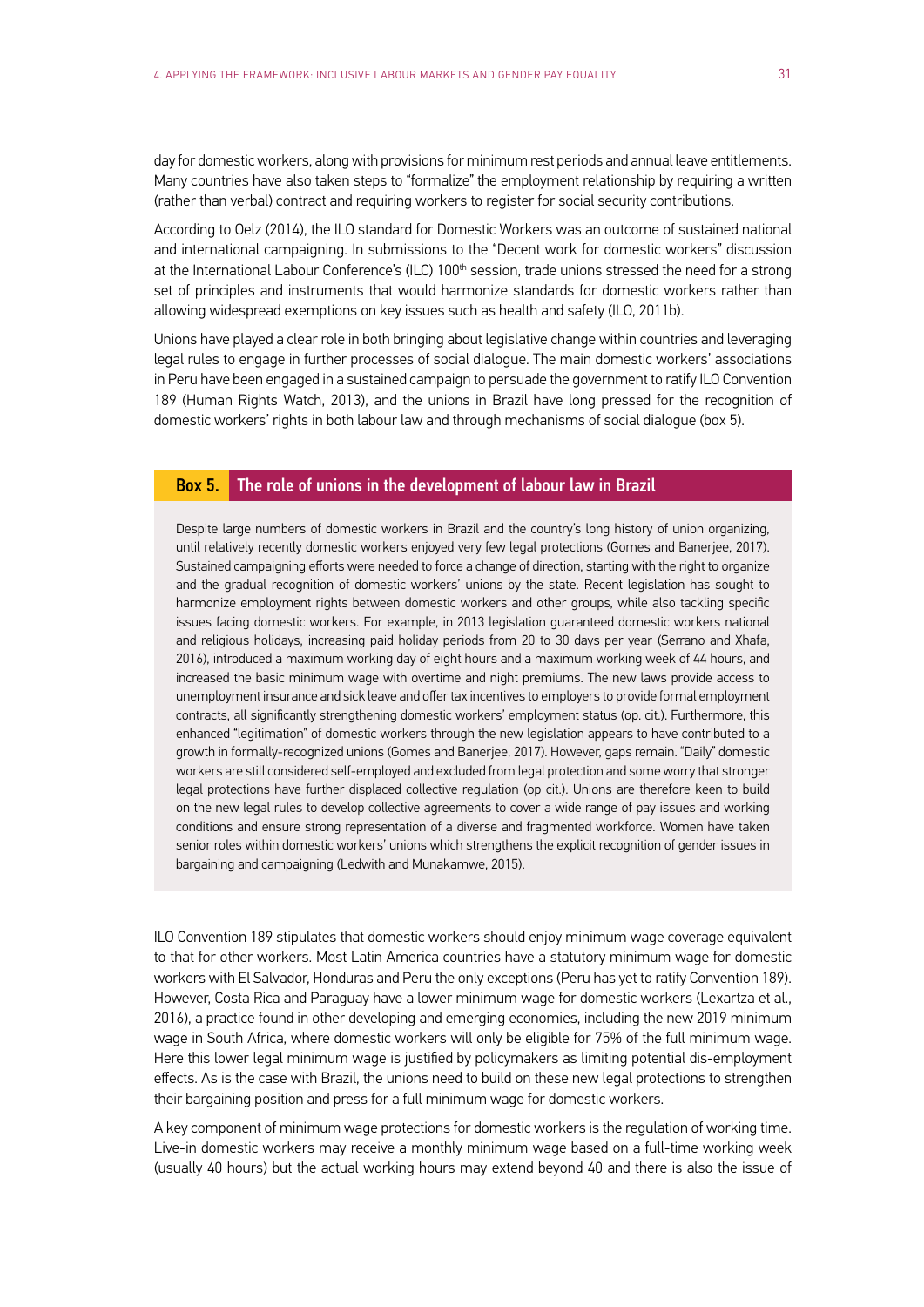day for domestic workers, along with provisions for minimum rest periods and annual leave entitlements. Many countries have also taken steps to "formalize" the employment relationship by requiring a written (rather than verbal) contract and requiring workers to register for social security contributions.

According to Oelz (2014), the ILO standard for Domestic Workers was an outcome of sustained national and international campaigning. In submissions to the "Decent work for domestic workers" discussion at the International Labour Conference's (ILC) 100th session, trade unions stressed the need for a strong set of principles and instruments that would harmonize standards for domestic workers rather than allowing widespread exemptions on key issues such as health and safety (ILO, 2011b).

Unions have played a clear role in both bringing about legislative change within countries and leveraging legal rules to engage in further processes of social dialogue. The main domestic workers' associations in Peru have been engaged in a sustained campaign to persuade the government to ratify ILO Convention 189 (Human Rights Watch, 2013), and the unions in Brazil have long pressed for the recognition of domestic workers' rights in both labour law and through mechanisms of social dialogue (box 5).

### Box 5. The role of unions in the development of labour law in Brazil

Despite large numbers of domestic workers in Brazil and the country's long history of union organizing, until relatively recently domestic workers enjoyed very few legal protections (Gomes and Banerjee, 2017). Sustained campaigning efforts were needed to force a change of direction, starting with the right to organize and the gradual recognition of domestic workers' unions by the state. Recent legislation has sought to harmonize employment rights between domestic workers and other groups, while also tackling specific issues facing domestic workers. For example, in 2013 legislation guaranteed domestic workers national and religious holidays, increasing paid holiday periods from 20 to 30 days per year (Serrano and Xhafa, 2016), introduced a maximum working day of eight hours and a maximum working week of 44 hours, and increased the basic minimum wage with overtime and night premiums. The new laws provide access to unemployment insurance and sick leave and offer tax incentives to employers to provide formal employment contracts, all significantly strengthening domestic workers' employment status (op. cit.). Furthermore, this enhanced "legitimation" of domestic workers through the new legislation appears to have contributed to a growth in formally-recognized unions (Gomes and Banerjee, 2017). However, gaps remain. "Daily" domestic workers are still considered self-employed and excluded from legal protection and some worry that stronger legal protections have further displaced collective regulation (op cit.). Unions are therefore keen to build on the new legal rules to develop collective agreements to cover a wide range of pay issues and working conditions and ensure strong representation of a diverse and fragmented workforce. Women have taken senior roles within domestic workers' unions which strengthens the explicit recognition of gender issues in bargaining and campaigning (Ledwith and Munakamwe, 2015).

ILO Convention 189 stipulates that domestic workers should enjoy minimum wage coverage equivalent to that for other workers. Most Latin America countries have a statutory minimum wage for domestic workers with El Salvador, Honduras and Peru the only exceptions (Peru has yet to ratify Convention 189). However, Costa Rica and Paraguay have a lower minimum wage for domestic workers (Lexartza et al., 2016), a practice found in other developing and emerging economies, including the new 2019 minimum wage in South Africa, where domestic workers will only be eligible for 75% of the full minimum wage. Here this lower legal minimum wage is justified by policymakers as limiting potential dis-employment effects. As is the case with Brazil, the unions need to build on these new legal protections to strengthen their bargaining position and press for a full minimum wage for domestic workers.

A key component of minimum wage protections for domestic workers is the regulation of working time. Live-in domestic workers may receive a monthly minimum wage based on a full-time working week (usually 40 hours) but the actual working hours may extend beyond 40 and there is also the issue of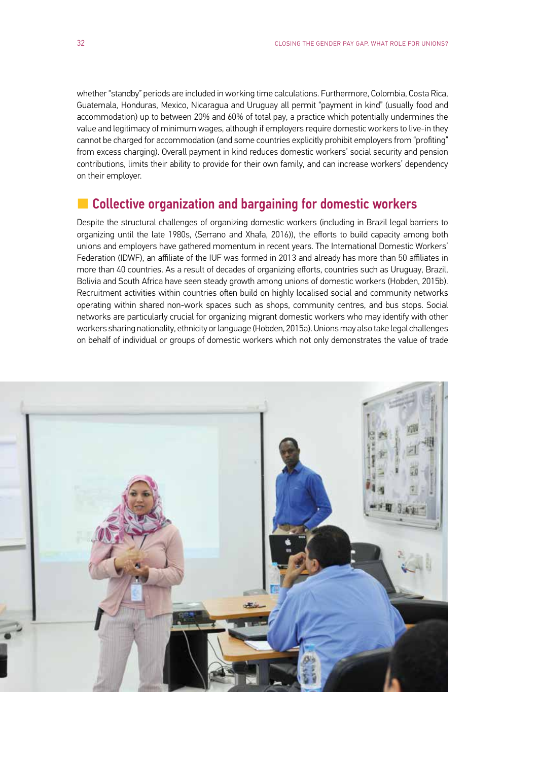whether "standby" periods are included in working time calculations. Furthermore, Colombia, Costa Rica, Guatemala, Honduras, Mexico, Nicaragua and Uruguay all permit "payment in kind" (usually food and accommodation) up to between 20% and 60% of total pay, a practice which potentially undermines the value and legitimacy of minimum wages, although if employers require domestic workers to live-in they cannot be charged for accommodation (and some countries explicitly prohibit employers from "profiting" from excess charging). Overall payment in kind reduces domestic workers' social security and pension contributions, limits their ability to provide for their own family, and can increase workers' dependency on their employer.

## Collective organization and bargaining for domestic workers

Despite the structural challenges of organizing domestic workers (including in Brazil legal barriers to organizing until the late 1980s, (Serrano and Xhafa, 2016)), the efforts to build capacity among both unions and employers have gathered momentum in recent years. The International Domestic Workers' Federation (IDWF), an affiliate of the IUF was formed in 2013 and already has more than 50 affiliates in more than 40 countries. As a result of decades of organizing efforts, countries such as Uruguay, Brazil, Bolivia and South Africa have seen steady growth among unions of domestic workers (Hobden, 2015b). Recruitment activities within countries often build on highly localised social and community networks operating within shared non-work spaces such as shops, community centres, and bus stops. Social networks are particularly crucial for organizing migrant domestic workers who may identify with other workers sharing nationality, ethnicity or language (Hobden, 2015a). Unions may also take legal challenges on behalf of individual or groups of domestic workers which not only demonstrates the value of trade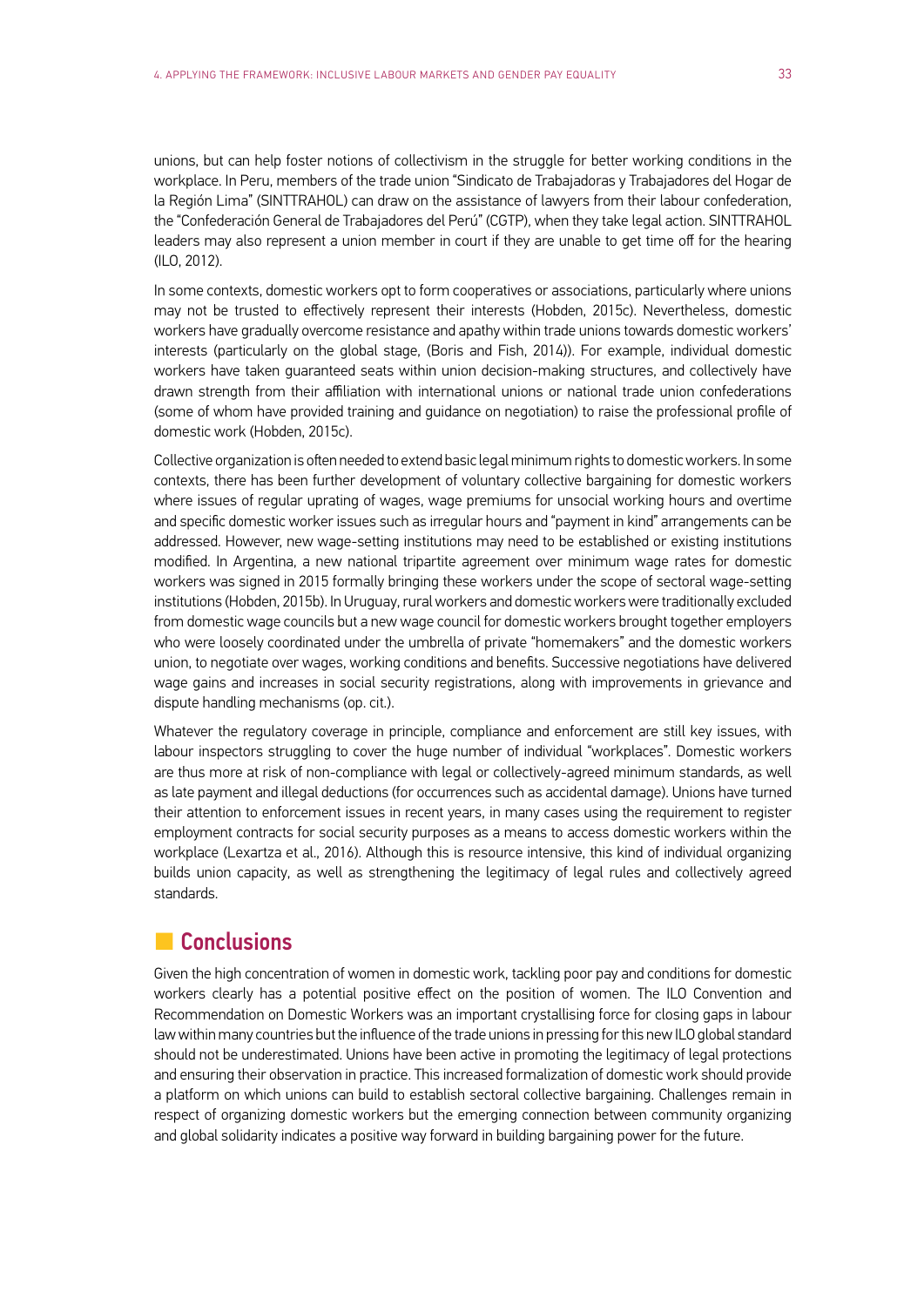unions, but can help foster notions of collectivism in the struggle for better working conditions in the workplace. In Peru, members of the trade union "Sindicato de Trabajadoras y Trabajadores del Hogar de la Región Lima" (SINTTRAHOL) can draw on the assistance of lawyers from their labour confederation, the "Confederación General de Trabajadores del Perú" (CGTP), when they take legal action. SINTTRAHOL leaders may also represent a union member in court if they are unable to get time off for the hearing (ILO, 2012).

In some contexts, domestic workers opt to form cooperatives or associations, particularly where unions may not be trusted to effectively represent their interests (Hobden, 2015c). Nevertheless, domestic workers have gradually overcome resistance and apathy within trade unions towards domestic workers' interests (particularly on the global stage, (Boris and Fish, 2014)). For example, individual domestic workers have taken guaranteed seats within union decision-making structures, and collectively have drawn strength from their affiliation with international unions or national trade union confederations (some of whom have provided training and guidance on negotiation) to raise the professional profile of domestic work (Hobden, 2015c).

Collective organization is often needed to extend basic legal minimum rights to domestic workers. In some contexts, there has been further development of voluntary collective bargaining for domestic workers where issues of regular uprating of wages, wage premiums for unsocial working hours and overtime and specific domestic worker issues such as irregular hours and "payment in kind" arrangements can be addressed. However, new wage-setting institutions may need to be established or existing institutions modified. In Argentina, a new national tripartite agreement over minimum wage rates for domestic workers was signed in 2015 formally bringing these workers under the scope of sectoral wage-setting institutions (Hobden, 2015b). In Uruguay, rural workers and domestic workers were traditionally excluded from domestic wage councils but a new wage council for domestic workers brought together employers who were loosely coordinated under the umbrella of private "homemakers" and the domestic workers union, to negotiate over wages, working conditions and benefits. Successive negotiations have delivered wage gains and increases in social security registrations, along with improvements in grievance and dispute handling mechanisms (op. cit.).

Whatever the regulatory coverage in principle, compliance and enforcement are still key issues, with labour inspectors struggling to cover the huge number of individual "workplaces". Domestic workers are thus more at risk of non-compliance with legal or collectively-agreed minimum standards, as well as late payment and illegal deductions (for occurrences such as accidental damage). Unions have turned their attention to enforcement issues in recent years, in many cases using the requirement to register employment contracts for social security purposes as a means to access domestic workers within the workplace (Lexartza et al., 2016). Although this is resource intensive, this kind of individual organizing builds union capacity, as well as strengthening the legitimacy of legal rules and collectively agreed standards.

## Conclusions

Given the high concentration of women in domestic work, tackling poor pay and conditions for domestic workers clearly has a potential positive effect on the position of women. The ILO Convention and Recommendation on Domestic Workers was an important crystallising force for closing gaps in labour law within many countries but the influence of the trade unions in pressing for this new ILO global standard should not be underestimated. Unions have been active in promoting the legitimacy of legal protections and ensuring their observation in practice. This increased formalization of domestic work should provide a platform on which unions can build to establish sectoral collective bargaining. Challenges remain in respect of organizing domestic workers but the emerging connection between community organizing and global solidarity indicates a positive way forward in building bargaining power for the future.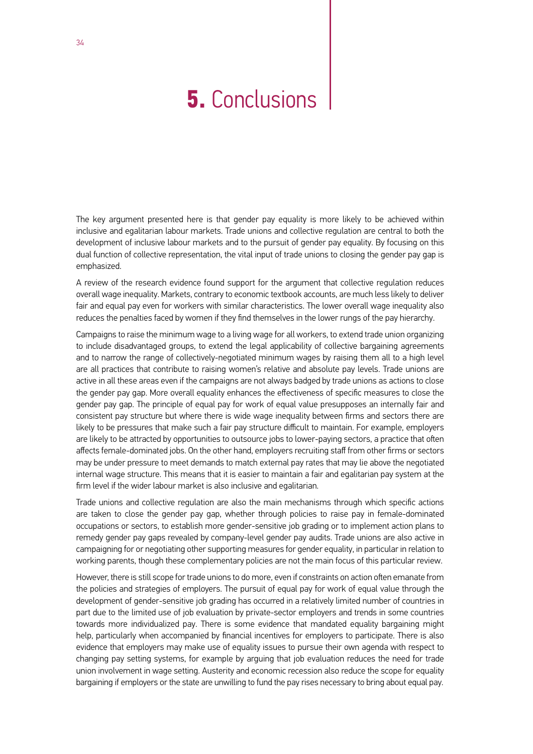# **5.** Conclusions

The key argument presented here is that gender pay equality is more likely to be achieved within inclusive and egalitarian labour markets. Trade unions and collective regulation are central to both the development of inclusive labour markets and to the pursuit of gender pay equality. By focusing on this dual function of collective representation, the vital input of trade unions to closing the gender pay gap is emphasized.

A review of the research evidence found support for the argument that collective regulation reduces overall wage inequality. Markets, contrary to economic textbook accounts, are much less likely to deliver fair and equal pay even for workers with similar characteristics. The lower overall wage inequality also reduces the penalties faced by women if they find themselves in the lower rungs of the pay hierarchy.

Campaigns to raise the minimum wage to a living wage for all workers, to extend trade union organizing to include disadvantaged groups, to extend the legal applicability of collective bargaining agreements and to narrow the range of collectively-negotiated minimum wages by raising them all to a high level are all practices that contribute to raising women's relative and absolute pay levels. Trade unions are active in all these areas even if the campaigns are not always badged by trade unions as actions to close the gender pay gap. More overall equality enhances the effectiveness of specific measures to close the gender pay gap. The principle of equal pay for work of equal value presupposes an internally fair and consistent pay structure but where there is wide wage inequality between firms and sectors there are likely to be pressures that make such a fair pay structure difficult to maintain. For example, employers are likely to be attracted by opportunities to outsource jobs to lower-paying sectors, a practice that often affects female-dominated jobs. On the other hand, employers recruiting staff from other firms or sectors may be under pressure to meet demands to match external pay rates that may lie above the negotiated internal wage structure. This means that it is easier to maintain a fair and egalitarian pay system at the firm level if the wider labour market is also inclusive and egalitarian.

Trade unions and collective regulation are also the main mechanisms through which specific actions are taken to close the gender pay gap, whether through policies to raise pay in female-dominated occupations or sectors, to establish more gender-sensitive job grading or to implement action plans to remedy gender pay gaps revealed by company-level gender pay audits. Trade unions are also active in campaigning for or negotiating other supporting measures for gender equality, in particular in relation to working parents, though these complementary policies are not the main focus of this particular review.

However, there is still scope for trade unions to do more, even if constraints on action often emanate from the policies and strategies of employers. The pursuit of equal pay for work of equal value through the development of gender-sensitive job grading has occurred in a relatively limited number of countries in part due to the limited use of job evaluation by private-sector employers and trends in some countries towards more individualized pay. There is some evidence that mandated equality bargaining might help, particularly when accompanied by financial incentives for employers to participate. There is also evidence that employers may make use of equality issues to pursue their own agenda with respect to changing pay setting systems, for example by arguing that job evaluation reduces the need for trade union involvement in wage setting. Austerity and economic recession also reduce the scope for equality bargaining if employers or the state are unwilling to fund the pay rises necessary to bring about equal pay.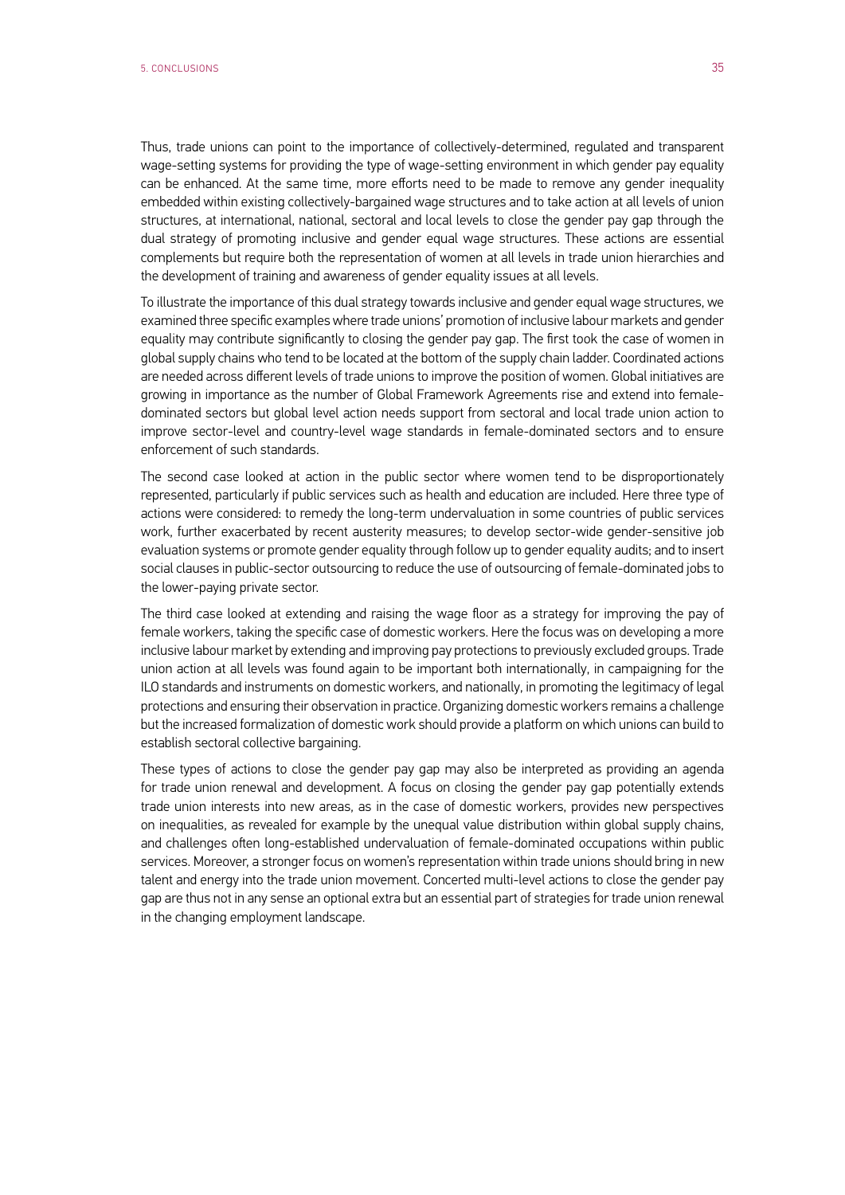Thus, trade unions can point to the importance of collectively-determined, regulated and transparent wage-setting systems for providing the type of wage-setting environment in which gender pay equality can be enhanced. At the same time, more efforts need to be made to remove any gender inequality embedded within existing collectively-bargained wage structures and to take action at all levels of union structures, at international, national, sectoral and local levels to close the gender pay gap through the dual strategy of promoting inclusive and gender equal wage structures. These actions are essential complements but require both the representation of women at all levels in trade union hierarchies and the development of training and awareness of gender equality issues at all levels.

To illustrate the importance of this dual strategy towards inclusive and gender equal wage structures, we examined three specific examples where trade unions' promotion of inclusive labour markets and gender equality may contribute significantly to closing the gender pay gap. The first took the case of women in global supply chains who tend to be located at the bottom of the supply chain ladder. Coordinated actions are needed across different levels of trade unions to improve the position of women. Global initiatives are growing in importance as the number of Global Framework Agreements rise and extend into female-dominated sectors but global level action needs support from sectoral and local trade union action to improve sector-level and country-level wage standards in female-dominated sectors and to ensure enforcement of such standards.

The second case looked at action in the public sector where women tend to be disproportionately represented, particularly if public services such as health and education are included. Here three type of actions were considered: to remedy the long-term undervaluation in some countries of public services work, further exacerbated by recent austerity measures; to develop sector-wide gender-sensitive job evaluation systems or promote gender equality through follow up to gender equality audits; and to insert social clauses in public-sector outsourcing to reduce the use of outsourcing of female-dominated jobs to the lower-paying private sector.

The third case looked at extending and raising the wage floor as a strategy for improving the pay of female workers, taking the specific case of domestic workers. Here the focus was on developing a more inclusive labour market by extending and improving pay protections to previously excluded groups. Trade union action at all levels was found again to be important both internationally, in campaigning for the ILO standards and instruments on domestic workers, and nationally, in promoting the legitimacy of legal protections and ensuring their observation in practice. Organizing domestic workers remains a challenge but the increased formalization of domestic work should provide a platform on which unions can build to establish sectoral collective bargaining.

These types of actions to close the gender pay gap may also be interpreted as providing an agenda for trade union renewal and development. A focus on closing the gender pay gap potentially extends trade union interests into new areas, as in the case of domestic workers, provides new perspectives on inequalities, as revealed for example by the unequal value distribution within global supply chains, and challenges often long-established undervaluation of female-dominated occupations within public services. Moreover, a stronger focus on women's representation within trade unions should bring in new talent and energy into the trade union movement. Concerted multi-level actions to close the gender pay gap are thus not in any sense an optional extra but an essential part of strategies for trade union renewal in the changing employment landscape.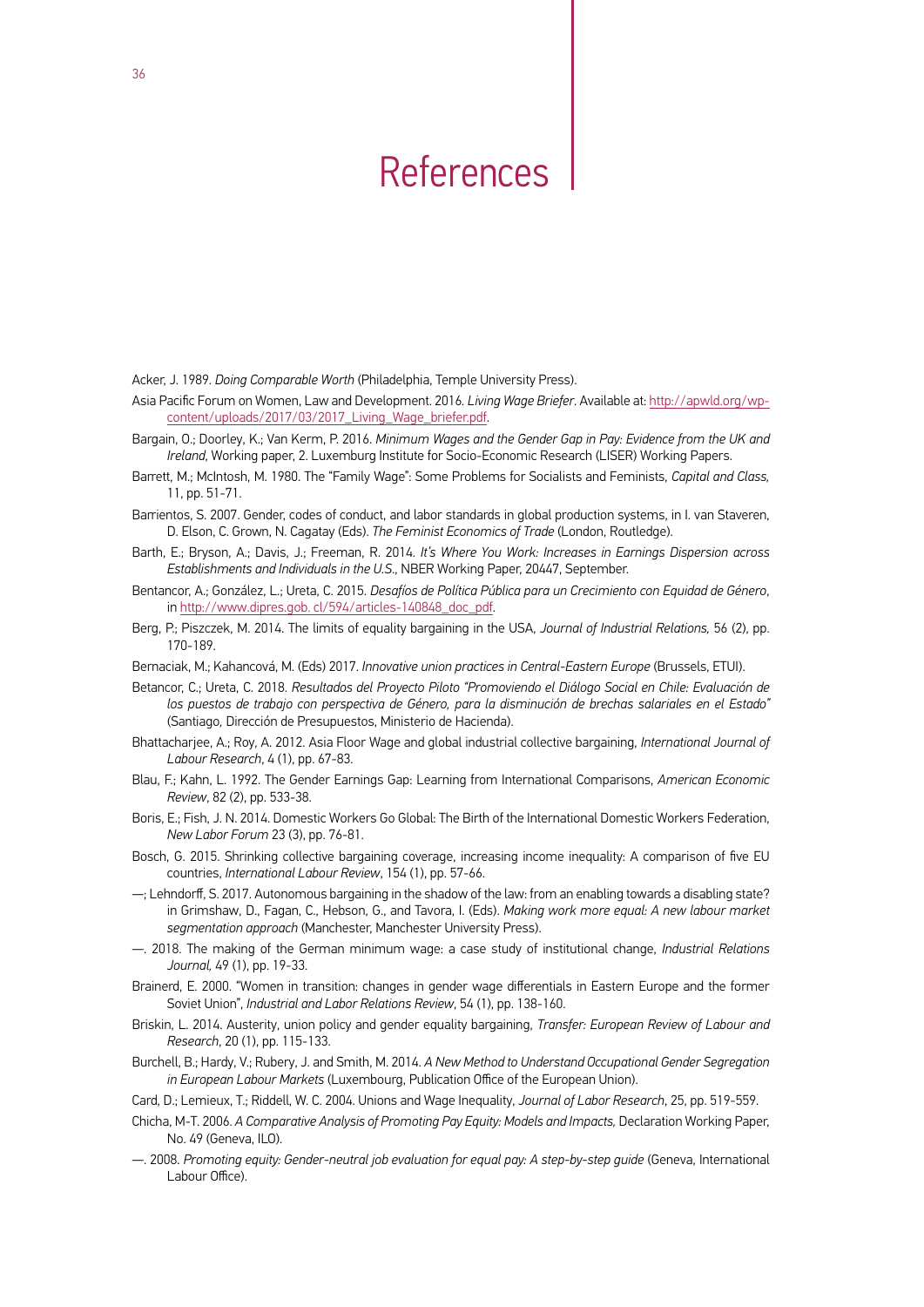# References

Acker, J. 1989. *Doing Comparable Worth* (Philadelphia, Temple University Press).

Asia Pacific Forum on Women, Law and Development. 2016. *Living Wage Briefer*. Available at: http://apwld.org/wp-content/uploads/2017/03/2017_Living_Wage_briefer.pdf.

Bargain, O.; Doorley, K.; Van Kerm, P. 2016. *Minimum Wages and the Gender Gap in Pay: Evidence from the UK and Ireland*, Working paper, 2. Luxemburg Institute for Socio-Economic Research (LISER) Working Papers.

Barrett, M.; McIntosh, M. 1980. The "Family Wage": Some Problems for Socialists and Feminists, *Capital and Class,* 11, pp. 51-71.

Barrientos, S. 2007. Gender, codes of conduct, and labor standards in global production systems, in I. van Staveren, D. Elson, C. Grown, N. Cagatay (Eds). *The Feminist Economics of Trade* (London, Routledge).

Barth, E.; Bryson, A.; Davis, J.; Freeman, R. 2014. *It's Where You Work: Increases in Earnings Dispersion across Establishments and Individuals in the U.S.*, NBER Working Paper, 20447, September.

Bentancor, A.; González, L.; Ureta, C. 2015. *Desafíos de Política Pública para un Crecimiento con Equidad de Género*, in http://www.dipres.gob. cl/594/articles-140848_doc_pdf.

Berg, P.; Piszczek, M. 2014. The limits of equality bargaining in the USA, *Journal of Industrial Relations,* 56 (2), pp. 170-189.

Bernaciak, M.; Kahancová, M. (Eds) 2017. *Innovative union practices in Central-Eastern Europe* (Brussels, ETUI).

Betancor, C.; Ureta, C. 2018. *Resultados del Proyecto Piloto "Promoviendo el Diálogo Social en Chile: Evaluación de los puestos de trabajo con perspectiva de Género, para la disminución de brechas salariales en el Estado"* (Santiago, Dirección de Presupuestos, Ministerio de Hacienda).

Bhattacharjee, A.; Roy, A. 2012. Asia Floor Wage and global industrial collective bargaining, *International Journal of Labour Research*, 4 (1), pp. 67-83.

Blau, F.; Kahn, L. 1992. The Gender Earnings Gap: Learning from International Comparisons, *American Economic Review*, 82 (2), pp. 533-38.

Boris, E.; Fish, J. N. 2014. Domestic Workers Go Global: The Birth of the International Domestic Workers Federation, *New Labor Forum* 23 (3), pp. 76-81.

Bosch, G. 2015. Shrinking collective bargaining coverage, increasing income inequality: A comparison of five EU countries, *International Labour Review*, 154 (1), pp. 57-66.

—; Lehndorff, S. 2017. Autonomous bargaining in the shadow of the law: from an enabling towards a disabling state? in Grimshaw, D., Fagan, C., Hebson, G., and Tavora, I. (Eds). *Making work more equal: A new labour market segmentation approach* (Manchester, Manchester University Press).

—. 2018. The making of the German minimum wage: a case study of institutional change, *Industrial Relations Journal,* 49 (1), pp. 19-33.

Brainerd, E. 2000. "Women in transition: changes in gender wage differentials in Eastern Europe and the former Soviet Union", *Industrial and Labor Relations Review*, 54 (1), pp. 138-160.

Briskin, L. 2014. Austerity, union policy and gender equality bargaining, *Transfer: European Review of Labour and Research*, 20 (1), pp. 115-133.

Burchell, B.; Hardy, V.; Rubery, J. and Smith, M. 2014. *A New Method to Understand Occupational Gender Segregation in European Labour Markets* (Luxembourg, Publication Office of the European Union).

Card, D.; Lemieux, T.; Riddell, W. C. 2004. Unions and Wage Inequality, *Journal of Labor Research*, 25, pp. 519-559.

Chicha, M-T. 2006. *A Comparative Analysis of Promoting Pay Equity: Models and Impacts,* Declaration Working Paper, No. 49 (Geneva, ILO).

—. 2008. *Promoting equity: Gender-neutral job evaluation for equal pay: A step-by-step guide* (Geneva, International Labour Office).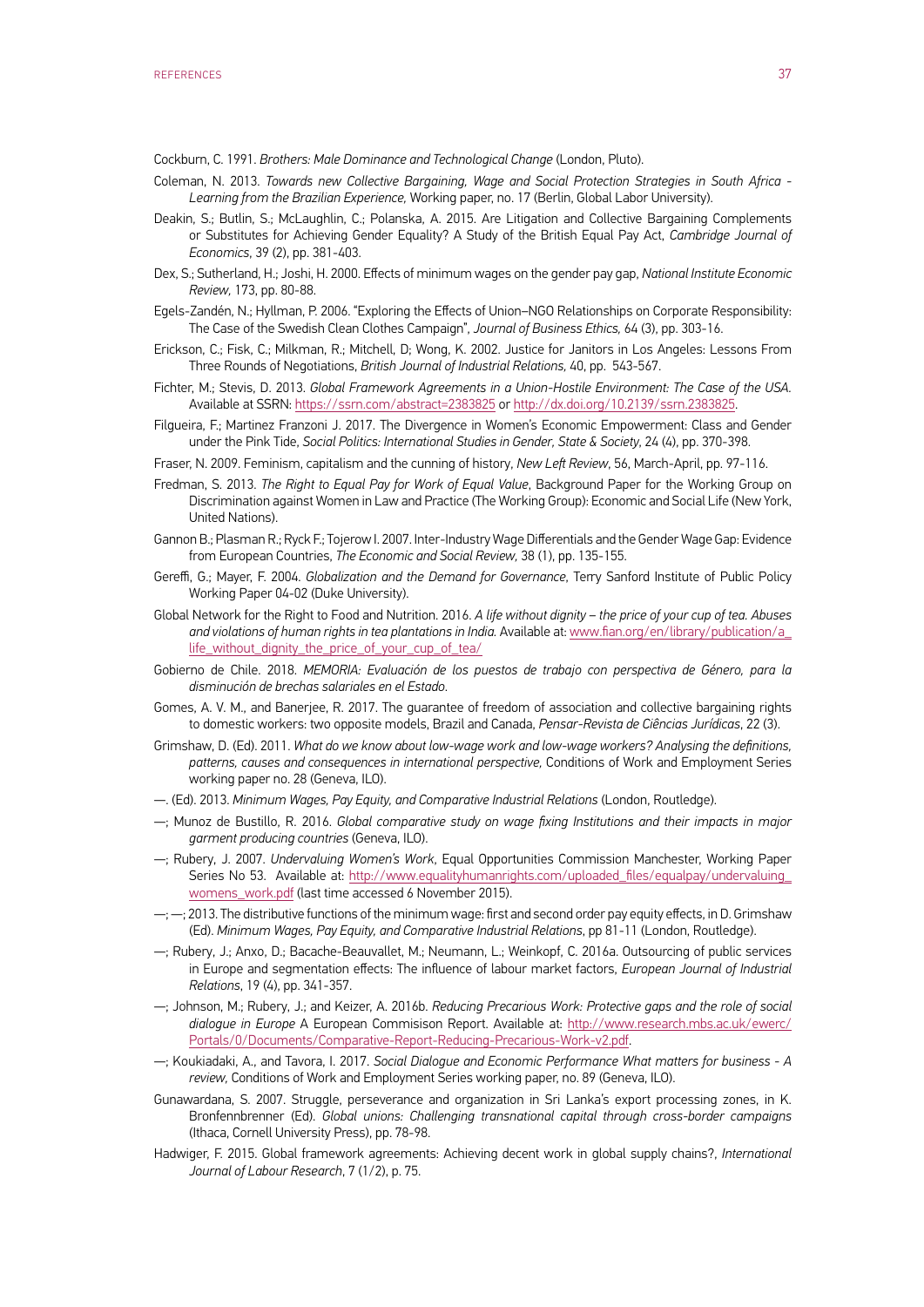Cockburn, C. 1991. *Brothers: Male Dominance and Technological Change* (London, Pluto).

Coleman, N. 2013. *Towards new Collective Bargaining, Wage and Social Protection Strategies in South Africa - Learning from the Brazilian Experience,* Working paper, no. 17 (Berlin, Global Labor University).

Deakin, S.; Butlin, S.; McLaughlin, C.; Polanska, A. 2015. Are Litigation and Collective Bargaining Complements or Substitutes for Achieving Gender Equality? A Study of the British Equal Pay Act, *Cambridge Journal of Economics*, 39 (2), pp. 381-403.

Dex, S.; Sutherland, H.; Joshi, H. 2000. Effects of minimum wages on the gender pay gap, *National Institute Economic Review,* 173, pp. 80-88.

Egels-Zandén, N.; Hyllman, P. 2006. "Exploring the Effects of Union–NGO Relationships on Corporate Responsibility: The Case of the Swedish Clean Clothes Campaign", *Journal of Business Ethics,* 64 (3), pp. 303-16.

Erickson, C.; Fisk, C.; Milkman, R.; Mitchell, D; Wong, K. 2002. Justice for Janitors in Los Angeles: Lessons From Three Rounds of Negotiations, *British Journal of Industrial Relations,* 40, pp. 543-567.

Fichter, M.; Stevis, D. 2013. *Global Framework Agreements in a Union-Hostile Environment: The Case of the USA.* Available at SSRN: https://ssrn.com/abstract=2383825 or http://dx.doi.org/10.2139/ssrn.2383825.

Filgueira, F.; Martinez Franzoni J. 2017. The Divergence in Women's Economic Empowerment: Class and Gender under the Pink Tide, *Social Politics: International Studies in Gender, State & Society,* 24 (4), pp. 370-398.

Fraser, N. 2009. Feminism, capitalism and the cunning of history, *New Left Review*, 56, March-April, pp. 97-116.

Fredman, S. 2013. *The Right to Equal Pay for Work of Equal Value*, Background Paper for the Working Group on Discrimination against Women in Law and Practice (The Working Group): Economic and Social Life (New York, United Nations).

Gannon B.; Plasman R.; Ryck F.; Tojerow I. 2007. Inter-Industry Wage Differentials and the Gender Wage Gap: Evidence from European Countries, *The Economic and Social Review,* 38 (1), pp. 135-155.

Gereffi, G.; Mayer, F. 2004. *Globalization and the Demand for Governance*, Terry Sanford Institute of Public Policy Working Paper 04-02 (Duke University).

Global Network for the Right to Food and Nutrition. 2016. *A life without dignity – the price of your cup of tea. Abuses and violations of human rights in tea plantations in India.* Available at: www.fian.org/en/library/publication/a_life_without_dignity_the_price_of_your_cup_of_tea/

Gobierno de Chile. 2018. *MEMORIA: Evaluación de los puestos de trabajo con perspectiva de Género, para la disminución de brechas salariales en el Estado.*

Gomes, A. V. M., and Banerjee, R. 2017. The guarantee of freedom of association and collective bargaining rights to domestic workers: two opposite models, Brazil and Canada, *Pensar-Revista de Ciências Jurídicas*, 22 (3).

Grimshaw, D. (Ed). 2011. *What do we know about low-wage work and low-wage workers? Analysing the definitions, patterns, causes and consequences in international perspective,* Conditions of Work and Employment Series working paper no. 28 (Geneva, ILO).

—. (Ed). 2013. *Minimum Wages, Pay Equity, and Comparative Industrial Relations* (London, Routledge).

—; Munoz de Bustillo, R. 2016. *Global comparative study on wage fixing Institutions and their impacts in major garment producing countries* (Geneva, ILO).

—; Rubery, J. 2007. *Undervaluing Women's Work*, Equal Opportunities Commission Manchester, Working Paper Series No 53. Available at: http://www.equalityhumanrights.com/uploaded_files/equalpay/undervaluing_womens_work.pdf (last time accessed 6 November 2015).

—; —; 2013. The distributive functions of the minimum wage: first and second order pay equity effects, in D. Grimshaw (Ed). *Minimum Wages, Pay Equity, and Comparative Industrial Relations*, pp 81-11 (London, Routledge).

—; Rubery, J.; Anxo, D.; Bacache-Beauvallet, M.; Neumann, L.; Weinkopf, C. 2016a. Outsourcing of public services in Europe and segmentation effects: The influence of labour market factors, *European Journal of Industrial Relations*, 19 (4), pp. 341-357.

—; Johnson, M.; Rubery, J.; and Keizer, A. 2016b. *Reducing Precarious Work: Protective gaps and the role of social dialogue in Europe* A European Commisison Report. Available at: http://www.research.mbs.ac.uk/ewerc/Portals/0/Documents/Comparative-Report-Reducing-Precarious-Work-v2.pdf.

—; Koukiadaki, A., and Tavora, I. 2017. *Social Dialogue and Economic Performance What matters for business - A review,* Conditions of Work and Employment Series working paper, no. 89 (Geneva, ILO).

Gunawardana, S. 2007. Struggle, perseverance and organization in Sri Lanka's export processing zones, in K. Bronfennbrenner (Ed). *Global unions: Challenging transnational capital through cross-border campaigns* (Ithaca, Cornell University Press), pp. 78-98.

Hadwiger, F. 2015. Global framework agreements: Achieving decent work in global supply chains?, *International Journal of Labour Research*, 7 (1/2), p. 75.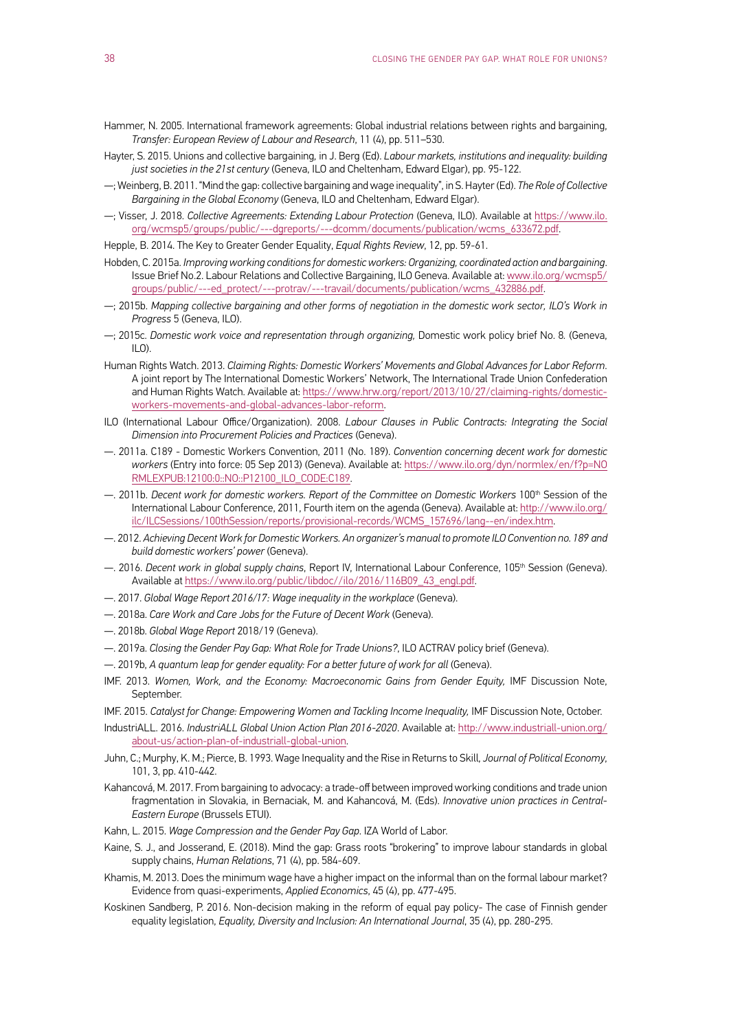Hammer, N. 2005. International framework agreements: Global industrial relations between rights and bargaining, *Transfer: European Review of Labour and Research*, 11 (4), pp. 511–530.

Hayter, S. 2015. Unions and collective bargaining, in J. Berg (Ed). *Labour markets, institutions and inequality: building just societies in the 21st century* (Geneva, ILO and Cheltenham, Edward Elgar), pp. 95-122.

—; Weinberg, B. 2011. "Mind the gap: collective bargaining and wage inequality", in S. Hayter (Ed). *The Role of Collective Bargaining in the Global Economy* (Geneva, ILO and Cheltenham, Edward Elgar).

—; Visser, J. 2018. *Collective Agreements: Extending Labour Protection* (Geneva, ILO). Available at https://www.ilo.org/wcmsp5/groups/public/---dgreports/---dcomm/documents/publication/wcms_633672.pdf.

Hepple, B. 2014. The Key to Greater Gender Equality, *Equal Rights Review*, 12, pp. 59-61.

Hobden, C. 2015a. *Improving working conditions for domestic workers: Organizing, coordinated action and bargaining*. Issue Brief No.2. Labour Relations and Collective Bargaining, ILO Geneva. Available at: www.ilo.org/wcmsp5/groups/public/---ed_protect/---protrav/---travail/documents/publication/wcms_432886.pdf.

—; 2015b. *Mapping collective bargaining and other forms of negotiation in the domestic work sector, ILO's Work in Progress* 5 (Geneva, ILO).

—; 2015c. *Domestic work voice and representation through organizing,* Domestic work policy brief No. 8. (Geneva, ILO).

Human Rights Watch. 2013. *Claiming Rights: Domestic Workers' Movements and Global Advances for Labor Reform*. A joint report by The International Domestic Workers' Network, The International Trade Union Confederation and Human Rights Watch. Available at: https://www.hrw.org/report/2013/10/27/claiming-rights/domestic-workers-movements-and-global-advances-labor-reform.

ILO (International Labour Office/Organization). 2008. *Labour Clauses in Public Contracts: Integrating the Social Dimension into Procurement Policies and Practices* (Geneva).

—. 2011a. C189 - Domestic Workers Convention, 2011 (No. 189). *Convention concerning decent work for domestic workers* (Entry into force: 05 Sep 2013) (Geneva). Available at: https://www.ilo.org/dyn/normlex/en/f?p=NORMLEXPUB:12100:0::NO::P12100_ILO_CODE:C189.

—. 2011b. *Decent work for domestic workers. Report of the Committee on Domestic Workers* 100th Session of the International Labour Conference, 2011, Fourth item on the agenda (Geneva). Available at: http://www.ilo.org/ilc/ILCSessions/100thSession/reports/provisional-records/WCMS_157696/lang--en/index.htm.

—. 2012. *Achieving Decent Work for Domestic Workers. An organizer's manual to promote ILO Convention no. 189 and build domestic workers' power* (Geneva).

—. 2016. *Decent work in global supply chains*, Report IV, International Labour Conference, 105th Session (Geneva). Available at https://www.ilo.org/public/libdoc//ilo/2016/116B09_43_engl.pdf.

—. 2017. *Global Wage Report 2016/17: Wage inequality in the workplace* (Geneva).

—. 2018a. *Care Work and Care Jobs for the Future of Decent Work* (Geneva).

—. 2018b. *Global Wage Report* 2018/19 (Geneva).

—. 2019a. *Closing the Gender Pay Gap: What Role for Trade Unions?*, ILO ACTRAV policy brief (Geneva).

—. 2019b, *A quantum leap for gender equality: For a better future of work for all* (Geneva).

IMF. 2013. *Women, Work, and the Economy: Macroeconomic Gains from Gender Equity,* IMF Discussion Note, September.

IMF. 2015. *Catalyst for Change: Empowering Women and Tackling Income Inequality,* IMF Discussion Note, October.

IndustriALL. 2016. *IndustriALL Global Union Action Plan 2016-2020*. Available at: http://www.industriall-union.org/about-us/action-plan-of-industriall-global-union.

Juhn, C.; Murphy, K. M.; Pierce, B. 1993. Wage Inequality and the Rise in Returns to Skill, *Journal of Political Economy*, 101, 3, pp. 410-442.

Kahancová, M. 2017. From bargaining to advocacy: a trade-off between improved working conditions and trade union fragmentation in Slovakia, in Bernaciak, M. and Kahancová, M. (Eds). *Innovative union practices in Central-Eastern Europe* (Brussels ETUI).

Kahn, L. 2015. *Wage Compression and the Gender Pay Gap*. IZA World of Labor.

Kaine, S. J., and Josserand, E. (2018). Mind the gap: Grass roots "brokering" to improve labour standards in global supply chains, *Human Relations*, 71 (4), pp. 584-609.

Khamis, M. 2013. Does the minimum wage have a higher impact on the informal than on the formal labour market? Evidence from quasi-experiments, *Applied Economics*, 45 (4), pp. 477-495.

Koskinen Sandberg, P. 2016. Non-decision making in the reform of equal pay policy- The case of Finnish gender equality legislation, *Equality, Diversity and Inclusion: An International Journal*, 35 (4), pp. 280-295.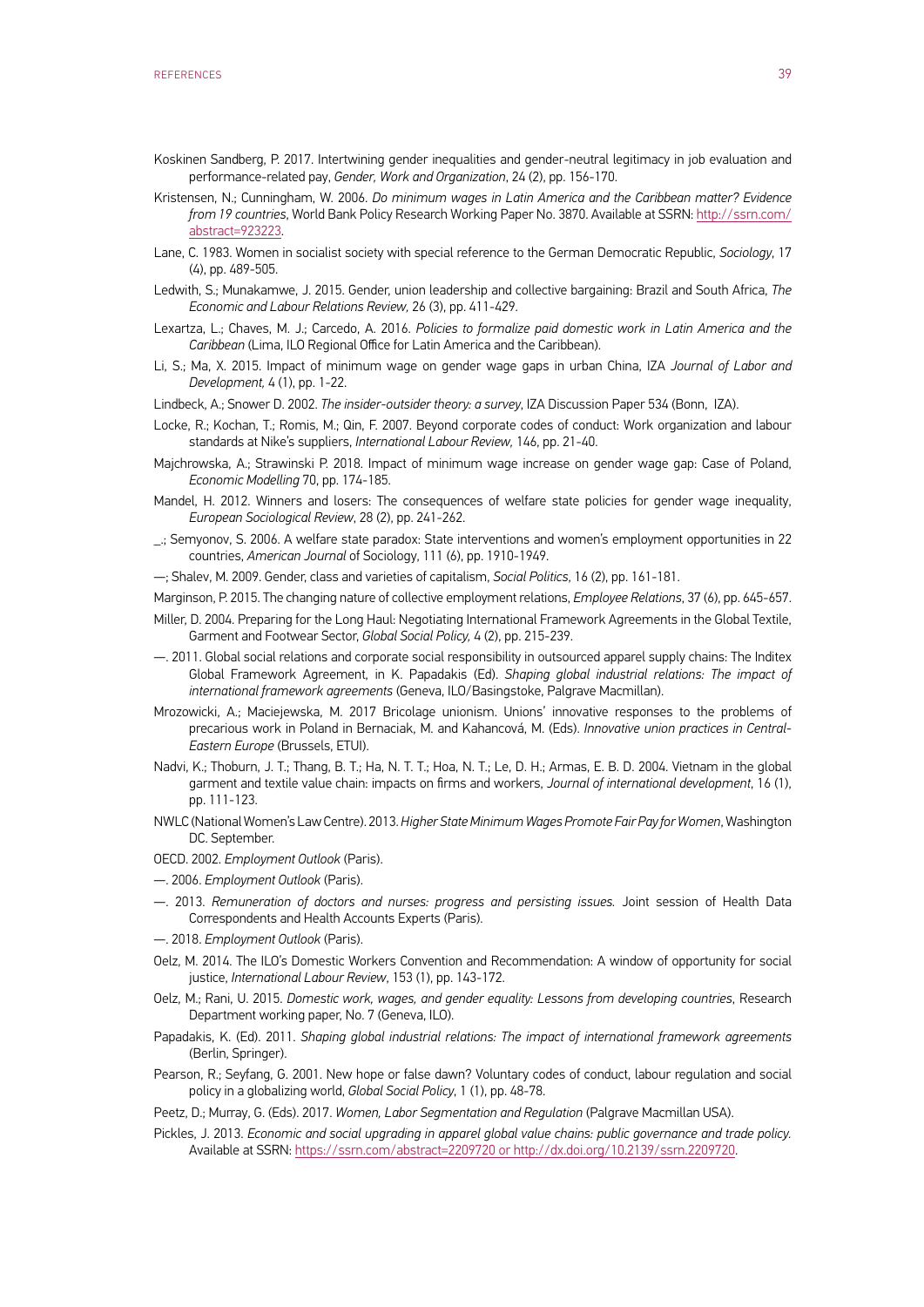Koskinen Sandberg, P. 2017. Intertwining gender inequalities and gender-neutral legitimacy in job evaluation and performance-related pay, *Gender, Work and Organization*, 24 (2), pp. 156-170.

Kristensen, N.; Cunningham, W. 2006. *Do minimum wages in Latin America and the Caribbean matter? Evidence from 19 countries*, World Bank Policy Research Working Paper No. 3870. Available at SSRN: http://ssrn.com/abstract=923223.

Lane, C. 1983. Women in socialist society with special reference to the German Democratic Republic, *Sociology*, 17 (4), pp. 489-505.

Ledwith, S.; Munakamwe, J. 2015. Gender, union leadership and collective bargaining: Brazil and South Africa, *The Economic and Labour Relations Review,* 26 (3), pp. 411-429.

Lexartza, L.; Chaves, M. J.; Carcedo, A. 2016. *Policies to formalize paid domestic work in Latin America and the Caribbean* (Lima, ILO Regional Office for Latin America and the Caribbean).

Li, S.; Ma, X. 2015. Impact of minimum wage on gender wage gaps in urban China, IZA *Journal of Labor and Development,* 4 (1), pp. 1-22.

Lindbeck, A.; Snower D. 2002. *The insider-outsider theory: a survey*, IZA Discussion Paper 534 (Bonn, IZA).

Locke, R.; Kochan, T.; Romis, M.; Qin, F. 2007. Beyond corporate codes of conduct: Work organization and labour standards at Nike's suppliers, *International Labour Review,* 146, pp. 21-40.

Majchrowska, A.; Strawinski P. 2018. Impact of minimum wage increase on gender wage gap: Case of Poland, *Economic Modelling* 70, pp. 174-185.

Mandel, H. 2012. Winners and losers: The consequences of welfare state policies for gender wage inequality, *European Sociological Review*, 28 (2), pp. 241-262.

_.; Semyonov, S. 2006. A welfare state paradox: State interventions and women's employment opportunities in 22 countries, *American Journal* of Sociology, 111 (6), pp. 1910-1949.

—; Shalev, M. 2009. Gender, class and varieties of capitalism, *Social Politics,* 16 (2), pp. 161-181.

Marginson, P. 2015. The changing nature of collective employment relations, *Employee Relations*, 37 (6), pp. 645-657.

Miller, D. 2004. Preparing for the Long Haul: Negotiating International Framework Agreements in the Global Textile, Garment and Footwear Sector, *Global Social Policy,* 4 (2), pp. 215-239.

—. 2011. Global social relations and corporate social responsibility in outsourced apparel supply chains: The Inditex Global Framework Agreement, in K. Papadakis (Ed). *Shaping global industrial relations: The impact of international framework agreements* (Geneva, ILO/Basingstoke, Palgrave Macmillan).

Mrozowicki, A.; Maciejewska, M. 2017 Bricolage unionism. Unions' innovative responses to the problems of precarious work in Poland in Bernaciak, M. and Kahancová, M. (Eds). *Innovative union practices in Central-Eastern Europe* (Brussels, ETUI).

Nadvi, K.; Thoburn, J. T.; Thang, B. T.; Ha, N. T. T.; Hoa, N. T.; Le, D. H.; Armas, E. B. D. 2004. Vietnam in the global garment and textile value chain: impacts on firms and workers, *Journal of international development*, 16 (1), pp. 111-123.

NWLC (National Women's Law Centre). 2013. *Higher State Minimum Wages Promote Fair Pay for Women*, Washington DC. September.

OECD. 2002. *Employment Outlook* (Paris).

—. 2006. *Employment Outlook* (Paris).

—. 2013. *Remuneration of doctors and nurses: progress and persisting issues.* Joint session of Health Data Correspondents and Health Accounts Experts (Paris).

—. 2018. *Employment Outlook* (Paris).

Oelz, M. 2014. The ILO's Domestic Workers Convention and Recommendation: A window of opportunity for social justice, *International Labour Review*, 153 (1), pp. 143-172.

Oelz, M.; Rani, U. 2015. *Domestic work, wages, and gender equality: Lessons from developing countries*, Research Department working paper, No. 7 (Geneva, ILO).

Papadakis, K. (Ed). 2011. *Shaping global industrial relations: The impact of international framework agreements* (Berlin, Springer).

Pearson, R.; Seyfang, G. 2001. New hope or false dawn? Voluntary codes of conduct, labour regulation and social policy in a globalizing world, *Global Social Policy*, 1 (1), pp. 48-78.

Peetz, D.; Murray, G. (Eds). 2017. *Women, Labor Segmentation and Regulation* (Palgrave Macmillan USA).

Pickles, J. 2013. *Economic and social upgrading in apparel global value chains: public governance and trade policy.* Available at SSRN: https://ssrn.com/abstract=2209720 or http://dx.doi.org/10.2139/ssrn.2209720.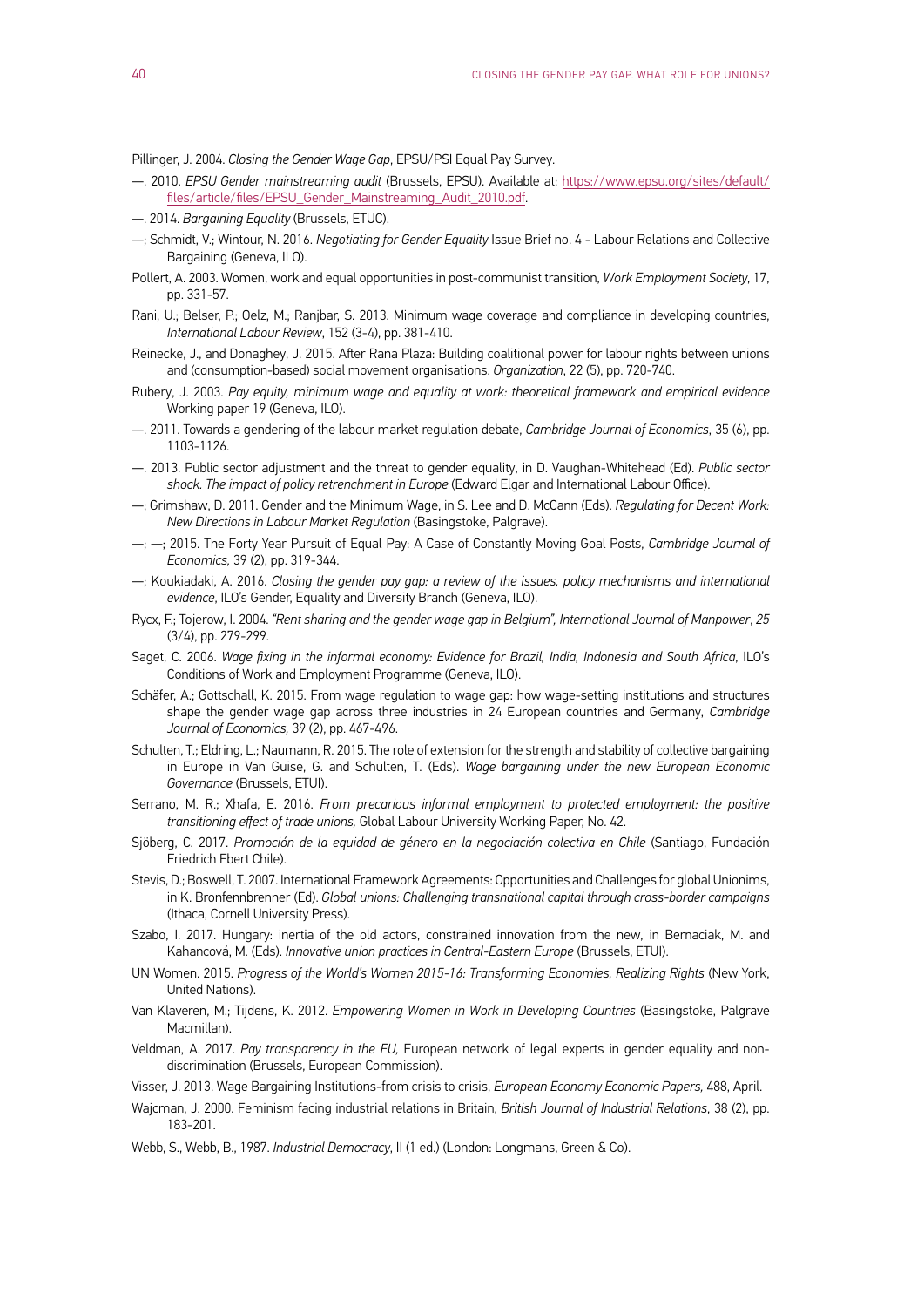Pillinger, J. 2004. *Closing the Gender Wage Gap*, EPSU/PSI Equal Pay Survey.

—. 2010. *EPSU Gender mainstreaming audit* (Brussels, EPSU). Available at: https://www.epsu.org/sites/default/files/article/files/EPSU_Gender_Mainstreaming_Audit_2010.pdf.

—. 2014. *Bargaining Equality* (Brussels, ETUC).

—; Schmidt, V.; Wintour, N. 2016. *Negotiating for Gender Equality* Issue Brief no. 4 - Labour Relations and Collective Bargaining (Geneva, ILO).

Pollert, A. 2003. Women, work and equal opportunities in post-communist transition, *Work Employment Society*, 17, pp. 331-57.

Rani, U.; Belser, P.; Oelz, M.; Ranjbar, S. 2013. Minimum wage coverage and compliance in developing countries, *International Labour Review*, 152 (3-4), pp. 381-410.

Reinecke, J., and Donaghey, J. 2015. After Rana Plaza: Building coalitional power for labour rights between unions and (consumption-based) social movement organisations. *Organization*, 22 (5), pp. 720-740.

Rubery, J. 2003. *Pay equity, minimum wage and equality at work: theoretical framework and empirical evidence* Working paper 19 (Geneva, ILO).

—. 2011. Towards a gendering of the labour market regulation debate, *Cambridge Journal of Economics*, 35 (6), pp. 1103-1126.

—. 2013. Public sector adjustment and the threat to gender equality, in D. Vaughan-Whitehead (Ed). *Public sector shock. The impact of policy retrenchment in Europe* (Edward Elgar and International Labour Office).

—; Grimshaw, D. 2011. Gender and the Minimum Wage, in S. Lee and D. McCann (Eds). *Regulating for Decent Work: New Directions in Labour Market Regulation* (Basingstoke, Palgrave).

—; —; 2015. The Forty Year Pursuit of Equal Pay: A Case of Constantly Moving Goal Posts, *Cambridge Journal of Economics,* 39 (2), pp. 319-344.

—; Koukiadaki, A. 2016. *Closing the gender pay gap: a review of the issues, policy mechanisms and international evidence*, ILO's Gender, Equality and Diversity Branch (Geneva, ILO).

Rycx, F.; Tojerow, I. 2004. *"Rent sharing and the gender wage gap in Belgium", International Journal of Manpower*, *25* (3/4), pp. 279-299.

Saget, C. 2006. *Wage fixing in the informal economy: Evidence for Brazil, India, Indonesia and South Africa*, ILO's Conditions of Work and Employment Programme (Geneva, ILO).

Schäfer, A.; Gottschall, K. 2015. From wage regulation to wage gap: how wage-setting institutions and structures shape the gender wage gap across three industries in 24 European countries and Germany, *Cambridge Journal of Economics,* 39 (2), pp. 467-496.

Schulten, T.; Eldring, L.; Naumann, R. 2015. The role of extension for the strength and stability of collective bargaining in Europe in Van Guise, G. and Schulten, T. (Eds). *Wage bargaining under the new European Economic Governance* (Brussels, ETUI).

Serrano, M. R.; Xhafa, E. 2016. *From precarious informal employment to protected employment: the positive transitioning effect of trade unions,* Global Labour University Working Paper, No. 42.

Sjöberg, C. 2017. *Promoción de la equidad de género en la negociación colectiva en Chile* (Santiago, Fundación Friedrich Ebert Chile).

Stevis, D.; Boswell, T. 2007. International Framework Agreements: Opportunities and Challenges for global Unionims, in K. Bronfennbrenner (Ed). *Global unions: Challenging transnational capital through cross-border campaigns* (Ithaca, Cornell University Press).

Szabo, I. 2017. Hungary: inertia of the old actors, constrained innovation from the new, in Bernaciak, M. and Kahancová, M. (Eds). *Innovative union practices in Central-Eastern Europe* (Brussels, ETUI).

UN Women. 2015. *Progress of the World's Women 2015-16: Transforming Economies, Realizing Rights* (New York, United Nations).

Van Klaveren, M.; Tijdens, K. 2012. *Empowering Women in Work in Developing Countries* (Basingstoke, Palgrave Macmillan).

Veldman, A. 2017. *Pay transparency in the EU,* European network of legal experts in gender equality and non-discrimination (Brussels, European Commission).

Visser, J. 2013. Wage Bargaining Institutions-from crisis to crisis, *European Economy Economic Papers,* 488, April.

Wajcman, J. 2000. Feminism facing industrial relations in Britain, *British Journal of Industrial Relations*, 38 (2), pp. 183-201.

Webb, S., Webb, B., 1987. *Industrial Democracy*, II (1 ed.) (London: Longmans, Green & Co).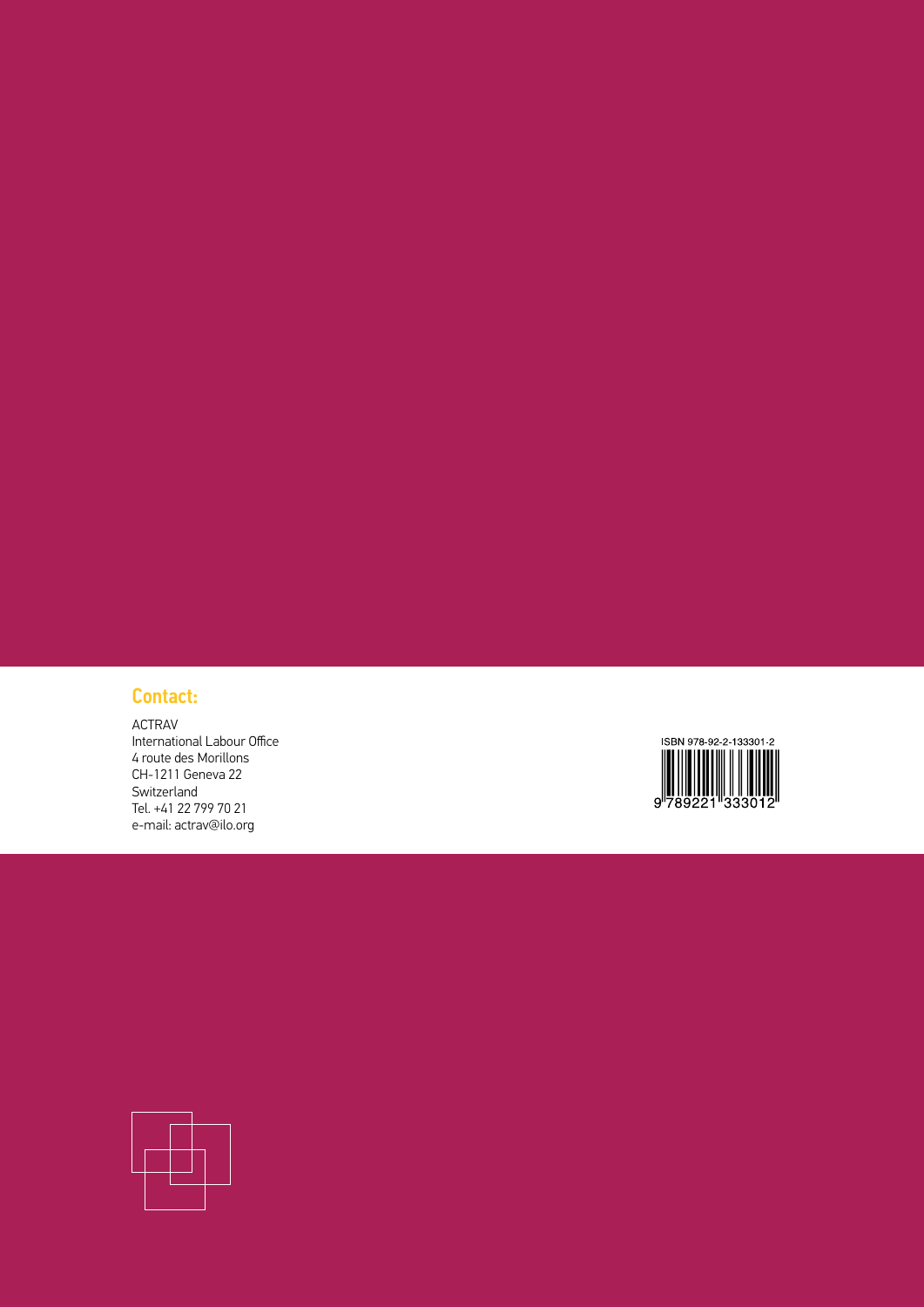**Contact:**

ACTRAV
International Labour Office
4 route des Morillons
CH-1211 Geneva 22
Switzerland
Tel. +41 22 799 70 21
e-mail: actrav@ilo.org

ISBN 978-92-2-133301-2

9 789221 333012